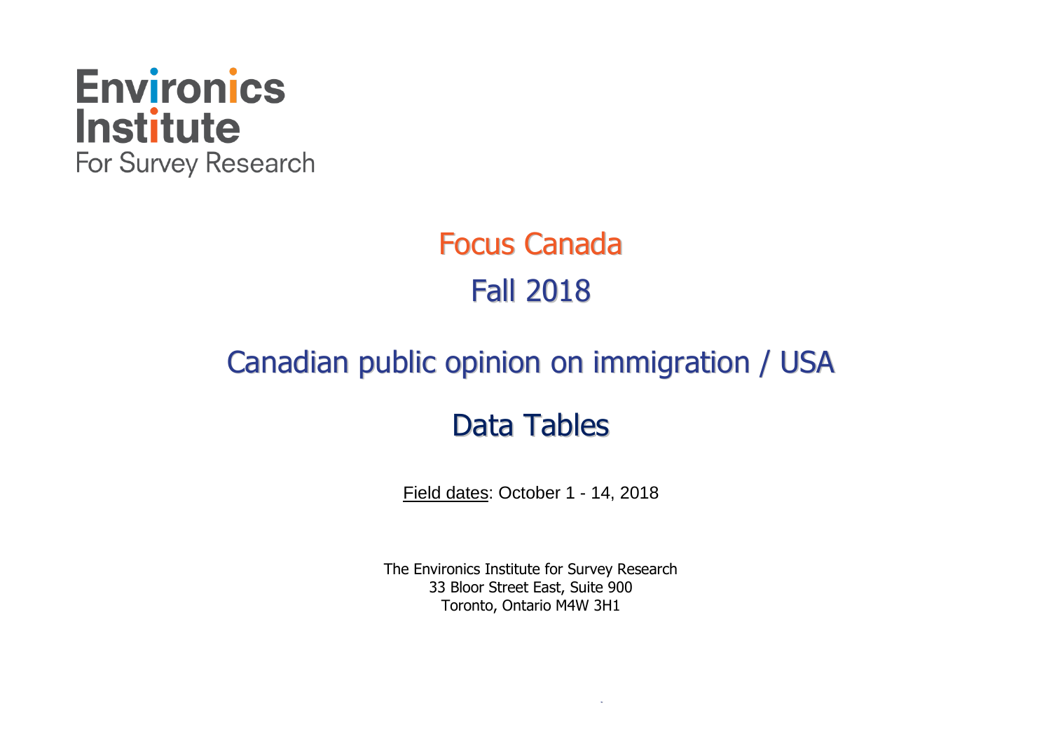Environics Institute
For Survey Research

# Focus Canada

# Fall 2018

## Canadian public opinion on immigration / USA

## Data Tables

Field dates: October 1 - 14, 2018

The Environics Institute for Survey Research
33 Bloor Street East, Suite 900
Toronto, Ontario M4W 3H1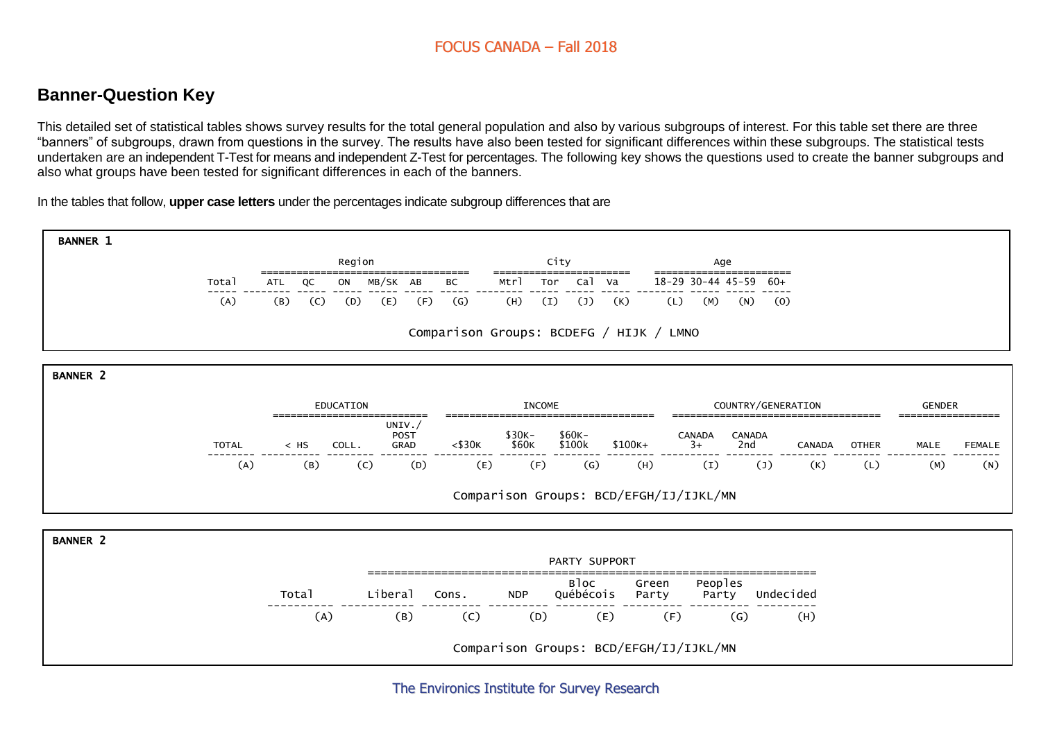## Banner-Question Key

This detailed set of statistical tables shows survey results for the total general population and also by various subgroups of interest. For this table set there are three "banners" of subgroups, drawn from questions in the survey. The results have also been tested for significant differences within these subgroups. The statistical tests undertaken are an independent T-Test for means and independent Z-Test for percentages. The following key shows the questions used to create the banner subgroups and also what groups have been tested for significant differences in each of the banners.

In the tables that follow, **upper case letters** under the percentages indicate subgroup differences that are

**BANNER 1**

| | Region | | | | | | City | | | | Age | | | |
|---|---|---|---|---|---|---|---|---|---|---|---|---|---|---|
| Total | ATL | QC | ON | MB/SK | AB | BC | Mtrl | Tor | Cal | Va | 18-29 | 30-44 | 45-59 | 60+ |
| (A) | (B) | (C) | (D) | (E) | (F) | (G) | (H) | (I) | (J) | (K) | (L) | (M) | (N) | (O) |

Comparison Groups: BCDEFG / HIJK / LMNO

**BANNER 2**

| | EDUCATION | | | INCOME | | | | COUNTRY/GENERATION | | | | GENDER | |
|---|---|---|---|---|---|---|---|---|---|---|---|---|---|
| TOTAL | < HS | COLL. | UNIV./ POST GRAD | <$30K | $30K- $60K | $60K- $100k | $100K+ | CANADA 3+ | CANADA 2nd | CANADA | OTHER | MALE | FEMALE |
| (A) | (B) | (C) | (D) | (E) | (F) | (G) | (H) | (I) | (J) | (K) | (L) | (M) | (N) |

Comparison Groups: BCD/EFGH/IJ/IJKL/MN

**BANNER 2**

| | PARTY SUPPORT | | | | | | |
|---|---|---|---|---|---|---|---|
| Total | Liberal | Cons. | NDP | Bloc Québécois | Green Party | Peoples Party | Undecided |
| (A) | (B) | (C) | (D) | (E) | (F) | (G) | (H) |

Comparison Groups: BCD/EFGH/IJ/IJKL/MN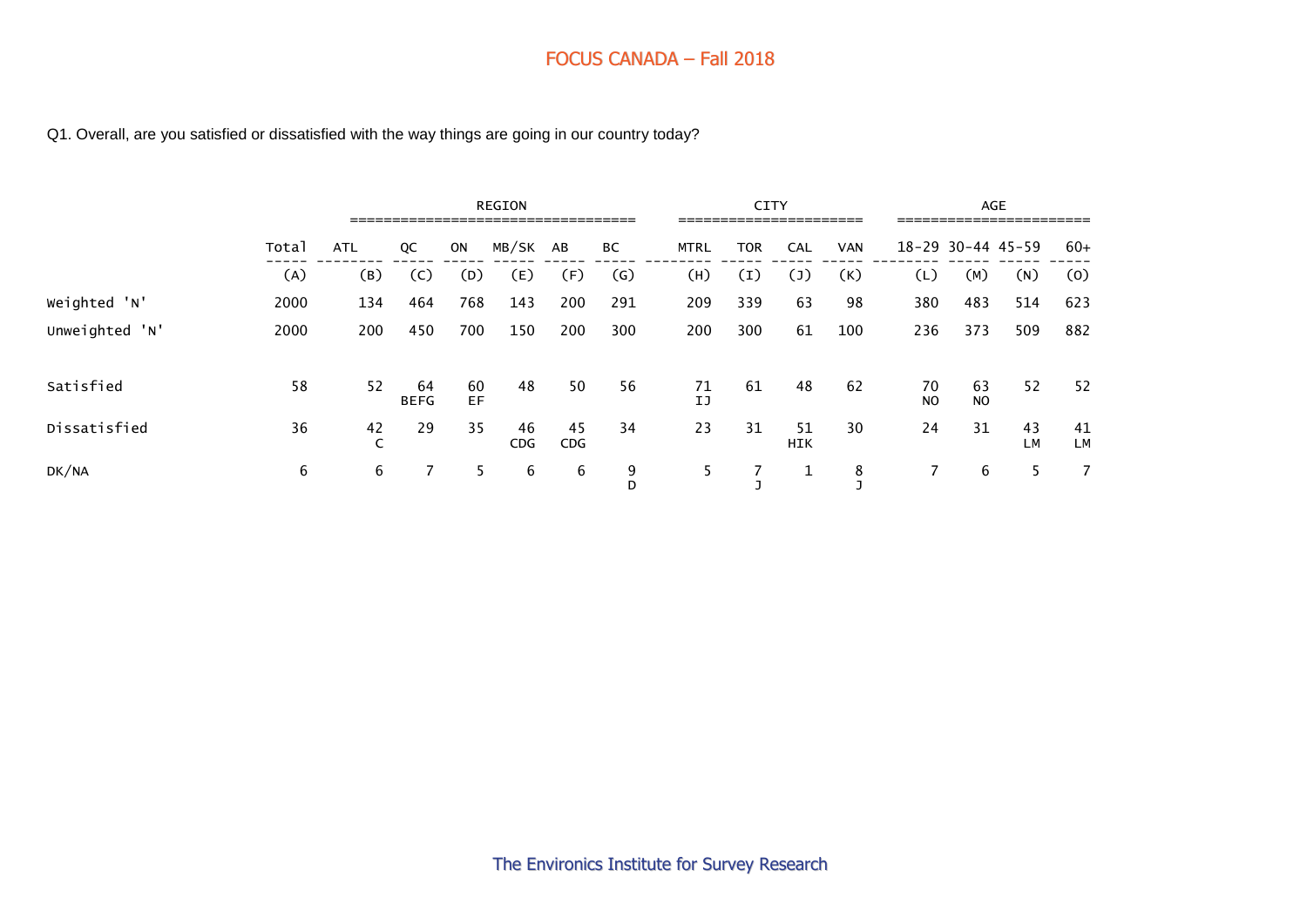FOCUS CANADA – Fall 2018

Q1. Overall, are you satisfied or dissatisfied with the way things are going in our country today?

| | | REGION | | | | | | CITY | | | | AGE | | | |
|---|---|---|---|---|---|---|---|---|---|---|---|---|---|---|---|
| | Total | ATL | QC | ON | MB/SK | AB | BC | MTRL | TOR | CAL | VAN | 18-29 | 30-44 | 45-59 | 60+ |
| | (A) | (B) | (C) | (D) | (E) | (F) | (G) | (H) | (I) | (J) | (K) | (L) | (M) | (N) | (O) |
| Weighted 'N' | 2000 | 134 | 464 | 768 | 143 | 200 | 291 | 209 | 339 | 63 | 98 | 380 | 483 | 514 | 623 |
| Unweighted 'N' | 2000 | 200 | 450 | 700 | 150 | 200 | 300 | 200 | 300 | 61 | 100 | 236 | 373 | 509 | 882 |
| Satisfied | 58 | 52 | 64 BEFG | 60 EF | 48 | 50 | 56 | 71 IJ | 61 | 48 | 62 | 70 NO | 63 NO | 52 | 52 |
| Dissatisfied | 36 | 42 C | 29 | 35 | 46 CDG | 45 CDG | 34 | 23 | 31 | 51 HIK | 30 | 24 | 31 | 43 LM | 41 LM |
| DK/NA | 6 | 6 | 7 | 5 | 6 | 6 | 9 D | 5 | 7 J | 1 | 8 J | 7 | 6 | 5 | 7 |

The Environics Institute for Survey Research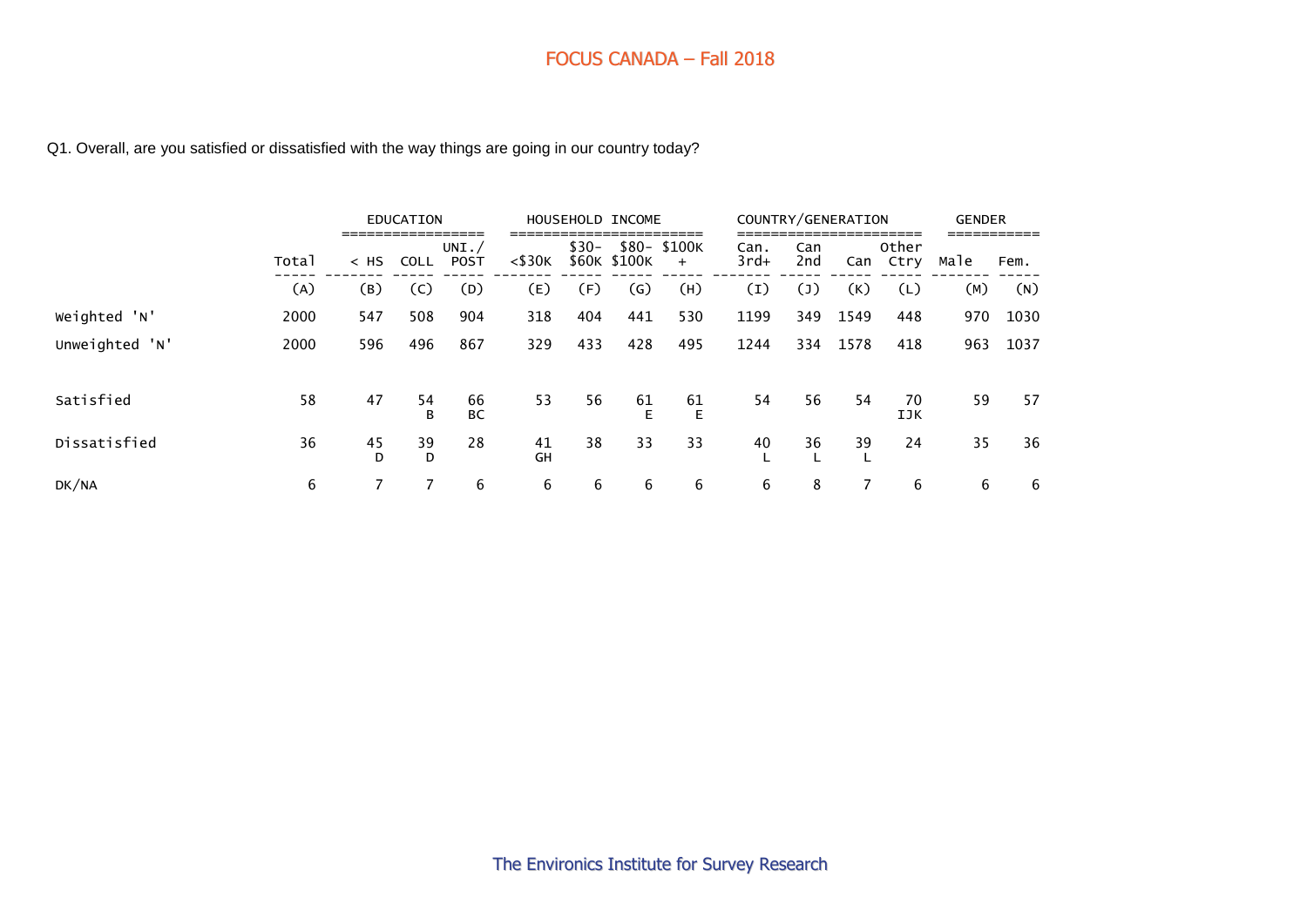FOCUS CANADA – Fall 2018

Q1. Overall, are you satisfied or dissatisfied with the way things are going in our country today?

| | | EDUCATION | | | HOUSEHOLD INCOME | | | | COUNTRY/GENERATION | | | | GENDER | |
|---|---|---|---|---|---|---|---|---|---|---|---|---|---|---|
| | Total | < HS | COLL | UNI./ POST | <$30K | $30- $60K | $80- $100K | $100K + | Can. 3rd+ | Can 2nd | Can | Other Ctry | Male | Fem. |
| | (A) | (B) | (C) | (D) | (E) | (F) | (G) | (H) | (I) | (J) | (K) | (L) | (M) | (N) |
| Weighted 'N' | 2000 | 547 | 508 | 904 | 318 | 404 | 441 | 530 | 1199 | 349 | 1549 | 448 | 970 | 1030 |
| Unweighted 'N' | 2000 | 596 | 496 | 867 | 329 | 433 | 428 | 495 | 1244 | 334 | 1578 | 418 | 963 | 1037 |
| Satisfied | 58 | 47 | 54<br>B | 66<br>BC | 53 | 56 | 61<br>E | 61<br>E | 54 | 56 | 54 | 70<br>IJK | 59 | 57 |
| Dissatisfied | 36 | 45<br>D | 39<br>D | 28 | 41<br>GH | 38 | 33 | 33 | 40<br>L | 36<br>L | 39<br>L | 24 | 35 | 36 |
| DK/NA | 6 | 7 | 7 | 6 | 6 | 6 | 6 | 6 | 6 | 8 | 7 | 6 | 6 | 6 |

The Environics Institute for Survey Research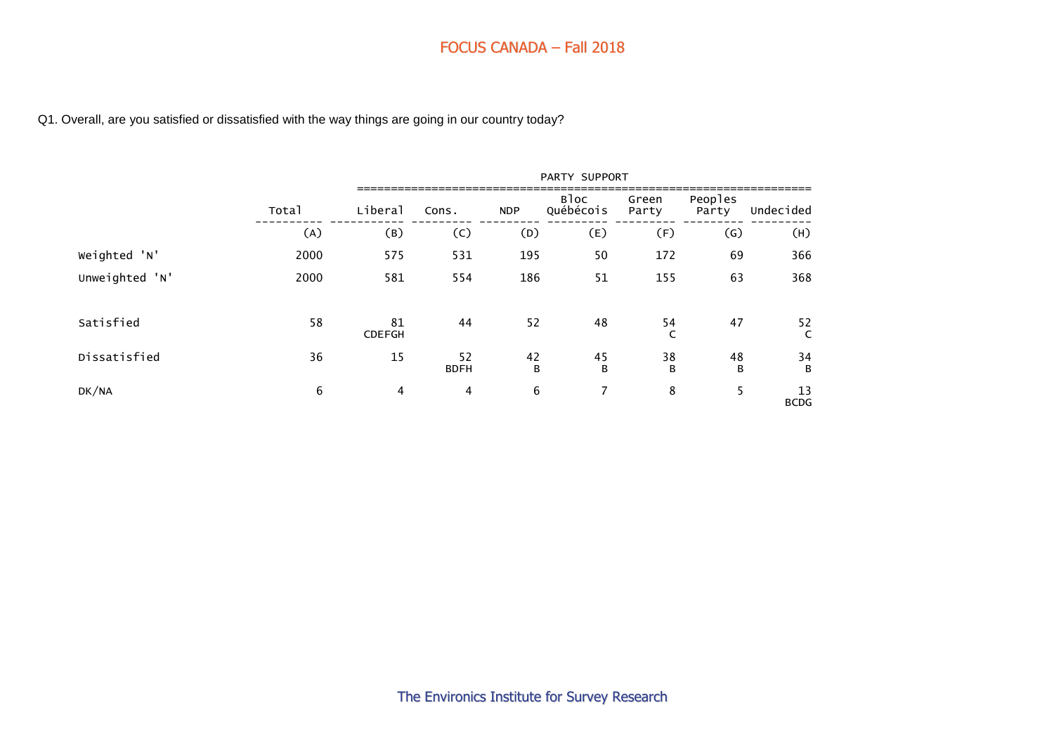# FOCUS CANADA – Fall 2018

Q1. Overall, are you satisfied or dissatisfied with the way things are going in our country today?

| | Total | PARTY SUPPORT | | | | | | |
|---|---|---|---|---|---|---|---|---|
| | | Liberal | Cons. | NDP | Bloc Québécois | Green Party | Peoples Party | Undecided |
| | (A) | (B) | (C) | (D) | (E) | (F) | (G) | (H) |
| Weighted 'N' | 2000 | 575 | 531 | 195 | 50 | 172 | 69 | 366 |
| Unweighted 'N' | 2000 | 581 | 554 | 186 | 51 | 155 | 63 | 368 |
| Satisfied | 58 | 81 CDEFGH | 44 | 52 | 48 | 54 C | 47 | 52 C |
| Dissatisfied | 36 | 15 | 52 BDFH | 42 B | 45 B | 38 B | 48 B | 34 B |
| DK/NA | 6 | 4 | 4 | 6 | 7 | 8 | 5 | 13 BCDG |

The Environics Institute for Survey Research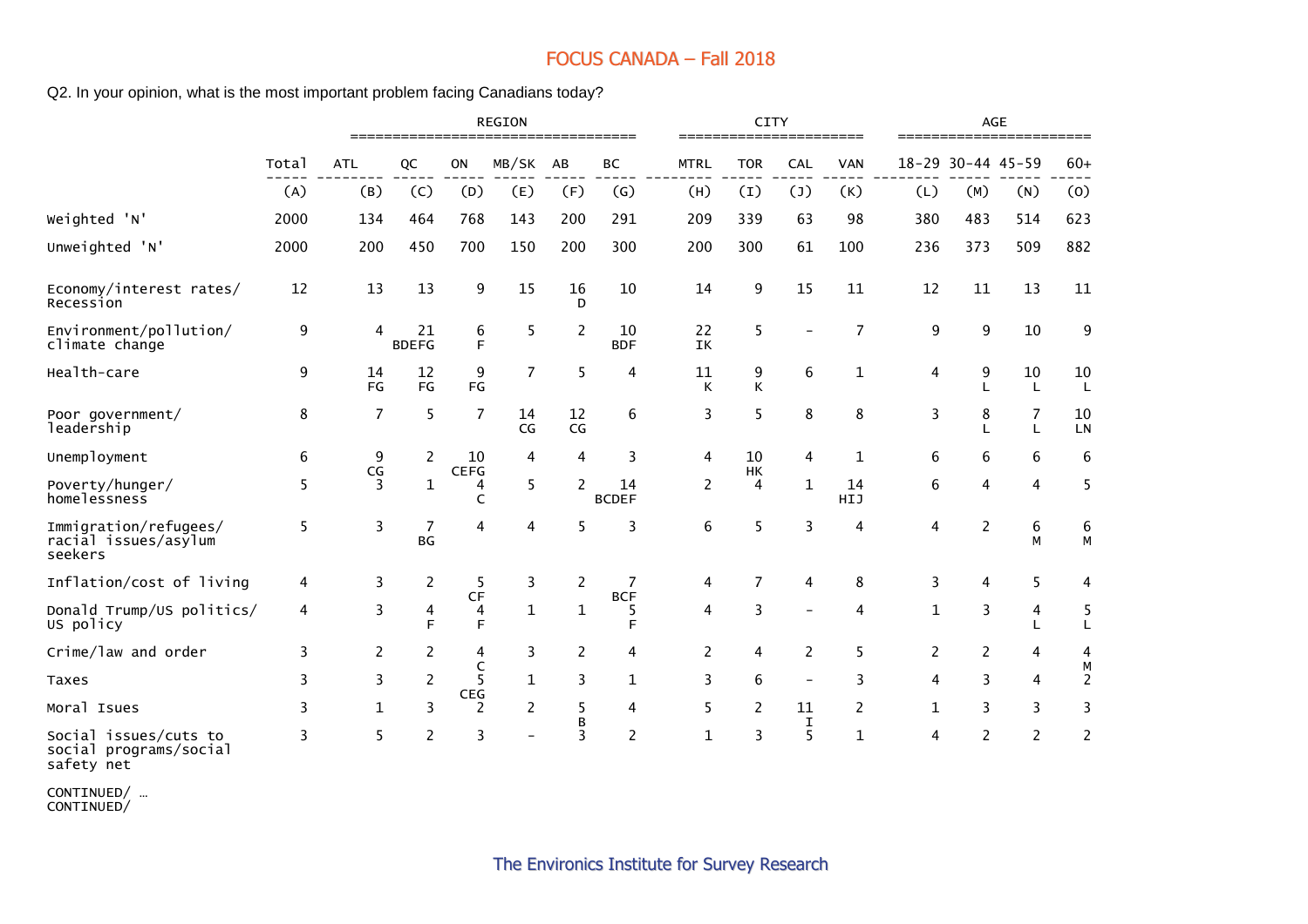Q2. In your opinion, what is the most important problem facing Canadians today?

| | | REGION | | | | | | CITY | | | | AGE | | | |
|---|---|---|---|---|---|---|---|---|---|---|---|---|---|---|---|
| | Total | ATL | QC | ON | MB/SK | AB | BC | MTRL | TOR | CAL | VAN | 18-29 | 30-44 | 45-59 | 60+ |
| | (A) | (B) | (C) | (D) | (E) | (F) | (G) | (H) | (I) | (J) | (K) | (L) | (M) | (N) | (O) |
| Weighted 'N' | 2000 | 134 | 464 | 768 | 143 | 200 | 291 | 209 | 339 | 63 | 98 | 380 | 483 | 514 | 623 |
| Unweighted 'N' | 2000 | 200 | 450 | 700 | 150 | 200 | 300 | 200 | 300 | 61 | 100 | 236 | 373 | 509 | 882 |
| Economy/interest rates/ Recession | 12 | 13 | 13 | 9 | 15 | 16 D | 10 | 14 | 9 | 15 | 11 | 12 | 11 | 13 | 11 |
| Environment/pollution/ climate change | 9 | 4 | 21 BDEFG | 6 F | 5 | 2 | 10 BDF | 22 IK | 5 | - | 7 | 9 | 9 | 10 | 9 |
| Health-care | 9 | 14 FG | 12 FG | 9 FG | 7 | 5 | 4 | 11 K | 9 K | 6 | 1 | 4 | 9 L | 10 L | 10 L |
| Poor government/ leadership | 8 | 7 | 5 | 7 | 14 CG | 12 CG | 6 | 3 | 5 | 8 | 8 | 3 | 8 L | 7 L | 10 LN |
| Unemployment | 6 | 9 CG | 2 | 10 CEFG | 4 | 4 | 3 | 4 | 10 HK | 4 | 1 | 6 | 6 | 6 | 6 |
| Poverty/hunger/ homelessness | 5 | 3 | 1 | 4 C | 5 | 2 | 14 BCDEF | 2 | 4 | 1 | 14 HIJ | 6 | 4 | 4 | 5 |
| Immigration/refugees/ racial issues/asylum seekers | 5 | 3 | 7 BG | 4 | 4 | 5 | 3 | 6 | 5 | 3 | 4 | 4 | 2 | 6 M | 6 M |
| Inflation/cost of living | 4 | 3 | 2 | 5 CF | 3 | 2 | 7 BCF | 4 | 7 | 4 | 8 | 3 | 4 | 5 | 4 |
| Donald Trump/US politics/ US policy | 4 | 3 | 4 F | 4 F | 1 | 1 | 5 F | 4 | 3 | - | 4 | 1 | 3 | 4 L | 5 L |
| Crime/law and order | 3 | 2 | 2 | 4 C | 3 | 2 | 4 | 2 | 4 | 2 | 5 | 2 | 2 | 4 | 4 M |
| Taxes | 3 | 3 | 2 | 5 CEG | 1 | 3 | 1 | 3 | 6 | - | 3 | 4 | 3 | 4 | 2 |
| Moral Isues | 3 | 1 | 3 | 2 | 2 | 5 B | 4 | 5 | 2 | 11 I | 2 | 1 | 3 | 3 | 3 |
| Social issues/cuts to social programs/social safety net | 3 | 5 | 2 | 3 | - | 3 | 2 | 1 | 3 | 5 | 1 | 4 | 2 | 2 | 2 |

CONTINUED/ …
CONTINUED/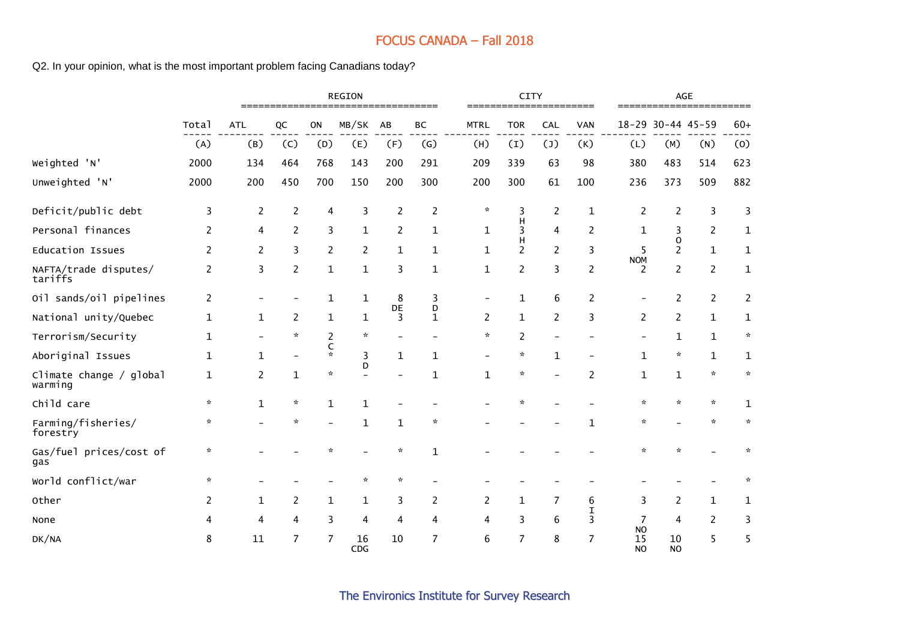Q2. In your opinion, what is the most important problem facing Canadians today?

| | Total | REGION | | | | | | CITY | | | | AGE | | | |
|---|---|---|---|---|---|---|---|---|---|---|---|---|---|---|---|
| | Total | ATL | QC | ON | MB/SK | AB | BC | MTRL | TOR | CAL | VAN | 18-29 | 30-44 | 45-59 | 60+ |
| | (A) | (B) | (C) | (D) | (E) | (F) | (G) | (H) | (I) | (J) | (K) | (L) | (M) | (N) | (O) |
| Weighted 'N' | 2000 | 134 | 464 | 768 | 143 | 200 | 291 | 209 | 339 | 63 | 98 | 380 | 483 | 514 | 623 |
| Unweighted 'N' | 2000 | 200 | 450 | 700 | 150 | 200 | 300 | 200 | 300 | 61 | 100 | 236 | 373 | 509 | 882 |
| Deficit/public debt | 3 | 2 | 2 | 4 | 3 | 2 | 2 | * | 3 H | 2 | 1 | 2 | 2 | 3 | 3 |
| Personal finances | 2 | 4 | 2 | 3 | 1 | 2 | 1 | 1 | 3 H | 4 | 2 | 1 | 3 O | 2 | 1 |
| Education Issues | 2 | 2 | 3 | 2 | 2 | 1 | 1 | 1 | 2 | 2 | 3 | 5 NOM | 2 | 1 | 1 |
| NAFTA/trade disputes/ tariffs | 2 | 3 | 2 | 1 | 1 | 3 | 1 | 1 | 2 | 3 | 2 | 2 | 2 | 2 | 1 |
| Oil sands/oil pipelines | 2 | - | - | 1 | 1 | 8 DE | 3 D | - | 1 | 6 | 2 | - | 2 | 2 | 2 |
| National unity/Quebec | 1 | 1 | 2 | 1 | 1 | 3 | 1 | 2 | 1 | 2 | 3 | 2 | 2 | 1 | 1 |
| Terrorism/Security | 1 | - | * | 2 C | * | - | - | * | 2 | - | - | - | 1 | 1 | * |
| Aboriginal Issues | 1 | 1 | - | * | 3 D | 1 | 1 | - | * | 1 | - | 1 | * | 1 | 1 |
| Climate change / global warming | 1 | 2 | 1 | * | - | - | 1 | 1 | * | - | 2 | 1 | 1 | * | * |
| Child care | * | 1 | * | 1 | 1 | - | - | - | * | - | - | * | * | * | 1 |
| Farming/fisheries/ forestry | * | - | * | - | 1 | 1 | * | - | - | - | 1 | * | - | * | * |
| Gas/fuel prices/cost of gas | * | - | - | * | - | * | 1 | - | - | - | - | * | * | - | * |
| World conflict/war | * | - | - | - | * | * | - | - | - | - | - | - | - | - | * |
| Other | 2 | 1 | 2 | 1 | 1 | 3 | 2 | 2 | 1 | 7 | 6 I | 3 | 2 | 1 | 1 |
| None | 4 | 4 | 4 | 3 | 4 | 4 | 4 | 4 | 3 | 6 | 3 | 7 NO | 4 | 2 | 3 |
| DK/NA | 8 | 11 | 7 | 7 | 16 CDG | 10 | 7 | 6 | 7 | 8 | 7 | 15 NO | 10 NO | 5 | 5 |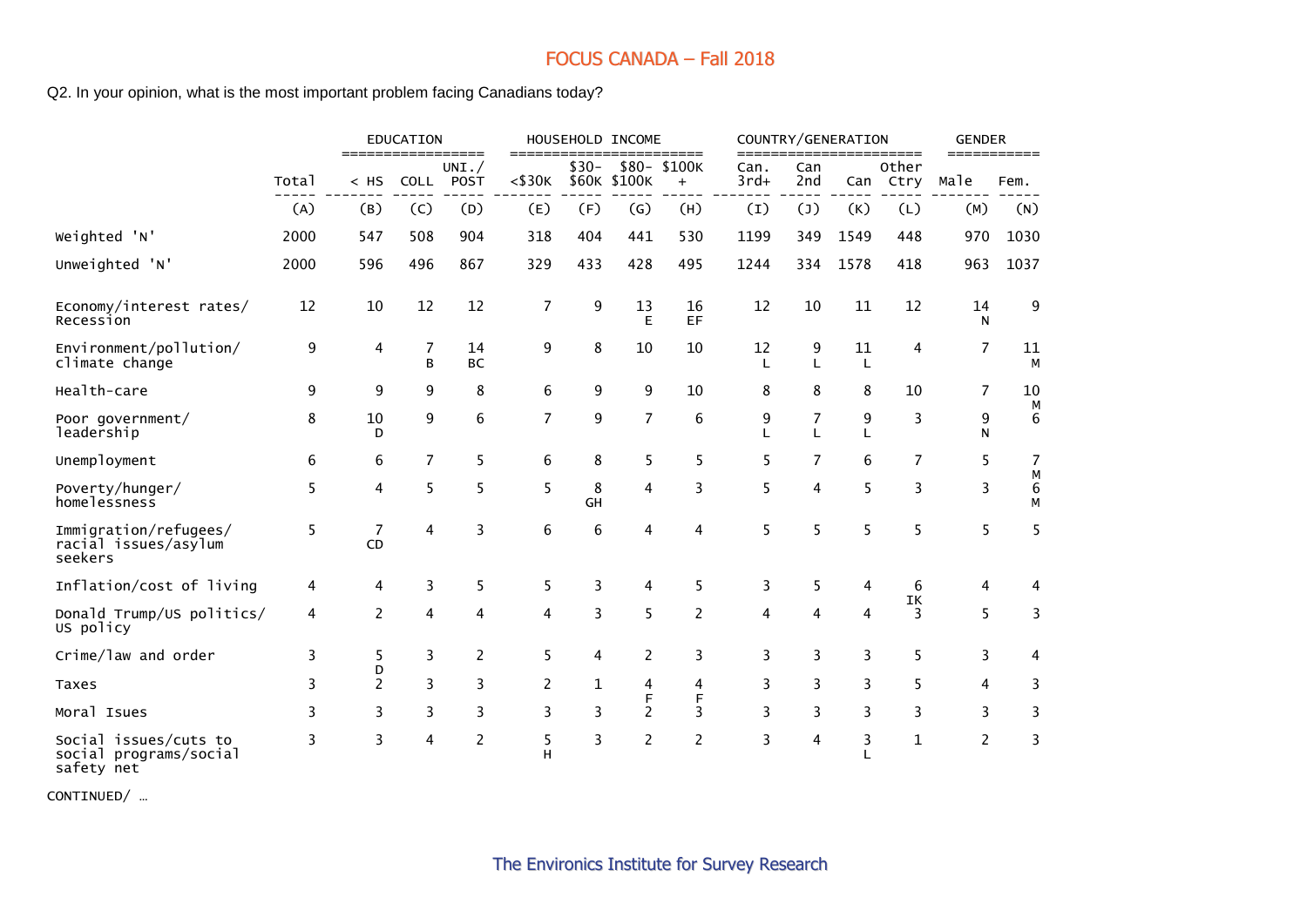Q2. In your opinion, what is the most important problem facing Canadians today?

| | | EDUCATION | | | HOUSEHOLD INCOME | | | | COUNTRY/GENERATION | | | | GENDER | |
|---|---|---|---|---|---|---|---|---|---|---|---|---|---|---|
| | Total | < HS | COLL | UNI./ POST | <$30K | $30- $60K | $80- $100K | $100K + | Can. 3rd+ | Can 2nd | Can | Other Ctry | Male | Fem. |
| | (A) | (B) | (C) | (D) | (E) | (F) | (G) | (H) | (I) | (J) | (K) | (L) | (M) | (N) |
| Weighted 'N' | 2000 | 547 | 508 | 904 | 318 | 404 | 441 | 530 | 1199 | 349 | 1549 | 448 | 970 | 1030 |
| Unweighted 'N' | 2000 | 596 | 496 | 867 | 329 | 433 | 428 | 495 | 1244 | 334 | 1578 | 418 | 963 | 1037 |
| Economy/interest rates/ Recession | 12 | 10 | 12 | 12 | 7 | 9 | 13 E | 16 EF | 12 | 10 | 11 | 12 | 14 N | 9 |
| Environment/pollution/ climate change | 9 | 4 | 7 B | 14 BC | 9 | 8 | 10 | 10 | 12 L | 9 L | 11 L | 4 | 7 | 11 M |
| Health-care | 9 | 9 | 9 | 8 | 6 | 9 | 9 | 10 | 8 | 8 | 8 | 10 | 7 | 10 M |
| Poor government/ leadership | 8 | 10 D | 9 | 6 | 7 | 9 | 7 | 6 | 9 L | 7 L | 9 L | 3 | 9 N | 6 |
| Unemployment | 6 | 6 | 7 | 5 | 6 | 8 | 5 | 5 | 5 | 7 | 6 | 7 | 5 | 7 M |
| Poverty/hunger/ homelessness | 5 | 4 | 5 | 5 | 5 | 8 GH | 4 | 3 | 5 | 4 | 5 | 3 | 3 | 6 M |
| Immigration/refugees/ racial issues/asylum seekers | 5 | 7 CD | 4 | 3 | 6 | 6 | 4 | 4 | 5 | 5 | 5 | 5 | 5 | 5 |
| Inflation/cost of living | 4 | 4 | 3 | 5 | 5 | 3 | 4 | 5 | 3 | 5 | 4 | 6 IK | 4 | 4 |
| Donald Trump/US politics/ US policy | 4 | 2 | 4 | 4 | 4 | 3 | 5 | 2 | 4 | 4 | 4 | 3 | 5 | 3 |
| Crime/law and order | 3 | 5 D | 3 | 2 | 5 | 4 | 2 | 3 | 3 | 3 | 3 | 5 | 3 | 4 |
| Taxes | 3 | 2 | 3 | 3 | 2 | 1 | 4 F | 4 F | 3 | 3 | 3 | 5 | 4 | 3 |
| Moral Isues | 3 | 3 | 3 | 3 | 3 | 3 | 2 | 3 | 3 | 3 | 3 | 3 | 3 | 3 |
| Social issues/cuts to social programs/social safety net | 3 | 3 | 4 | 2 | 5 H | 3 | 2 | 2 | 3 | 4 | 3 L | 1 | 2 | 3 |

CONTINUED/ …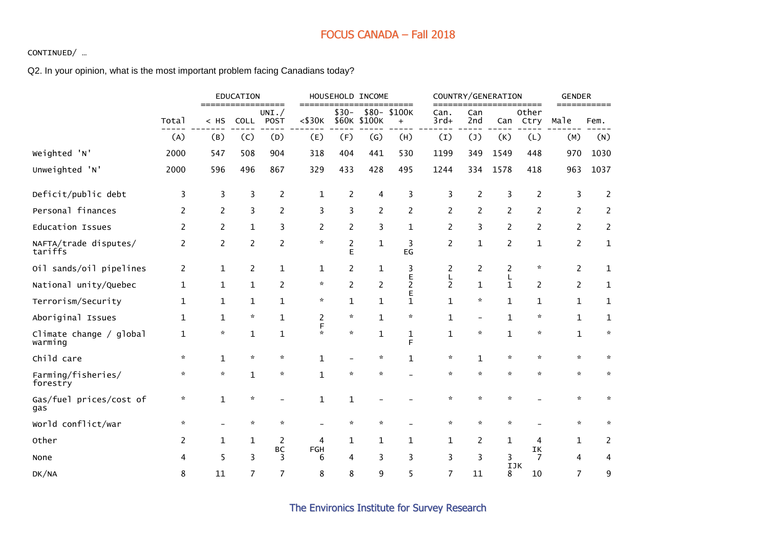## FOCUS CANADA – Fall 2018

CONTINUED/ …

Q2. In your opinion, what is the most important problem facing Canadians today?

| | Total | EDUCATION | | | HOUSEHOLD INCOME | | | | COUNTRY/GENERATION | | | | GENDER | |
|---|---|---|---|---|---|---|---|---|---|---|---|---|---|---|
| | | < HS | COLL | UNI./ POST | <$30K | $30- $60K | $80- $100K | $100K + | Can. 3rd+ | Can 2nd | Can | Other Ctry | Male | Fem. |
| | (A) | (B) | (C) | (D) | (E) | (F) | (G) | (H) | (I) | (J) | (K) | (L) | (M) | (N) |
| Weighted 'N' | 2000 | 547 | 508 | 904 | 318 | 404 | 441 | 530 | 1199 | 349 | 1549 | 448 | 970 | 1030 |
| Unweighted 'N' | 2000 | 596 | 496 | 867 | 329 | 433 | 428 | 495 | 1244 | 334 | 1578 | 418 | 963 | 1037 |
| Deficit/public debt | 3 | 3 | 3 | 2 | 1 | 2 | 4 | 3 | 3 | 2 | 3 | 2 | 3 | 2 |
| Personal finances | 2 | 2 | 3 | 2 | 3 | 3 | 2 | 2 | 2 | 2 | 2 | 2 | 2 | 2 |
| Education Issues | 2 | 2 | 1 | 3 | 2 | 2 | 3 | 1 | 2 | 3 | 2 | 2 | 2 | 2 |
| NAFTA/trade disputes/ tariffs | 2 | 2 | 2 | 2 | * | 2 E | 1 | 3 EG | 2 | 1 | 2 | 1 | 2 | 1 |
| Oil sands/oil pipelines | 2 | 1 | 2 | 1 | 1 | 2 | 1 | 3 E | 2 L | 2 | 2 L | * | 2 | 1 |
| National unity/Quebec | 1 | 1 | 1 | 2 | * | 2 | 2 | 2 E | 2 | 1 | 1 | 2 | 2 | 1 |
| Terrorism/Security | 1 | 1 | 1 | 1 | * | 1 | 1 | 1 | 1 | * | 1 | 1 | 1 | 1 |
| Aboriginal Issues | 1 | 1 | * | 1 | 2 F | * | 1 | * | 1 | - | 1 | * | 1 | 1 |
| Climate change / global warming | 1 | * | 1 | 1 | * | * | 1 | 1 F | 1 | * | 1 | * | 1 | * |
| Child care | * | 1 | * | * | 1 | - | * | 1 | * | 1 | * | * | * | * |
| Farming/fisheries/ forestry | * | * | 1 | * | 1 | * | * | - | * | * | * | * | * | * |
| Gas/fuel prices/cost of gas | * | 1 | * | - | 1 | 1 | - | - | * | * | * | - | * | * |
| World conflict/war | * | - | * | * | - | * | * | - | * | * | * | - | * | * |
| Other | 2 | 1 | 1 | 2 BC | 4 FGH | 1 | 1 | 1 | 1 | 2 | 1 | 4 IK | 1 | 2 |
| None | 4 | 5 | 3 | 3 | 6 | 4 | 3 | 3 | 3 | 3 | 3 IJK | 7 | 4 | 4 |
| DK/NA | 8 | 11 | 7 | 7 | 8 | 8 | 9 | 5 | 7 | 11 | 8 | 10 | 7 | 9 |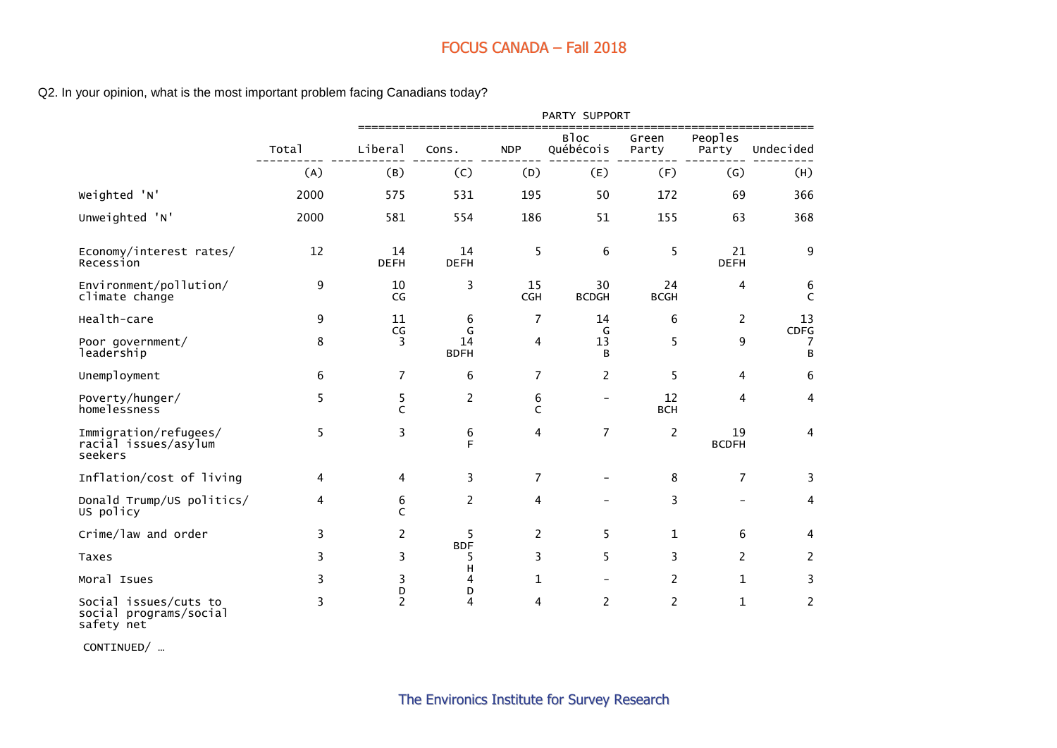# FOCUS CANADA – Fall 2018

Q2. In your opinion, what is the most important problem facing Canadians today?

| | | PARTY SUPPORT | | | | | | |
|---|---|---|---|---|---|---|---|---|
| | Total | Liberal | Cons. | NDP | Bloc Québécois | Green Party | Peoples Party | Undecided |
| | (A) | (B) | (C) | (D) | (E) | (F) | (G) | (H) |
| Weighted 'N' | 2000 | 575 | 531 | 195 | 50 | 172 | 69 | 366 |
| Unweighted 'N' | 2000 | 581 | 554 | 186 | 51 | 155 | 63 | 368 |
| Economy/interest rates/ Recession | 12 | 14 DEFH | 14 DEFH | 5 | 6 | 5 | 21 DEFH | 9 |
| Environment/pollution/ climate change | 9 | 10 CG | 3 | 15 CGH | 30 BCDGH | 24 BCGH | 4 | 6 C |
| Health-care | 9 | 11 CG | 6 G | 7 | 14 G | 6 | 2 | 13 CDFG |
| Poor government/ leadership | 8 | 3 | 14 BDFH | 4 | 13 B | 5 | 9 | 7 B |
| Unemployment | 6 | 7 | 6 | 7 | 2 | 5 | 4 | 6 |
| Poverty/hunger/ homelessness | 5 | 5 C | 2 | 6 C | - | 12 BCH | 4 | 4 |
| Immigration/refugees/ racial issues/asylum seekers | 5 | 3 | 6 F | 4 | 7 | 2 | 19 BCDFH | 4 |
| Inflation/cost of living | 4 | 4 | 3 | 7 | - | 8 | 7 | 3 |
| Donald Trump/US politics/ US policy | 4 | 6 C | 2 | 4 | - | 3 | - | 4 |
| Crime/law and order | 3 | 2 | 5 BDF | 2 | 5 | 1 | 6 | 4 |
| Taxes | 3 | 3 | 5 H | 3 | 5 | 3 | 2 | 2 |
| Moral Isues | 3 | 3 D | 4 D | 1 | - | 2 | 1 | 3 |
| Social issues/cuts to social programs/social safety net | 3 | 2 | 4 | 4 | 2 | 2 | 1 | 2 |

CONTINUED/ …

The Environics Institute for Survey Research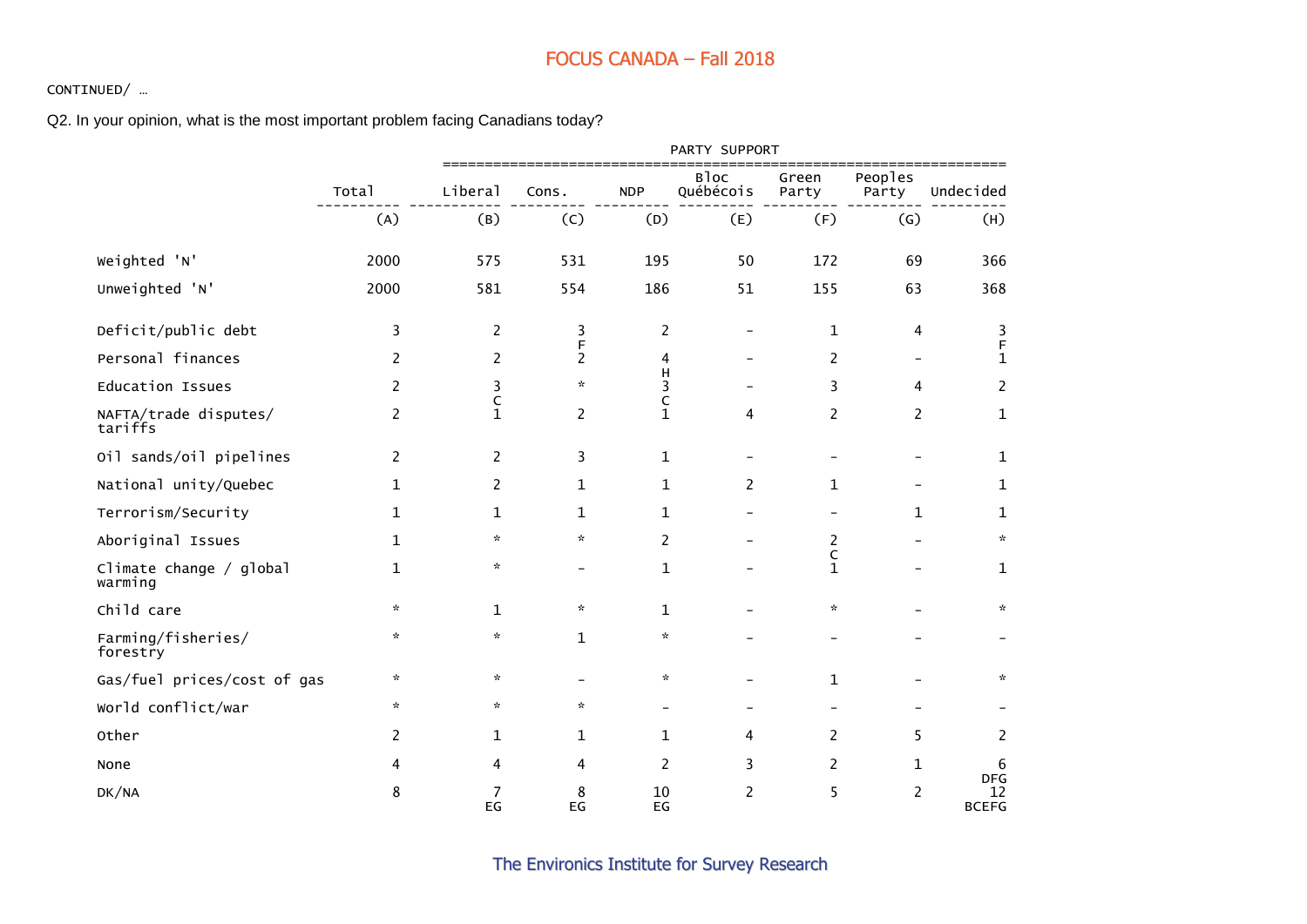CONTINUED/ …

Q2. In your opinion, what is the most important problem facing Canadians today?

| | Total | PARTY SUPPORT | | | | | | |
|---|---|---|---|---|---|---|---|---|
| | | Liberal | Cons. | NDP | Bloc Québécois | Green Party | Peoples Party | Undecided |
| | (A) | (B) | (C) | (D) | (E) | (F) | (G) | (H) |
| Weighted 'N' | 2000 | 575 | 531 | 195 | 50 | 172 | 69 | 366 |
| Unweighted 'N' | 2000 | 581 | 554 | 186 | 51 | 155 | 63 | 368 |
| Deficit/public debt | 3 | 2 | 3 F | 2 | - | 1 | 4 | 3 F |
| Personal finances | 2 | 2 | 2 | 4 H | - | 2 | - | 1 |
| Education Issues | 2 | 3 C | * | 3 C | - | 3 | 4 | 2 |
| NAFTA/trade disputes/ tariffs | 2 | 1 | 2 | 1 | 4 | 2 | 2 | 1 |
| Oil sands/oil pipelines | 2 | 2 | 3 | 1 | - | - | - | 1 |
| National unity/Quebec | 1 | 2 | 1 | 1 | 2 | 1 | - | 1 |
| Terrorism/Security | 1 | 1 | 1 | 1 | - | - | 1 | 1 |
| Aboriginal Issues | 1 | * | * | 2 | - | 2 C | - | * |
| Climate change / global warming | 1 | * | - | 1 | - | 1 | - | 1 |
| Child care | * | 1 | * | 1 | - | * | - | * |
| Farming/fisheries/ forestry | * | * | 1 | * | - | - | - | - |
| Gas/fuel prices/cost of gas | * | * | - | * | - | 1 | - | * |
| World conflict/war | * | * | * | - | - | - | - | - |
| Other | 2 | 1 | 1 | 1 | 4 | 2 | 5 | 2 |
| None | 4 | 4 | 4 | 2 | 3 | 2 | 1 | 6 DFG |
| DK/NA | 8 | 7 EG | 8 EG | 10 EG | 2 | 5 | 2 | 12 BCEFG |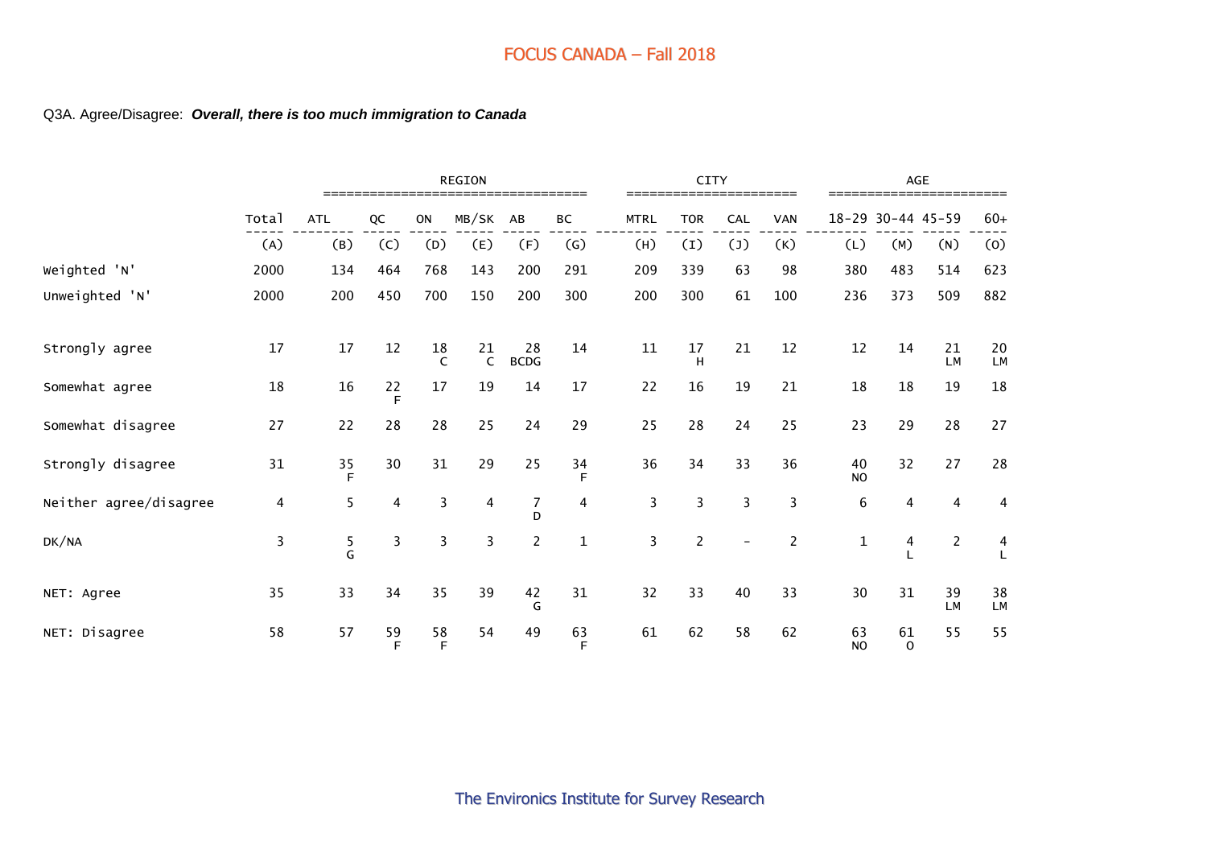Q3A. Agree/Disagree: ***Overall, there is too much immigration to Canada***

| | | REGION | | | | | | CITY | | | | AGE | | | |
|---|---|---|---|---|---|---|---|---|---|---|---|---|---|---|---|
| | Total | ATL | QC | ON | MB/SK | AB | BC | MTRL | TOR | CAL | VAN | 18-29 | 30-44 | 45-59 | 60+ |
| | (A) | (B) | (C) | (D) | (E) | (F) | (G) | (H) | (I) | (J) | (K) | (L) | (M) | (N) | (O) |
| Weighted 'N' | 2000 | 134 | 464 | 768 | 143 | 200 | 291 | 209 | 339 | 63 | 98 | 380 | 483 | 514 | 623 |
| Unweighted 'N' | 2000 | 200 | 450 | 700 | 150 | 200 | 300 | 200 | 300 | 61 | 100 | 236 | 373 | 509 | 882 |
| Strongly agree | 17 | 17 | 12 | 18 C | 21 C | 28 BCDG | 14 | 11 | 17 H | 21 | 12 | 12 | 14 | 21 LM | 20 LM |
| Somewhat agree | 18 | 16 | 22 F | 17 | 19 | 14 | 17 | 22 | 16 | 19 | 21 | 18 | 18 | 19 | 18 |
| Somewhat disagree | 27 | 22 | 28 | 28 | 25 | 24 | 29 | 25 | 28 | 24 | 25 | 23 | 29 | 28 | 27 |
| Strongly disagree | 31 | 35 F | 30 | 31 | 29 | 25 | 34 F | 36 | 34 | 33 | 36 | 40 NO | 32 | 27 | 28 |
| Neither agree/disagree | 4 | 5 | 4 | 3 | 4 | 7 D | 4 | 3 | 3 | 3 | 3 | 6 | 4 | 4 | 4 |
| DK/NA | 3 | 5 G | 3 | 3 | 3 | 2 | 1 | 3 | 2 | - | 2 | 1 | 4 L | 2 | 4 L |
| NET: Agree | 35 | 33 | 34 | 35 | 39 | 42 G | 31 | 32 | 33 | 40 | 33 | 30 | 31 | 39 LM | 38 LM |
| NET: Disagree | 58 | 57 | 59 F | 58 F | 54 | 49 | 63 F | 61 | 62 | 58 | 62 | 63 NO | 61 O | 55 | 55 |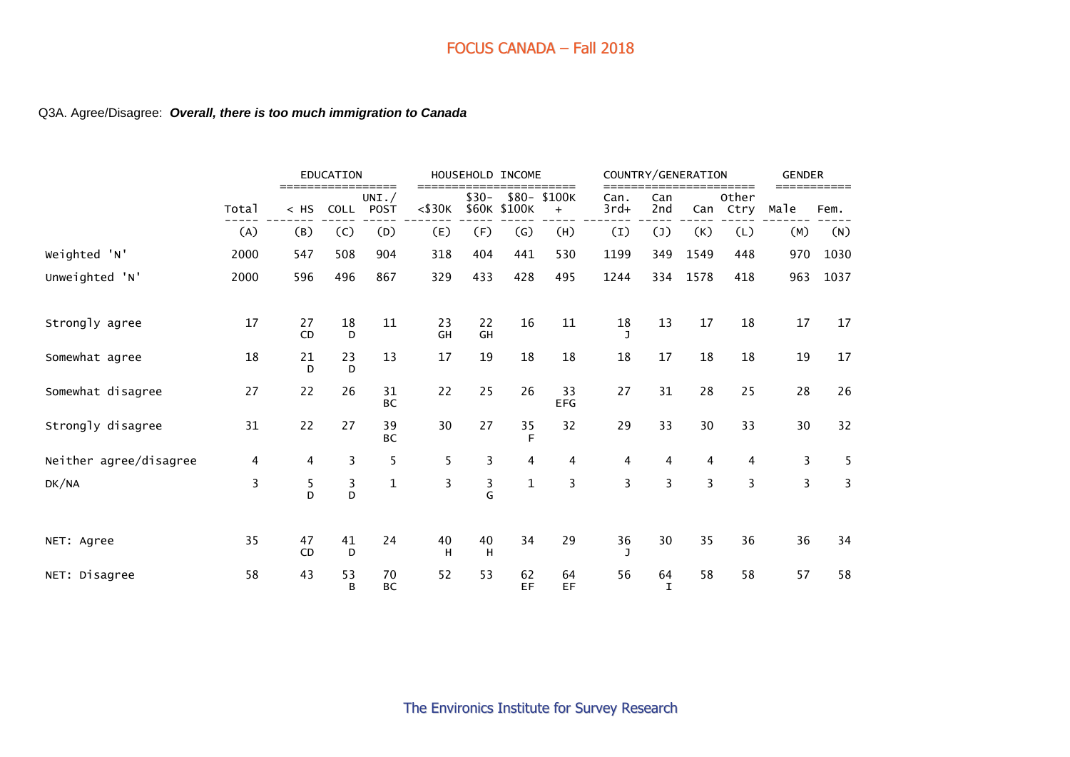## FOCUS CANADA – Fall 2018

Q3A. Agree/Disagree: ***Overall, there is too much immigration to Canada***

| | Total | EDUCATION | | | HOUSEHOLD INCOME | | | | COUNTRY/GENERATION | | | | GENDER | |
|---|---|---|---|---|---|---|---|---|---|---|---|---|---|---|
| | | < HS | COLL | UNI./ POST | <$30K | $30- $60K | $80- $100K | $100K + | Can. 3rd+ | Can 2nd | Can | Other Ctry | Male | Fem. |
| | (A) | (B) | (C) | (D) | (E) | (F) | (G) | (H) | (I) | (J) | (K) | (L) | (M) | (N) |
| Weighted 'N' | 2000 | 547 | 508 | 904 | 318 | 404 | 441 | 530 | 1199 | 349 | 1549 | 448 | 970 | 1030 |
| Unweighted 'N' | 2000 | 596 | 496 | 867 | 329 | 433 | 428 | 495 | 1244 | 334 | 1578 | 418 | 963 | 1037 |
| Strongly agree | 17 | 27 CD | 18 D | 11 | 23 GH | 22 GH | 16 | 11 | 18 J | 13 | 17 | 18 | 17 | 17 |
| Somewhat agree | 18 | 21 D | 23 D | 13 | 17 | 19 | 18 | 18 | 18 | 17 | 18 | 18 | 19 | 17 |
| Somewhat disagree | 27 | 22 | 26 | 31 BC | 22 | 25 | 26 | 33 EFG | 27 | 31 | 28 | 25 | 28 | 26 |
| Strongly disagree | 31 | 22 | 27 | 39 BC | 30 | 27 | 35 F | 32 | 29 | 33 | 30 | 33 | 30 | 32 |
| Neither agree/disagree | 4 | 4 | 3 | 5 | 5 | 3 | 4 | 4 | 4 | 4 | 4 | 4 | 3 | 5 |
| DK/NA | 3 | 5 D | 3 D | 1 | 3 | 3 G | 1 | 3 | 3 | 3 | 3 | 3 | 3 | 3 |
| NET: Agree | 35 | 47 CD | 41 D | 24 | 40 H | 40 H | 34 | 29 | 36 J | 30 | 35 | 36 | 36 | 34 |
| NET: Disagree | 58 | 43 | 53 B | 70 BC | 52 | 53 | 62 EF | 64 EF | 56 | 64 I | 58 | 58 | 57 | 58 |

The Environics Institute for Survey Research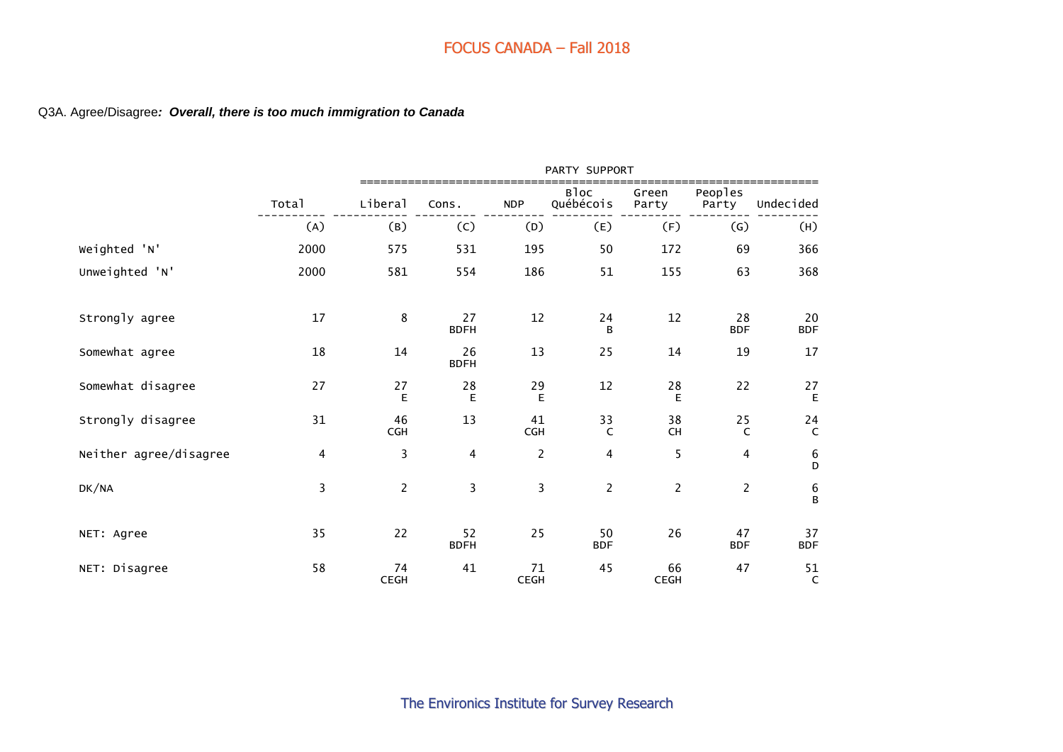# FOCUS CANADA – Fall 2018

Q3A. Agree/Disagree*: **Overall, there is too much immigration to Canada***

| | Total | PARTY SUPPORT | | | | | | |
|---|---|---|---|---|---|---|---|---|
| | | Liberal | Cons. | NDP | Bloc Québécois | Green Party | Peoples Party | Undecided |
| | (A) | (B) | (C) | (D) | (E) | (F) | (G) | (H) |
| Weighted 'N' | 2000 | 575 | 531 | 195 | 50 | 172 | 69 | 366 |
| Unweighted 'N' | 2000 | 581 | 554 | 186 | 51 | 155 | 63 | 368 |
| Strongly agree | 17 | 8 | 27 BDFH | 12 | 24 B | 12 | 28 BDF | 20 BDF |
| Somewhat agree | 18 | 14 | 26 BDFH | 13 | 25 | 14 | 19 | 17 |
| Somewhat disagree | 27 | 27 E | 28 E | 29 E | 12 | 28 E | 22 | 27 E |
| Strongly disagree | 31 | 46 CGH | 13 | 41 CGH | 33 C | 38 CH | 25 C | 24 C |
| Neither agree/disagree | 4 | 3 | 4 | 2 | 4 | 5 | 4 | 6 D |
| DK/NA | 3 | 2 | 3 | 3 | 2 | 2 | 2 | 6 B |
| NET: Agree | 35 | 22 | 52 BDFH | 25 | 50 BDF | 26 | 47 BDF | 37 BDF |
| NET: Disagree | 58 | 74 CEGH | 41 | 71 CEGH | 45 | 66 CEGH | 47 | 51 C |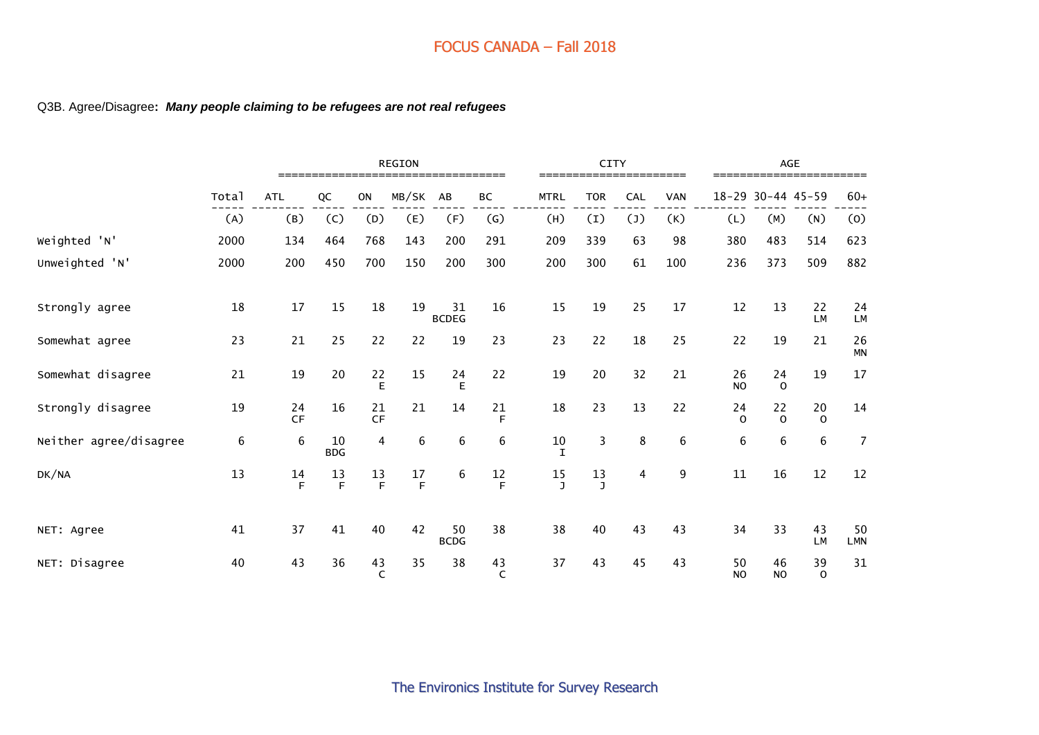## FOCUS CANADA – Fall 2018

Q3B. Agree/Disagree**:** ***Many people claiming to be refugees are not real refugees***

| | Total | REGION | | | | | | CITY | | | | AGE | | | |
|---|---|---|---|---|---|---|---|---|---|---|---|---|---|---|---|
| | Total | ATL | QC | ON | MB/SK | AB | BC | MTRL | TOR | CAL | VAN | 18-29 | 30-44 | 45-59 | 60+ |
| | (A) | (B) | (C) | (D) | (E) | (F) | (G) | (H) | (I) | (J) | (K) | (L) | (M) | (N) | (O) |
| Weighted 'N' | 2000 | 134 | 464 | 768 | 143 | 200 | 291 | 209 | 339 | 63 | 98 | 380 | 483 | 514 | 623 |
| Unweighted 'N' | 2000 | 200 | 450 | 700 | 150 | 200 | 300 | 200 | 300 | 61 | 100 | 236 | 373 | 509 | 882 |
| Strongly agree | 18 | 17 | 15 | 18 | 19 | 31 BCDEG | 16 | 15 | 19 | 25 | 17 | 12 | 13 | 22 LM | 24 LM |
| Somewhat agree | 23 | 21 | 25 | 22 | 22 | 19 | 23 | 23 | 22 | 18 | 25 | 22 | 19 | 21 | 26 MN |
| Somewhat disagree | 21 | 19 | 20 | 22 E | 15 | 24 E | 22 | 19 | 20 | 32 | 21 | 26 NO | 24 O | 19 | 17 |
| Strongly disagree | 19 | 24 CF | 16 | 21 CF | 21 | 14 | 21 F | 18 | 23 | 13 | 22 | 24 O | 22 O | 20 O | 14 |
| Neither agree/disagree | 6 | 6 | 10 BDG | 4 | 6 | 6 | 6 | 10 I | 3 | 8 | 6 | 6 | 6 | 6 | 7 |
| DK/NA | 13 | 14 F | 13 F | 13 F | 17 F | 6 | 12 F | 15 J | 13 J | 4 | 9 | 11 | 16 | 12 | 12 |
| NET: Agree | 41 | 37 | 41 | 40 | 42 | 50 BCDG | 38 | 38 | 40 | 43 | 43 | 34 | 33 | 43 LM | 50 LMN |
| NET: Disagree | 40 | 43 | 36 | 43 C | 35 | 38 | 43 C | 37 | 43 | 45 | 43 | 50 NO | 46 NO | 39 O | 31 |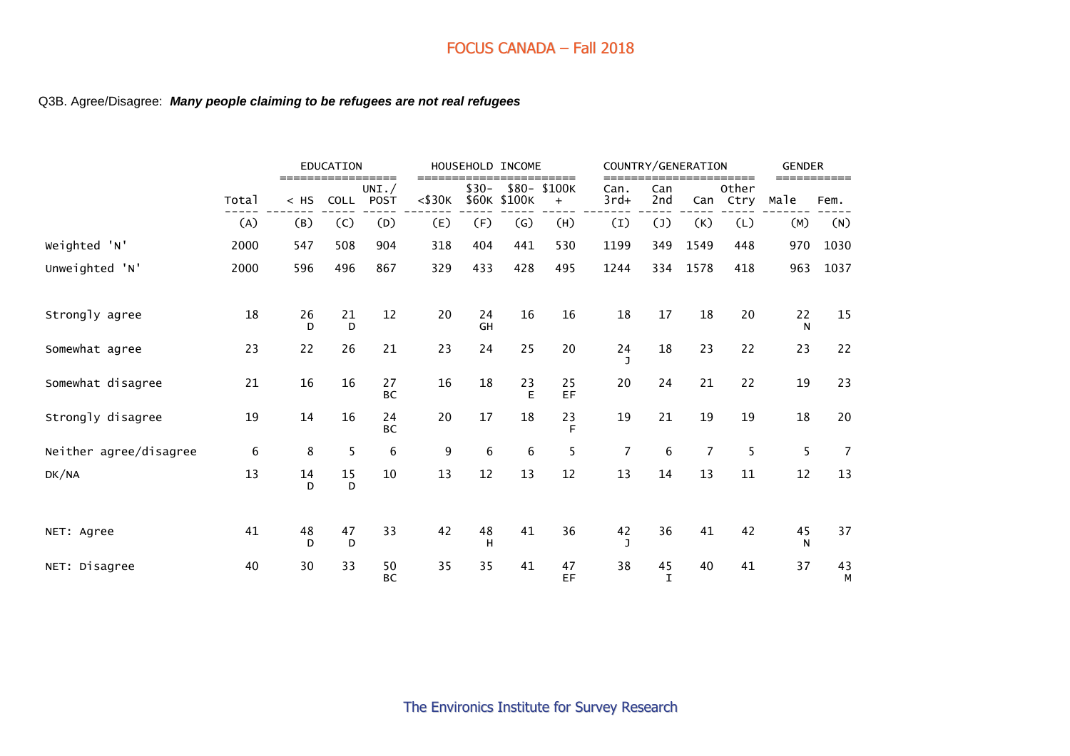# FOCUS CANADA – Fall 2018

Q3B. Agree/Disagree: ***Many people claiming to be refugees are not real refugees***

| | Total | EDUCATION | | | HOUSEHOLD INCOME | | | | COUNTRY/GENERATION | | | | GENDER | |
|---|---|---|---|---|---|---|---|---|---|---|---|---|---|---|
| | | < HS | COLL | UNI./ POST | <$30K | $30- $60K | $80- $100K | $100K + | Can. 3rd+ | Can 2nd | Can | Other Ctry | Male | Fem. |
| | (A) | (B) | (C) | (D) | (E) | (F) | (G) | (H) | (I) | (J) | (K) | (L) | (M) | (N) |
| Weighted 'N' | 2000 | 547 | 508 | 904 | 318 | 404 | 441 | 530 | 1199 | 349 | 1549 | 448 | 970 | 1030 |
| Unweighted 'N' | 2000 | 596 | 496 | 867 | 329 | 433 | 428 | 495 | 1244 | 334 | 1578 | 418 | 963 | 1037 |
| Strongly agree | 18 | 26 D | 21 D | 12 | 20 | 24 GH | 16 | 16 | 18 | 17 | 18 | 20 | 22 N | 15 |
| Somewhat agree | 23 | 22 | 26 | 21 | 23 | 24 | 25 | 20 | 24 J | 18 | 23 | 22 | 23 | 22 |
| Somewhat disagree | 21 | 16 | 16 | 27 BC | 16 | 18 | 23 E | 25 EF | 20 | 24 | 21 | 22 | 19 | 23 |
| Strongly disagree | 19 | 14 | 16 | 24 BC | 20 | 17 | 18 | 23 F | 19 | 21 | 19 | 19 | 18 | 20 |
| Neither agree/disagree | 6 | 8 | 5 | 6 | 9 | 6 | 6 | 5 | 7 | 6 | 7 | 5 | 5 | 7 |
| DK/NA | 13 | 14 D | 15 D | 10 | 13 | 12 | 13 | 12 | 13 | 14 | 13 | 11 | 12 | 13 |
| NET: Agree | 41 | 48 D | 47 D | 33 | 42 | 48 H | 41 | 36 | 42 J | 36 | 41 | 42 | 45 N | 37 |
| NET: Disagree | 40 | 30 | 33 | 50 BC | 35 | 35 | 41 | 47 EF | 38 | 45 I | 40 | 41 | 37 | 43 M |

The Environics Institute for Survey Research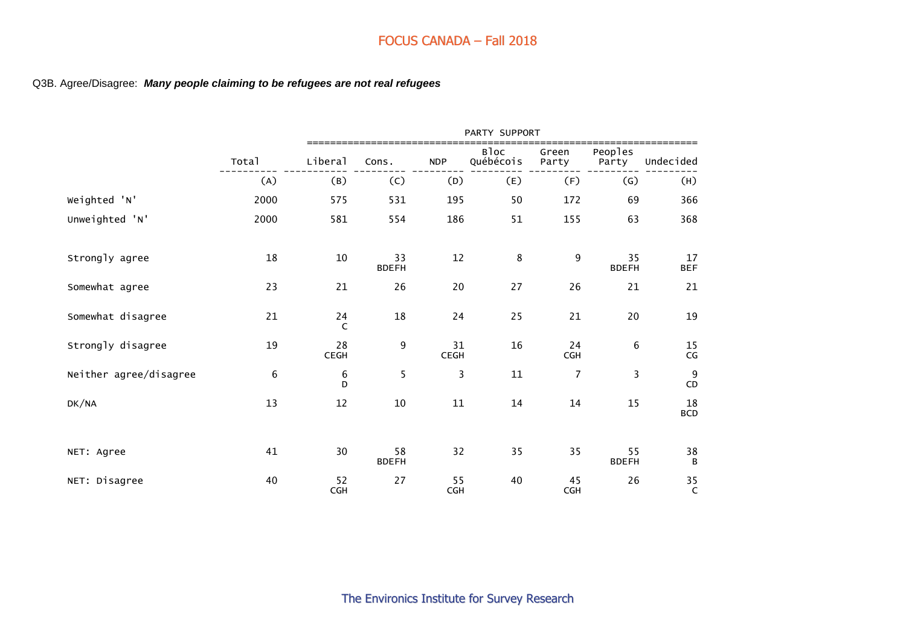Q3B. Agree/Disagree: ***Many people claiming to be refugees are not real refugees***

| | Total | PARTY SUPPORT | | | | | | |
|---|---|---|---|---|---|---|---|---|
| | | Liberal | Cons. | NDP | Bloc Québécois | Green Party | Peoples Party | Undecided |
| | (A) | (B) | (C) | (D) | (E) | (F) | (G) | (H) |
| Weighted 'N' | 2000 | 575 | 531 | 195 | 50 | 172 | 69 | 366 |
| Unweighted 'N' | 2000 | 581 | 554 | 186 | 51 | 155 | 63 | 368 |
| Strongly agree | 18 | 10 | 33 BDEFH | 12 | 8 | 9 | 35 BDEFH | 17 BEF |
| Somewhat agree | 23 | 21 | 26 | 20 | 27 | 26 | 21 | 21 |
| Somewhat disagree | 21 | 24 C | 18 | 24 | 25 | 21 | 20 | 19 |
| Strongly disagree | 19 | 28 CEGH | 9 | 31 CEGH | 16 | 24 CGH | 6 | 15 CG |
| Neither agree/disagree | 6 | 6 D | 5 | 3 | 11 | 7 | 3 | 9 CD |
| DK/NA | 13 | 12 | 10 | 11 | 14 | 14 | 15 | 18 BCD |
| NET: Agree | 41 | 30 | 58 BDEFH | 32 | 35 | 35 | 55 BDEFH | 38 B |
| NET: Disagree | 40 | 52 CGH | 27 | 55 CGH | 40 | 45 CGH | 26 | 35 C |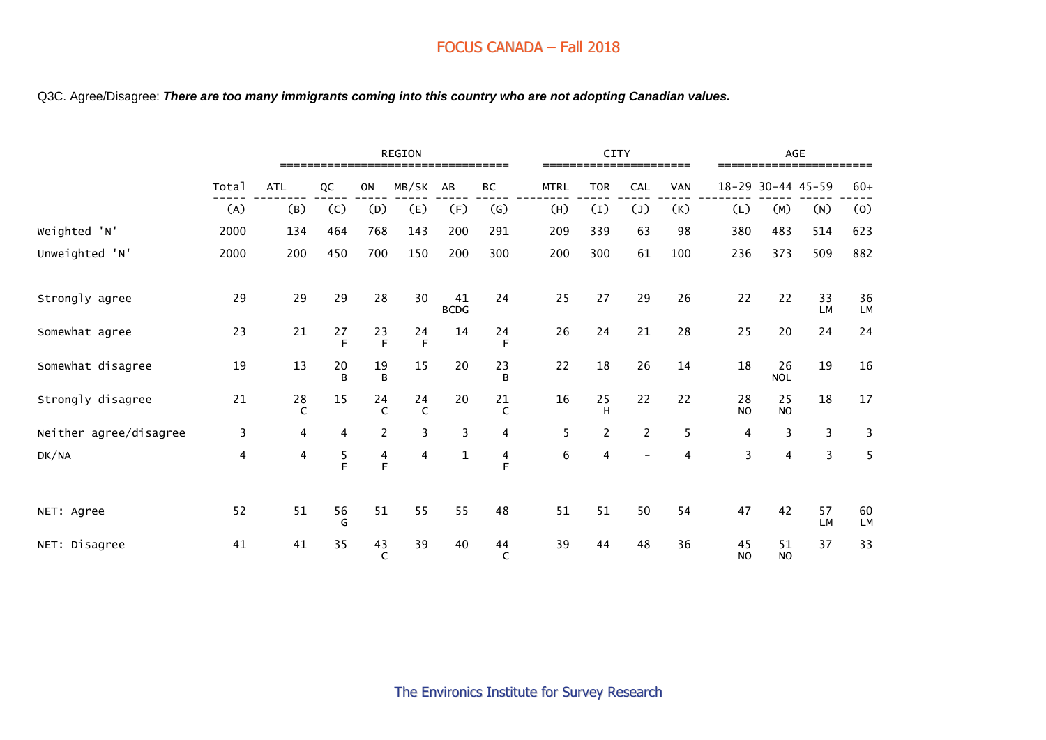# FOCUS CANADA – Fall 2018

Q3C. Agree/Disagree: ***There are too many immigrants coming into this country who are not adopting Canadian values.***

| | | REGION | | | | | | CITY | | | | AGE | | | |
|---|---|---|---|---|---|---|---|---|---|---|---|---|---|---|---|
| | Total | ATL | QC | ON | MB/SK | AB | BC | MTRL | TOR | CAL | VAN | 18-29 | 30-44 | 45-59 | 60+ |
| | (A) | (B) | (C) | (D) | (E) | (F) | (G) | (H) | (I) | (J) | (K) | (L) | (M) | (N) | (O) |
| Weighted 'N' | 2000 | 134 | 464 | 768 | 143 | 200 | 291 | 209 | 339 | 63 | 98 | 380 | 483 | 514 | 623 |
| Unweighted 'N' | 2000 | 200 | 450 | 700 | 150 | 200 | 300 | 200 | 300 | 61 | 100 | 236 | 373 | 509 | 882 |
| Strongly agree | 29 | 29 | 29 | 28 | 30 | 41 BCDG | 24 | 25 | 27 | 29 | 26 | 22 | 22 | 33 LM | 36 LM |
| Somewhat agree | 23 | 21 | 27 F | 23 F | 24 F | 14 | 24 F | 26 | 24 | 21 | 28 | 25 | 20 | 24 | 24 |
| Somewhat disagree | 19 | 13 | 20 B | 19 B | 15 | 20 | 23 B | 22 | 18 | 26 | 14 | 18 | 26 NOL | 19 | 16 |
| Strongly disagree | 21 | 28 C | 15 | 24 C | 24 C | 20 | 21 C | 16 | 25 H | 22 | 22 | 28 NO | 25 NO | 18 | 17 |
| Neither agree/disagree | 3 | 4 | 4 | 2 | 3 | 3 | 4 | 5 | 2 | 2 | 5 | 4 | 3 | 3 | 3 |
| DK/NA | 4 | 4 | 5 F | 4 F | 4 | 1 | 4 F | 6 | 4 | - | 4 | 3 | 4 | 3 | 5 |
| NET: Agree | 52 | 51 | 56 G | 51 | 55 | 55 | 48 | 51 | 51 | 50 | 54 | 47 | 42 | 57 LM | 60 LM |
| NET: Disagree | 41 | 41 | 35 | 43 C | 39 | 40 | 44 C | 39 | 44 | 48 | 36 | 45 NO | 51 NO | 37 | 33 |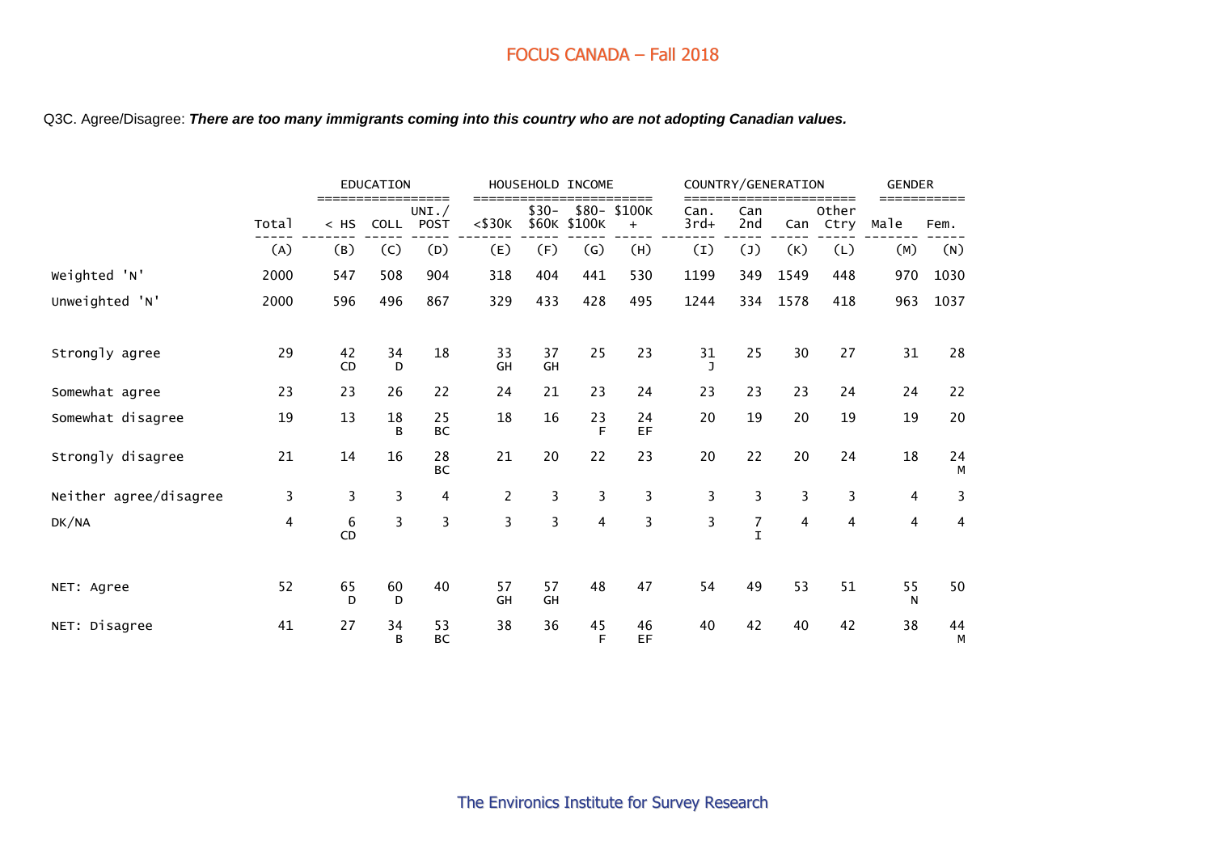FOCUS CANADA – Fall 2018

Q3C. Agree/Disagree: ***There are too many immigrants coming into this country who are not adopting Canadian values.***

| | | EDUCATION | | | HOUSEHOLD INCOME | | | | COUNTRY/GENERATION | | | | GENDER | |
|---|---|---|---|---|---|---|---|---|---|---|---|---|---|---|
| | Total | < HS | COLL | UNI./ POST | <$30K | $30- $60K | $80- $100K | $100K + | Can. 3rd+ | Can 2nd | Can | Other Ctry | Male | Fem. |
| | (A) | (B) | (C) | (D) | (E) | (F) | (G) | (H) | (I) | (J) | (K) | (L) | (M) | (N) |
| Weighted 'N' | 2000 | 547 | 508 | 904 | 318 | 404 | 441 | 530 | 1199 | 349 | 1549 | 448 | 970 | 1030 |
| Unweighted 'N' | 2000 | 596 | 496 | 867 | 329 | 433 | 428 | 495 | 1244 | 334 | 1578 | 418 | 963 | 1037 |
| Strongly agree | 29 | 42 CD | 34 D | 18 | 33 GH | 37 GH | 25 | 23 | 31 J | 25 | 30 | 27 | 31 | 28 |
| Somewhat agree | 23 | 23 | 26 | 22 | 24 | 21 | 23 | 24 | 23 | 23 | 23 | 24 | 24 | 22 |
| Somewhat disagree | 19 | 13 | 18 B | 25 BC | 18 | 16 | 23 F | 24 EF | 20 | 19 | 20 | 19 | 19 | 20 |
| Strongly disagree | 21 | 14 | 16 | 28 BC | 21 | 20 | 22 | 23 | 20 | 22 | 20 | 24 | 18 | 24 M |
| Neither agree/disagree | 3 | 3 | 3 | 4 | 2 | 3 | 3 | 3 | 3 | 3 | 3 | 3 | 4 | 3 |
| DK/NA | 4 | 6 CD | 3 | 3 | 3 | 3 | 4 | 3 | 3 | 7 I | 4 | 4 | 4 | 4 |
| NET: Agree | 52 | 65 D | 60 D | 40 | 57 GH | 57 GH | 48 | 47 | 54 | 49 | 53 | 51 | 55 N | 50 |
| NET: Disagree | 41 | 27 | 34 B | 53 BC | 38 | 36 | 45 F | 46 EF | 40 | 42 | 40 | 42 | 38 | 44 M |

The Environics Institute for Survey Research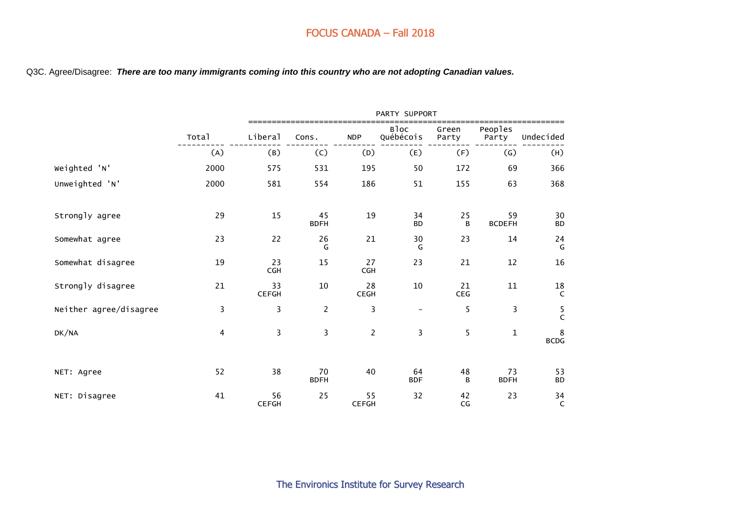Q3C. Agree/Disagree: ***There are too many immigrants coming into this country who are not adopting Canadian values.***

| | Total | PARTY SUPPORT | | | | | | |
|---|---|---|---|---|---|---|---|---|
| | | Liberal | Cons. | NDP | Bloc Québécois | Green Party | Peoples Party | Undecided |
| | (A) | (B) | (C) | (D) | (E) | (F) | (G) | (H) |
| Weighted 'N' | 2000 | 575 | 531 | 195 | 50 | 172 | 69 | 366 |
| Unweighted 'N' | 2000 | 581 | 554 | 186 | 51 | 155 | 63 | 368 |
| Strongly agree | 29 | 15 | 45 BDFH | 19 | 34 BD | 25 B | 59 BCDEFH | 30 BD |
| Somewhat agree | 23 | 22 | 26 G | 21 | 30 G | 23 | 14 | 24 G |
| Somewhat disagree | 19 | 23 CGH | 15 | 27 CGH | 23 | 21 | 12 | 16 |
| Strongly disagree | 21 | 33 CEFGH | 10 | 28 CEGH | 10 | 21 CEG | 11 | 18 C |
| Neither agree/disagree | 3 | 3 | 2 | 3 | - | 5 | 3 | 5 C |
| DK/NA | 4 | 3 | 3 | 2 | 3 | 5 | 1 | 8 BCDG |
| NET: Agree | 52 | 38 | 70 BDFH | 40 | 64 BDF | 48 B | 73 BDFH | 53 BD |
| NET: Disagree | 41 | 56 CEFGH | 25 | 55 CEFGH | 32 | 42 CG | 23 | 34 C |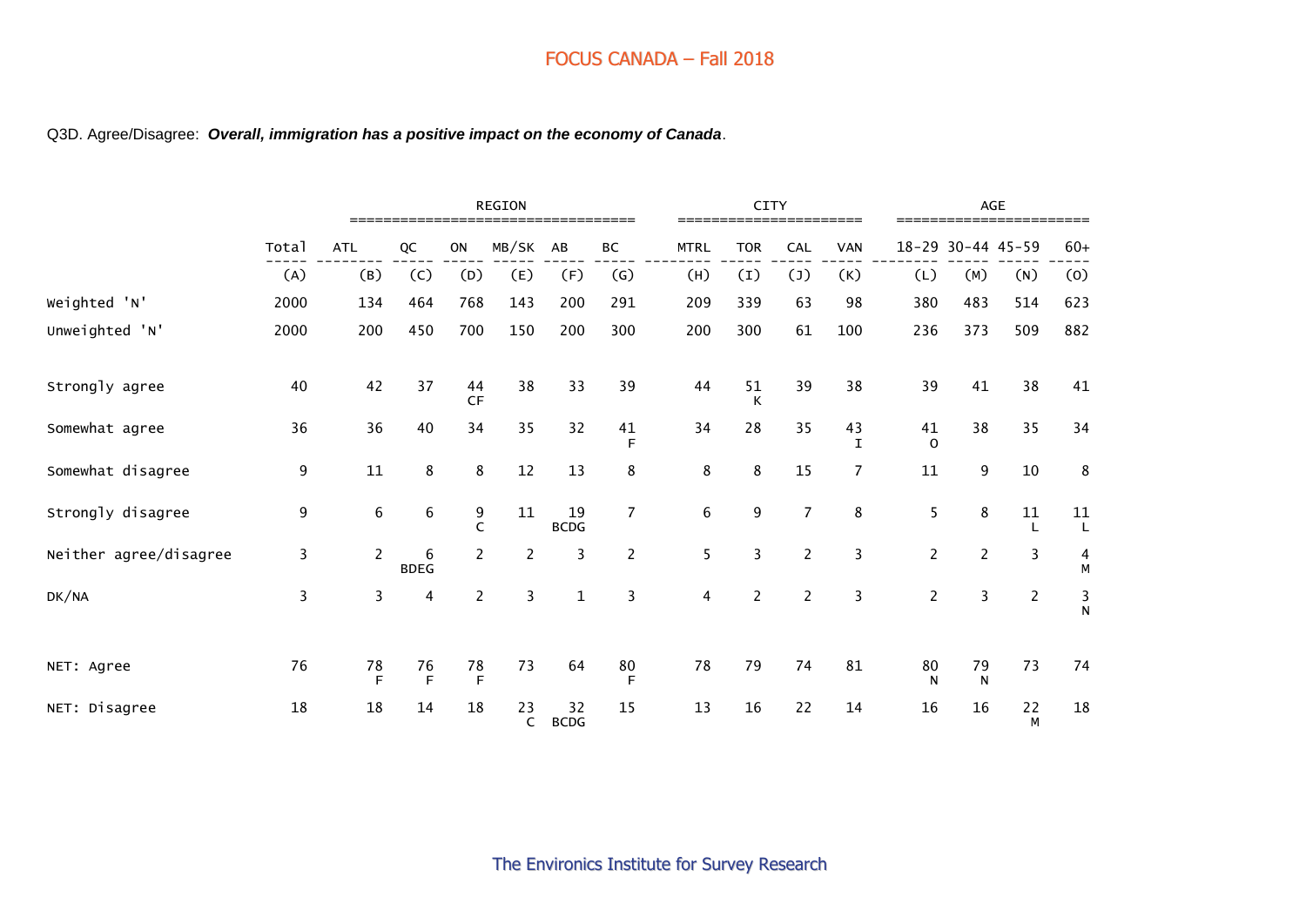# FOCUS CANADA – Fall 2018

Q3D. Agree/Disagree: ***Overall, immigration has a positive impact on the economy of Canada***.

| | | REGION | | | | | | CITY | | | | AGE | | | |
|---|---|---|---|---|---|---|---|---|---|---|---|---|---|---|---|
| | Total | ATL | QC | ON | MB/SK | AB | BC | MTRL | TOR | CAL | VAN | 18-29 | 30-44 | 45-59 | 60+ |
| | (A) | (B) | (C) | (D) | (E) | (F) | (G) | (H) | (I) | (J) | (K) | (L) | (M) | (N) | (O) |
| Weighted 'N' | 2000 | 134 | 464 | 768 | 143 | 200 | 291 | 209 | 339 | 63 | 98 | 380 | 483 | 514 | 623 |
| Unweighted 'N' | 2000 | 200 | 450 | 700 | 150 | 200 | 300 | 200 | 300 | 61 | 100 | 236 | 373 | 509 | 882 |
| Strongly agree | 40 | 42 | 37 | 44 CF | 38 | 33 | 39 | 44 | 51 K | 39 | 38 | 39 | 41 | 38 | 41 |
| Somewhat agree | 36 | 36 | 40 | 34 | 35 | 32 | 41 F | 34 | 28 | 35 | 43 I | 41 O | 38 | 35 | 34 |
| Somewhat disagree | 9 | 11 | 8 | 8 | 12 | 13 | 8 | 8 | 8 | 15 | 7 | 11 | 9 | 10 | 8 |
| Strongly disagree | 9 | 6 | 6 | 9 C | 11 | 19 BCDG | 7 | 6 | 9 | 7 | 8 | 5 | 8 | 11 L | 11 L |
| Neither agree/disagree | 3 | 2 | 6 BDEG | 2 | 2 | 3 | 2 | 5 | 3 | 2 | 3 | 2 | 2 | 3 | 4 M |
| DK/NA | 3 | 3 | 4 | 2 | 3 | 1 | 3 | 4 | 2 | 2 | 3 | 2 | 3 | 2 | 3 N |
| NET: Agree | 76 | 78 F | 76 F | 78 F | 73 | 64 | 80 F | 78 | 79 | 74 | 81 | 80 N | 79 N | 73 | 74 |
| NET: Disagree | 18 | 18 | 14 | 18 | 23 C | 32 BCDG | 15 | 13 | 16 | 22 | 14 | 16 | 16 | 22 M | 18 |

The Environics Institute for Survey Research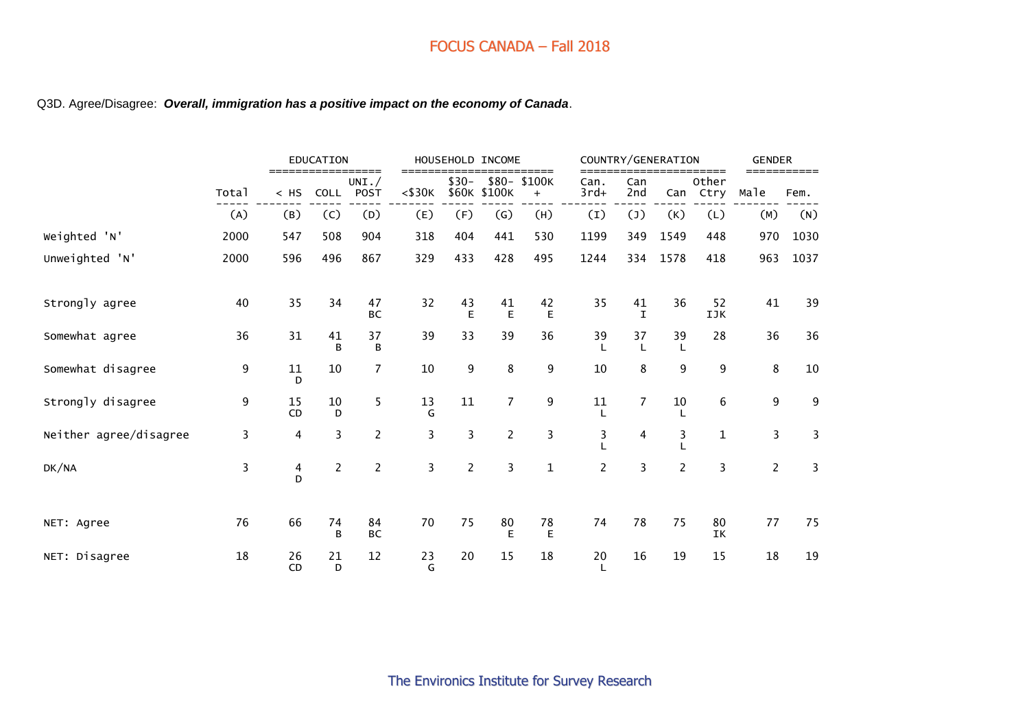## FOCUS CANADA – Fall 2018

Q3D. Agree/Disagree: ***Overall, immigration has a positive impact on the economy of Canada***.

| | Total | EDUCATION | | | HOUSEHOLD INCOME | | | | COUNTRY/GENERATION | | | | GENDER | |
|---|---|---|---|---|---|---|---|---|---|---|---|---|---|---|
| | | < HS | COLL | UNI./ POST | <$30K | $30- $60K | $80- $100K | $100K + | Can. 3rd+ | Can 2nd | Can | Other Ctry | Male | Fem. |
| | (A) | (B) | (C) | (D) | (E) | (F) | (G) | (H) | (I) | (J) | (K) | (L) | (M) | (N) |
| Weighted 'N' | 2000 | 547 | 508 | 904 | 318 | 404 | 441 | 530 | 1199 | 349 | 1549 | 448 | 970 | 1030 |
| Unweighted 'N' | 2000 | 596 | 496 | 867 | 329 | 433 | 428 | 495 | 1244 | 334 | 1578 | 418 | 963 | 1037 |
| Strongly agree | 40 | 35 | 34 | 47 BC | 32 | 43 E | 41 E | 42 E | 35 | 41 I | 36 | 52 IJK | 41 | 39 |
| Somewhat agree | 36 | 31 | 41 B | 37 B | 39 | 33 | 39 | 36 | 39 L | 37 L | 39 L | 28 | 36 | 36 |
| Somewhat disagree | 9 | 11 D | 10 | 7 | 10 | 9 | 8 | 9 | 10 | 8 | 9 | 9 | 8 | 10 |
| Strongly disagree | 9 | 15 CD | 10 D | 5 | 13 G | 11 | 7 | 9 | 11 L | 7 | 10 L | 6 | 9 | 9 |
| Neither agree/disagree | 3 | 4 | 3 | 2 | 3 | 3 | 2 | 3 | 3 L | 4 | 3 L | 1 | 3 | 3 |
| DK/NA | 3 | 4 D | 2 | 2 | 3 | 2 | 3 | 1 | 2 | 3 | 2 | 3 | 2 | 3 |
| NET: Agree | 76 | 66 | 74 B | 84 BC | 70 | 75 | 80 E | 78 E | 74 | 78 | 75 | 80 IK | 77 | 75 |
| NET: Disagree | 18 | 26 CD | 21 D | 12 | 23 G | 20 | 15 | 18 | 20 L | 16 | 19 | 15 | 18 | 19 |

The Environics Institute for Survey Research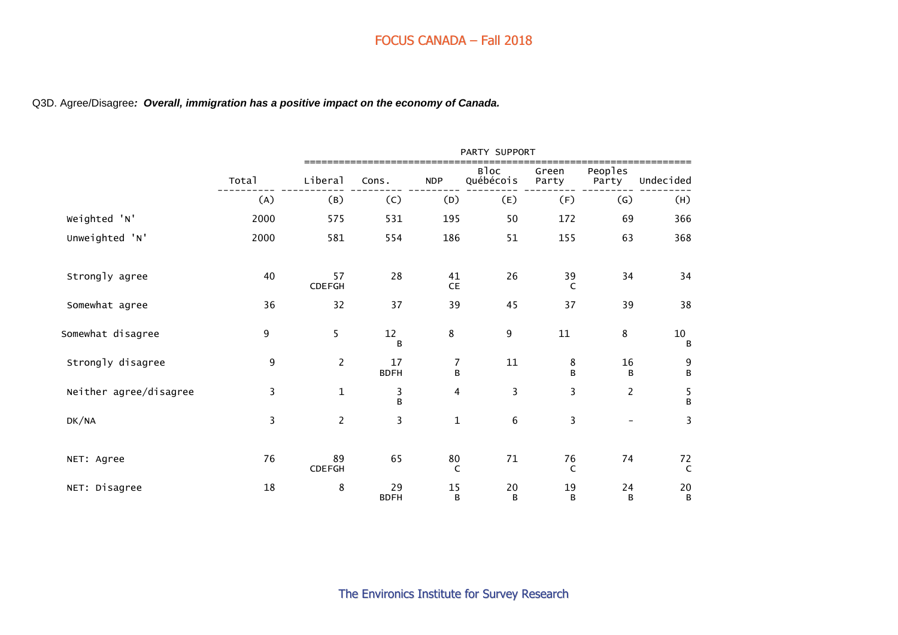FOCUS CANADA – Fall 2018

Q3D. Agree/Disagree*: **Overall, immigration has a positive impact on the economy of Canada.***

| | Total | PARTY SUPPORT | | | | | | |
|---|---|---|---|---|---|---|---|---|
| | | Liberal | Cons. | NDP | Bloc Québécois | Green Party | Peoples Party | Undecided |
| | (A) | (B) | (C) | (D) | (E) | (F) | (G) | (H) |
| Weighted 'N' | 2000 | 575 | 531 | 195 | 50 | 172 | 69 | 366 |
| Unweighted 'N' | 2000 | 581 | 554 | 186 | 51 | 155 | 63 | 368 |
| Strongly agree | 40 | 57 CDEFGH | 28 | 41 CE | 26 | 39 C | 34 | 34 |
| Somewhat agree | 36 | 32 | 37 | 39 | 45 | 37 | 39 | 38 |
| Somewhat disagree | 9 | 5 | 12 B | 8 | 9 | 11 | 8 | 10 B |
| Strongly disagree | 9 | 2 | 17 BDFH | 7 B | 11 | 8 B | 16 B | 9 B |
| Neither agree/disagree | 3 | 1 | 3 B | 4 | 3 | 3 | 2 | 5 B |
| DK/NA | 3 | 2 | 3 | 1 | 6 | 3 | - | 3 |
| NET: Agree | 76 | 89 CDEFGH | 65 | 80 C | 71 | 76 C | 74 | 72 C |
| NET: Disagree | 18 | 8 | 29 BDFH | 15 B | 20 B | 19 B | 24 B | 20 B |

The Environics Institute for Survey Research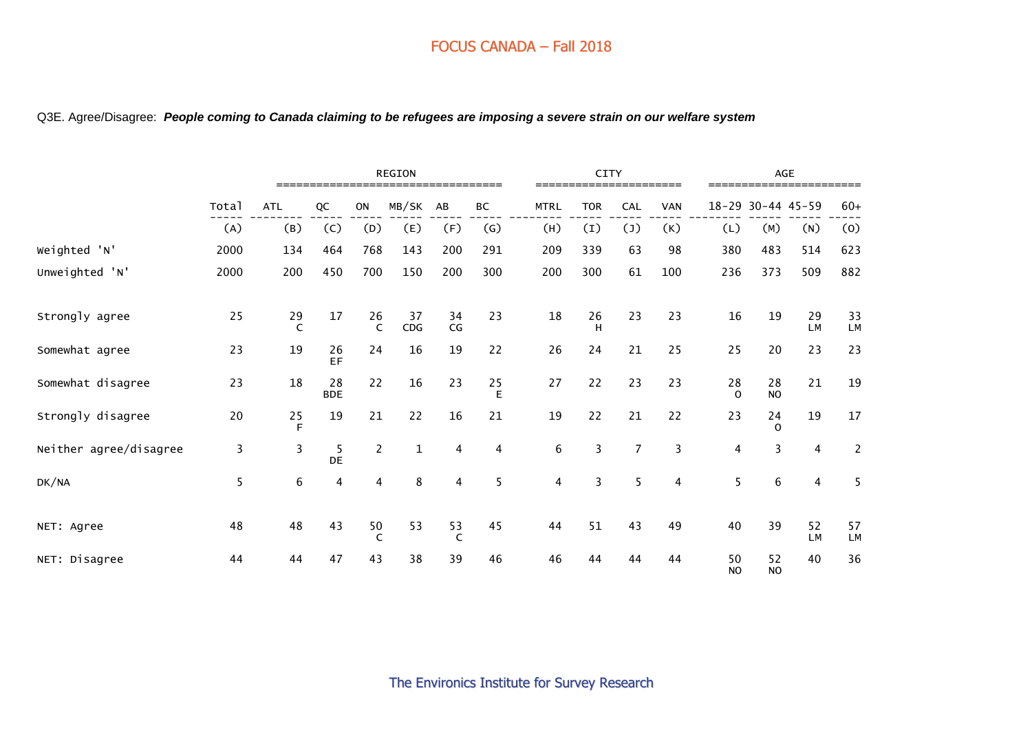## FOCUS CANADA – Fall 2018

Q3E. Agree/Disagree: ***People coming to Canada claiming to be refugees are imposing a severe strain on our welfare system***

| | Total | REGION | | | | | | CITY | | | | AGE | | | |
|---|---|---|---|---|---|---|---|---|---|---|---|---|---|---|---|
| | Total | ATL | QC | ON | MB/SK | AB | BC | MTRL | TOR | CAL | VAN | 18-29 | 30-44 | 45-59 | 60+ |
| | (A) | (B) | (C) | (D) | (E) | (F) | (G) | (H) | (I) | (J) | (K) | (L) | (M) | (N) | (O) |
| Weighted 'N' | 2000 | 134 | 464 | 768 | 143 | 200 | 291 | 209 | 339 | 63 | 98 | 380 | 483 | 514 | 623 |
| Unweighted 'N' | 2000 | 200 | 450 | 700 | 150 | 200 | 300 | 200 | 300 | 61 | 100 | 236 | 373 | 509 | 882 |
| Strongly agree | 25 | 29 C | 17 | 26 C | 37 CDG | 34 CG | 23 | 18 | 26 H | 23 | 23 | 16 | 19 | 29 LM | 33 LM |
| Somewhat agree | 23 | 19 | 26 EF | 24 | 16 | 19 | 22 | 26 | 24 | 21 | 25 | 25 | 20 | 23 | 23 |
| Somewhat disagree | 23 | 18 | 28 BDE | 22 | 16 | 23 | 25 E | 27 | 22 | 23 | 23 | 28 O | 28 NO | 21 | 19 |
| Strongly disagree | 20 | 25 F | 19 | 21 | 22 | 16 | 21 | 19 | 22 | 21 | 22 | 23 | 24 O | 19 | 17 |
| Neither agree/disagree | 3 | 3 | 5 DE | 2 | 1 | 4 | 4 | 6 | 3 | 7 | 3 | 4 | 3 | 4 | 2 |
| DK/NA | 5 | 6 | 4 | 4 | 8 | 4 | 5 | 4 | 3 | 5 | 4 | 5 | 6 | 4 | 5 |
| NET: Agree | 48 | 48 | 43 | 50 C | 53 | 53 C | 45 | 44 | 51 | 43 | 49 | 40 | 39 | 52 LM | 57 LM |
| NET: Disagree | 44 | 44 | 47 | 43 | 38 | 39 | 46 | 46 | 44 | 44 | 44 | 50 NO | 52 NO | 40 | 36 |

The Environics Institute for Survey Research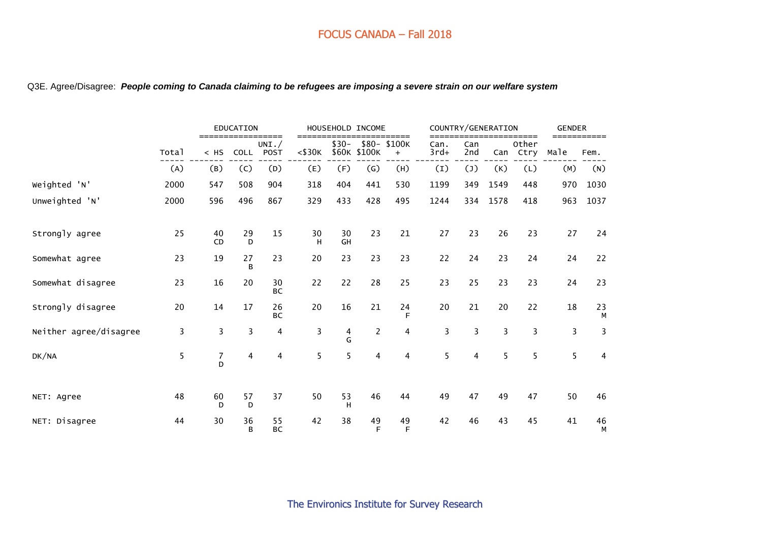## FOCUS CANADA – Fall 2018

Q3E. Agree/Disagree: ***People coming to Canada claiming to be refugees are imposing a severe strain on our welfare system***

| | | EDUCATION | | | HOUSEHOLD INCOME | | | | COUNTRY/GENERATION | | | | GENDER | |
|---|---|---|---|---|---|---|---|---|---|---|---|---|---|---|
| | Total | < HS | COLL | UNI./ POST | <$30K | $30- $60K | $80- $100K | $100K + | Can. 3rd+ | Can 2nd | Can | Other Ctry | Male | Fem. |
| | (A) | (B) | (C) | (D) | (E) | (F) | (G) | (H) | (I) | (J) | (K) | (L) | (M) | (N) |
| Weighted 'N' | 2000 | 547 | 508 | 904 | 318 | 404 | 441 | 530 | 1199 | 349 | 1549 | 448 | 970 | 1030 |
| Unweighted 'N' | 2000 | 596 | 496 | 867 | 329 | 433 | 428 | 495 | 1244 | 334 | 1578 | 418 | 963 | 1037 |
| Strongly agree | 25 | 40 CD | 29 D | 15 | 30 H | 30 GH | 23 | 21 | 27 | 23 | 26 | 23 | 27 | 24 |
| Somewhat agree | 23 | 19 | 27 B | 23 | 20 | 23 | 23 | 23 | 22 | 24 | 23 | 24 | 24 | 22 |
| Somewhat disagree | 23 | 16 | 20 | 30 BC | 22 | 22 | 28 | 25 | 23 | 25 | 23 | 23 | 24 | 23 |
| Strongly disagree | 20 | 14 | 17 | 26 BC | 20 | 16 | 21 | 24 F | 20 | 21 | 20 | 22 | 18 | 23 M |
| Neither agree/disagree | 3 | 3 | 3 | 4 | 3 | 4 G | 2 | 4 | 3 | 3 | 3 | 3 | 3 | 3 |
| DK/NA | 5 | 7 D | 4 | 4 | 5 | 5 | 4 | 4 | 5 | 4 | 5 | 5 | 5 | 4 |
| NET: Agree | 48 | 60 D | 57 D | 37 | 50 | 53 H | 46 | 44 | 49 | 47 | 49 | 47 | 50 | 46 |
| NET: Disagree | 44 | 30 | 36 B | 55 BC | 42 | 38 | 49 F | 49 F | 42 | 46 | 43 | 45 | 41 | 46 M |

The Environics Institute for Survey Research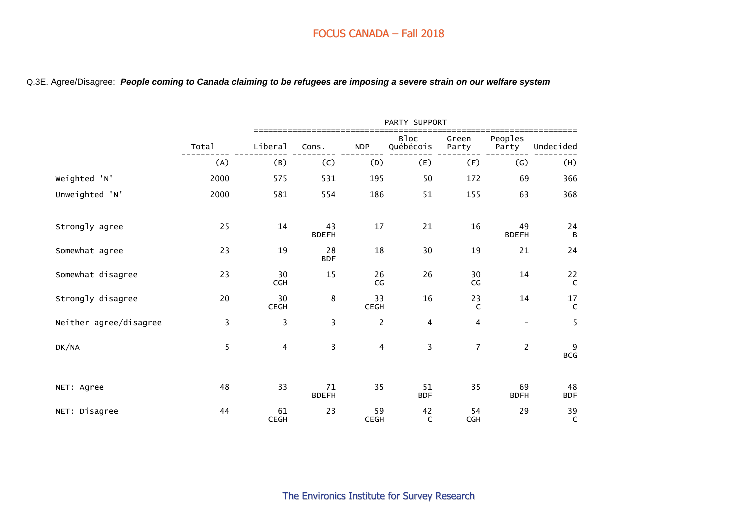# FOCUS CANADA – Fall 2018

Q.3E. Agree/Disagree: ***People coming to Canada claiming to be refugees are imposing a severe strain on our welfare system***

| | | PARTY SUPPORT | | | | | | |
|---|---|---|---|---|---|---|---|---|
| | Total | Liberal | Cons. | NDP | Bloc Québécois | Green Party | Peoples Party | Undecided |
| | (A) | (B) | (C) | (D) | (E) | (F) | (G) | (H) |
| Weighted 'N' | 2000 | 575 | 531 | 195 | 50 | 172 | 69 | 366 |
| Unweighted 'N' | 2000 | 581 | 554 | 186 | 51 | 155 | 63 | 368 |
| Strongly agree | 25 | 14 | 43 BDEFH | 17 | 21 | 16 | 49 BDEFH | 24 B |
| Somewhat agree | 23 | 19 | 28 BDF | 18 | 30 | 19 | 21 | 24 |
| Somewhat disagree | 23 | 30 CGH | 15 | 26 CG | 26 | 30 CG | 14 | 22 C |
| Strongly disagree | 20 | 30 CEGH | 8 | 33 CEGH | 16 | 23 C | 14 | 17 C |
| Neither agree/disagree | 3 | 3 | 3 | 2 | 4 | 4 | - | 5 |
| DK/NA | 5 | 4 | 3 | 4 | 3 | 7 | 2 | 9 BCG |
| NET: Agree | 48 | 33 | 71 BDEFH | 35 | 51 BDF | 35 | 69 BDFH | 48 BDF |
| NET: Disagree | 44 | 61 CEGH | 23 | 59 CEGH | 42 C | 54 CGH | 29 | 39 C |

The Environics Institute for Survey Research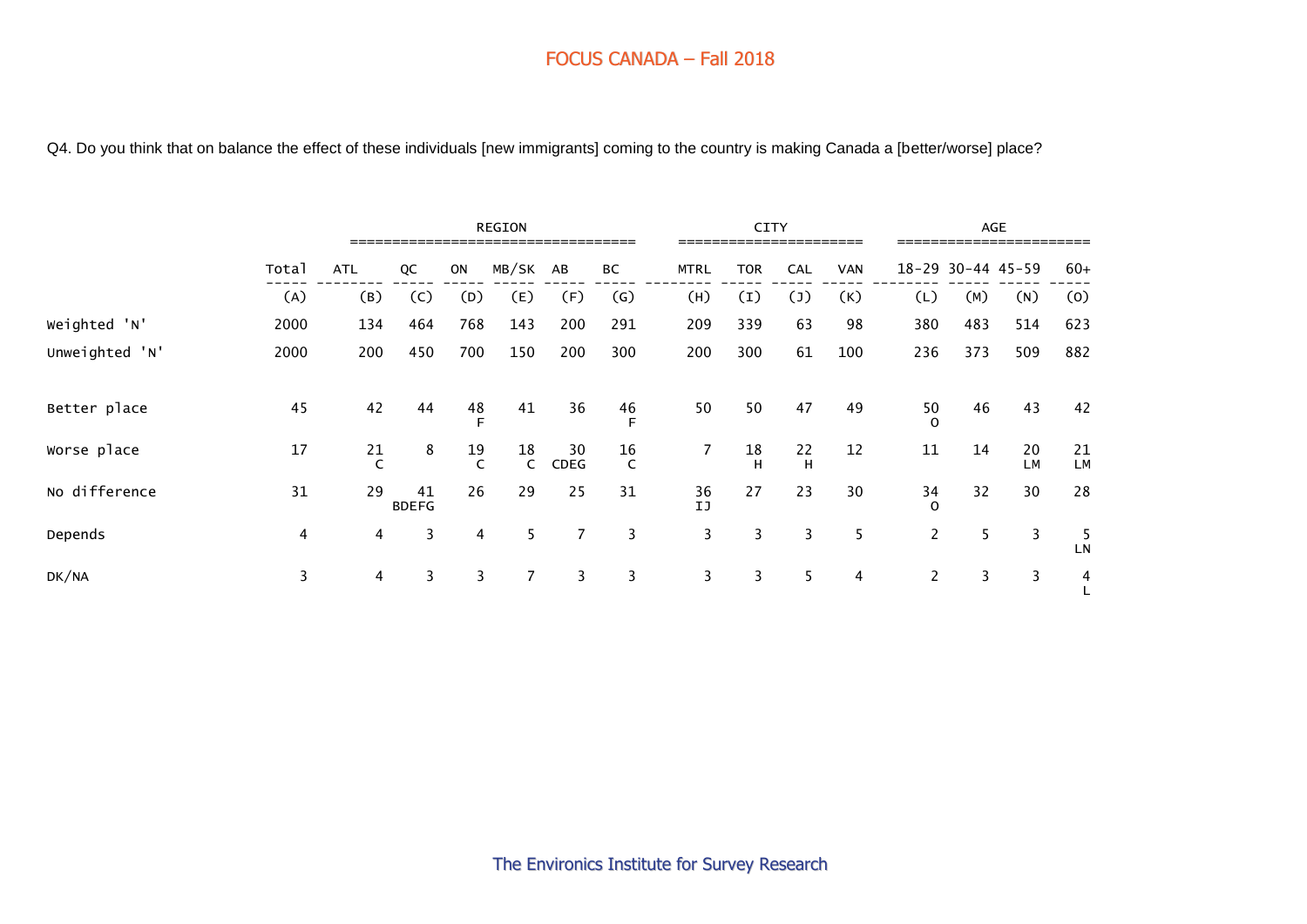Q4. Do you think that on balance the effect of these individuals [new immigrants] coming to the country is making Canada a [better/worse] place?

| | | REGION | | | | | | CITY | | | | AGE | | | |
|---|---|---|---|---|---|---|---|---|---|---|---|---|---|---|---|
| | Total | ATL | QC | ON | MB/SK | AB | BC | MTRL | TOR | CAL | VAN | 18-29 | 30-44 | 45-59 | 60+ |
| | (A) | (B) | (C) | (D) | (E) | (F) | (G) | (H) | (I) | (J) | (K) | (L) | (M) | (N) | (O) |
| Weighted 'N' | 2000 | 134 | 464 | 768 | 143 | 200 | 291 | 209 | 339 | 63 | 98 | 380 | 483 | 514 | 623 |
| Unweighted 'N' | 2000 | 200 | 450 | 700 | 150 | 200 | 300 | 200 | 300 | 61 | 100 | 236 | 373 | 509 | 882 |
| Better place | 45 | 42 | 44 | 48 F | 41 | 36 | 46 F | 50 | 50 | 47 | 49 | 50 O | 46 | 43 | 42 |
| Worse place | 17 | 21 C | 8 | 19 C | 18 C | 30 CDEG | 16 C | 7 | 18 H | 22 H | 12 | 11 | 14 | 20 LM | 21 LM |
| No difference | 31 | 29 | 41 BDEFG | 26 | 29 | 25 | 31 | 36 IJ | 27 | 23 | 30 | 34 O | 32 | 30 | 28 |
| Depends | 4 | 4 | 3 | 4 | 5 | 7 | 3 | 3 | 3 | 3 | 5 | 2 | 5 | 3 | 5 LN |
| DK/NA | 3 | 4 | 3 | 3 | 7 | 3 | 3 | 3 | 3 | 5 | 4 | 2 | 3 | 3 | 4 L |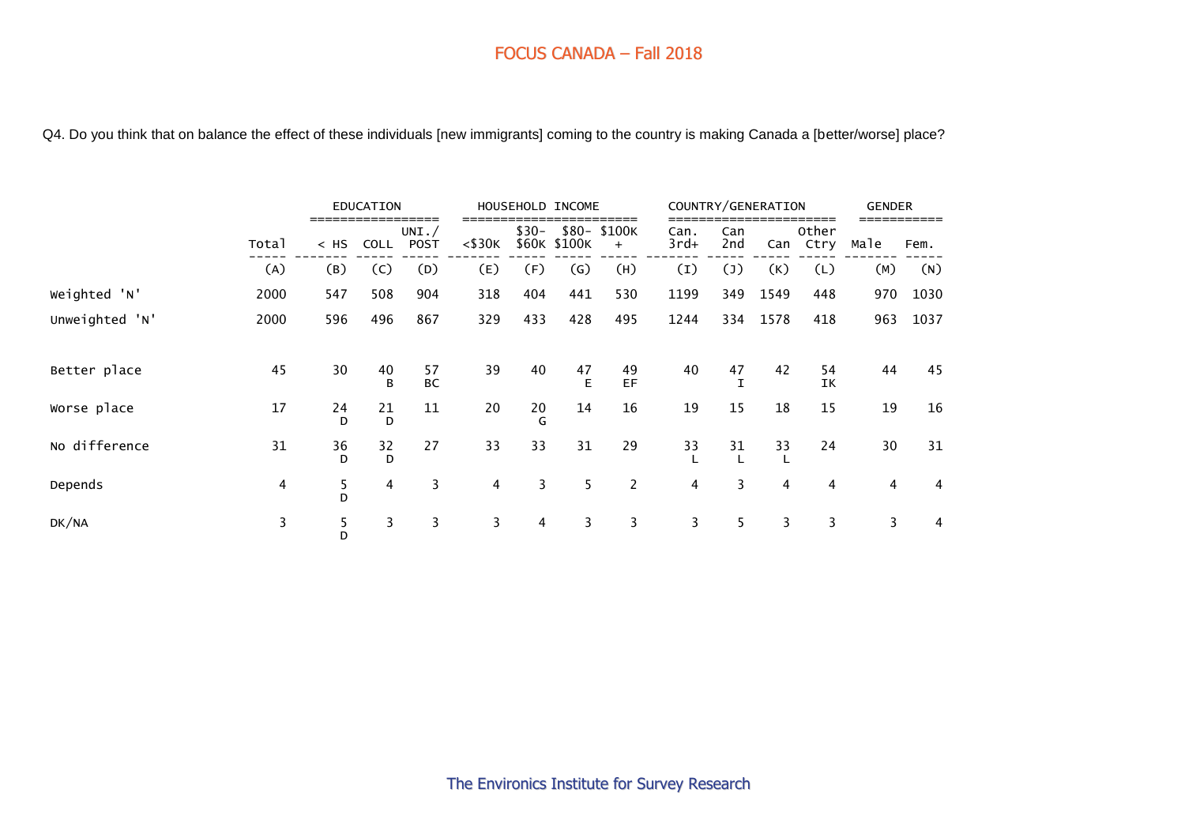FOCUS CANADA – Fall 2018

Q4. Do you think that on balance the effect of these individuals [new immigrants] coming to the country is making Canada a [better/worse] place?

| | Total | EDUCATION | | | HOUSEHOLD INCOME | | | | COUNTRY/GENERATION | | | | GENDER | |
|---|---|---|---|---|---|---|---|---|---|---|---|---|---|---|
| | Total | < HS | COLL | UNI./ POST | <$30K | $30- $60K | $80- $100K | $100K + | Can. 3rd+ | Can 2nd | Can | Other Ctry | Male | Fem. |
| | (A) | (B) | (C) | (D) | (E) | (F) | (G) | (H) | (I) | (J) | (K) | (L) | (M) | (N) |
| Weighted 'N' | 2000 | 547 | 508 | 904 | 318 | 404 | 441 | 530 | 1199 | 349 | 1549 | 448 | 970 | 1030 |
| Unweighted 'N' | 2000 | 596 | 496 | 867 | 329 | 433 | 428 | 495 | 1244 | 334 | 1578 | 418 | 963 | 1037 |
| Better place | 45 | 30 | 40 B | 57 BC | 39 | 40 | 47 E | 49 EF | 40 | 47 I | 42 | 54 IK | 44 | 45 |
| Worse place | 17 | 24 D | 21 D | 11 | 20 | 20 G | 14 | 16 | 19 | 15 | 18 | 15 | 19 | 16 |
| No difference | 31 | 36 D | 32 D | 27 | 33 | 33 | 31 | 29 | 33 L | 31 L | 33 L | 24 | 30 | 31 |
| Depends | 4 | 5 D | 4 | 3 | 4 | 3 | 5 | 2 | 4 | 3 | 4 | 4 | 4 | 4 |
| DK/NA | 3 | 5 D | 3 | 3 | 3 | 4 | 3 | 3 | 3 | 5 | 3 | 3 | 3 | 4 |

The Environics Institute for Survey Research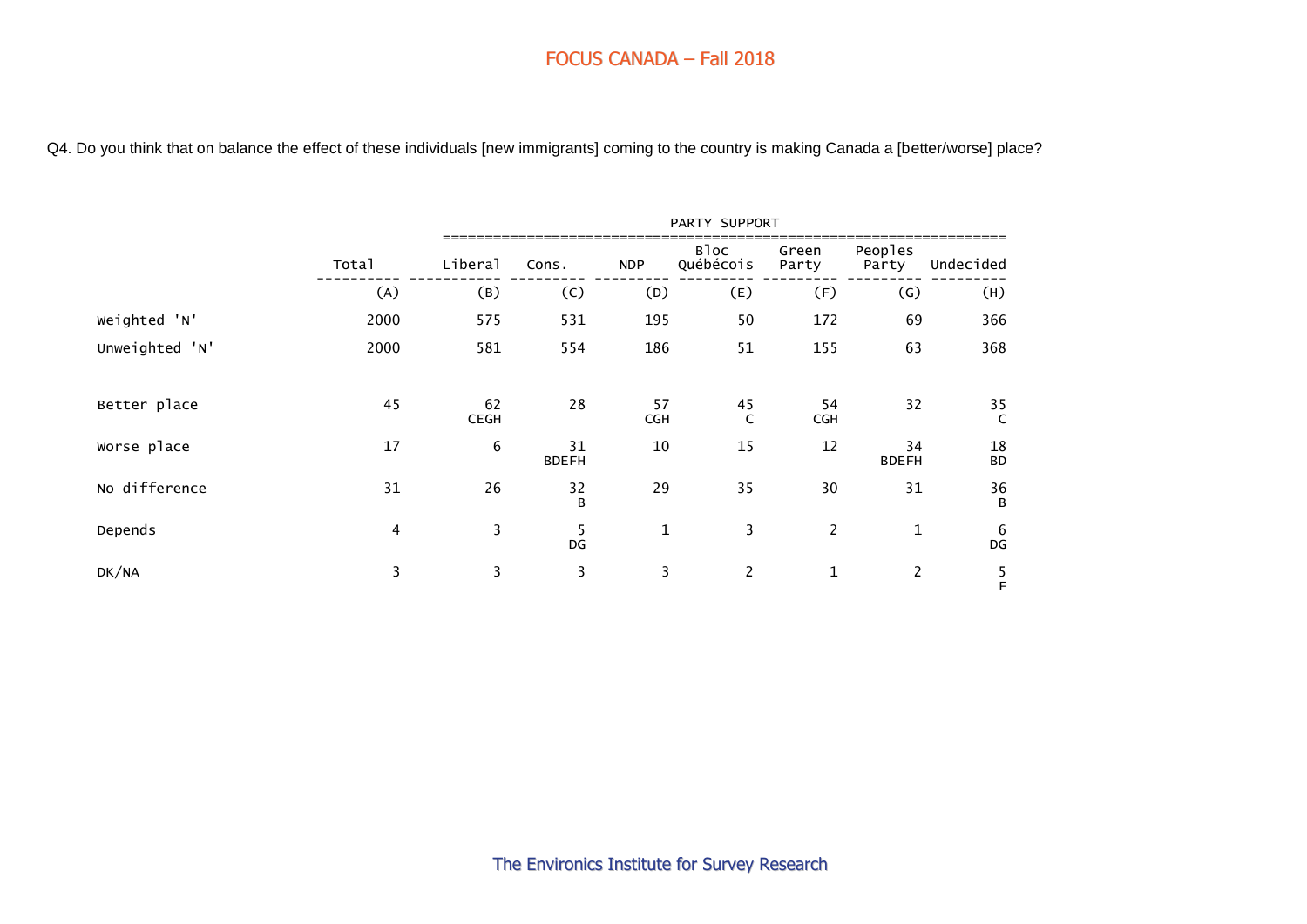# FOCUS CANADA – Fall 2018

Q4. Do you think that on balance the effect of these individuals [new immigrants] coming to the country is making Canada a [better/worse] place?

| | Total | PARTY SUPPORT | | | | | | |
|---|---|---|---|---|---|---|---|---|
| | | Liberal | Cons. | NDP | Bloc Québécois | Green Party | Peoples Party | Undecided |
| | (A) | (B) | (C) | (D) | (E) | (F) | (G) | (H) |
| Weighted 'N' | 2000 | 575 | 531 | 195 | 50 | 172 | 69 | 366 |
| Unweighted 'N' | 2000 | 581 | 554 | 186 | 51 | 155 | 63 | 368 |
| Better place | 45 | 62 CEGH | 28 | 57 CGH | 45 C | 54 CGH | 32 | 35 C |
| Worse place | 17 | 6 | 31 BDEFH | 10 | 15 | 12 | 34 BDEFH | 18 BD |
| No difference | 31 | 26 | 32 B | 29 | 35 | 30 | 31 | 36 B |
| Depends | 4 | 3 | 5 DG | 1 | 3 | 2 | 1 | 6 DG |
| DK/NA | 3 | 3 | 3 | 3 | 2 | 1 | 2 | 5 F |

The Environics Institute for Survey Research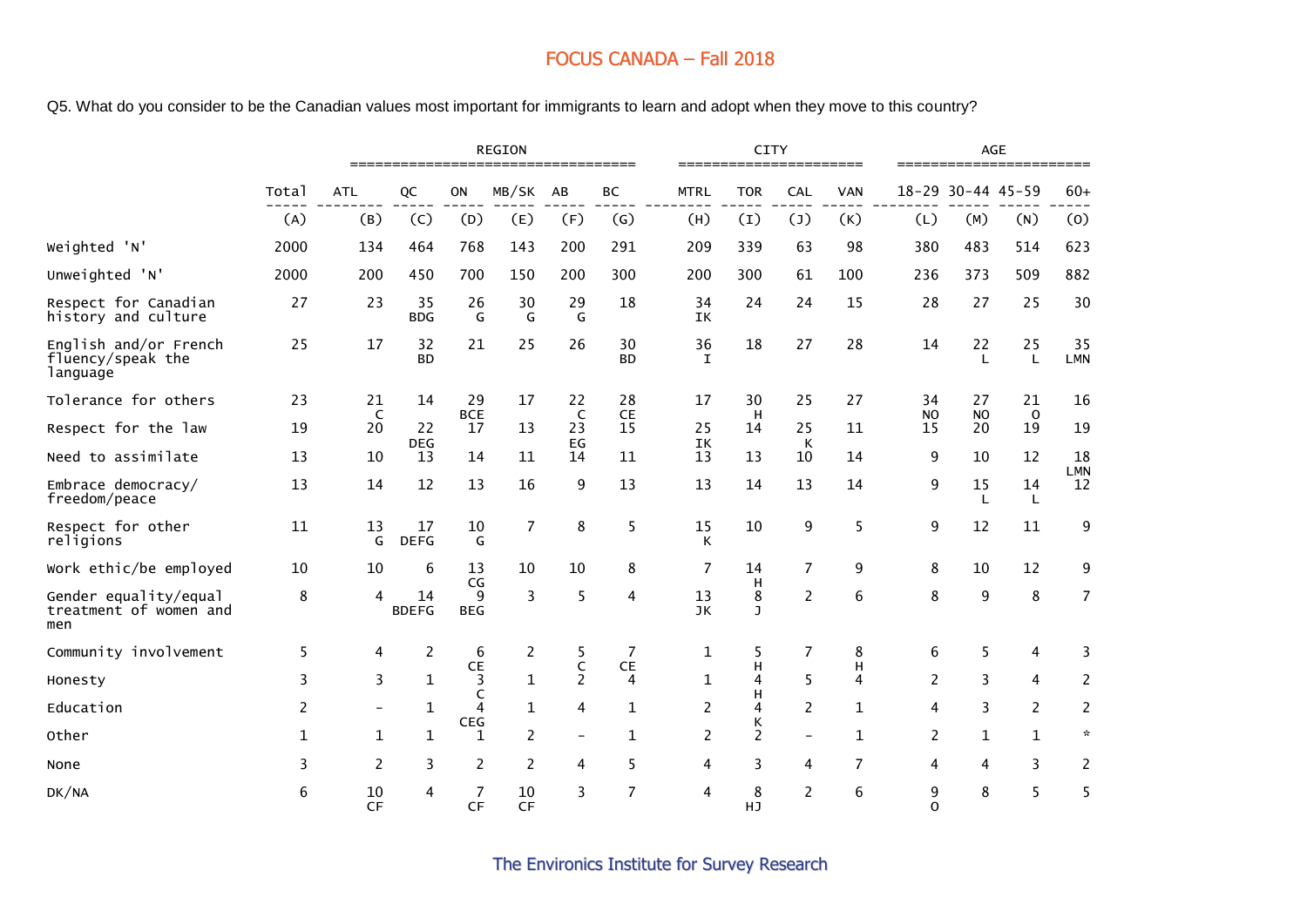# FOCUS CANADA – Fall 2018

Q5. What do you consider to be the Canadian values most important for immigrants to learn and adopt when they move to this country?

| | Total | REGION | | | | | | CITY | | | | AGE | | | |
|---|---|---|---|---|---|---|---|---|---|---|---|---|---|---|---|
| | Total | ATL | QC | ON | MB/SK | AB | BC | MTRL | TOR | CAL | VAN | 18-29 | 30-44 | 45-59 | 60+ |
| | (A) | (B) | (C) | (D) | (E) | (F) | (G) | (H) | (I) | (J) | (K) | (L) | (M) | (N) | (O) |
| Weighted 'N' | 2000 | 134 | 464 | 768 | 143 | 200 | 291 | 209 | 339 | 63 | 98 | 380 | 483 | 514 | 623 |
| Unweighted 'N' | 2000 | 200 | 450 | 700 | 150 | 200 | 300 | 200 | 300 | 61 | 100 | 236 | 373 | 509 | 882 |
| Respect for Canadian history and culture | 27 | 23 | 35 BDG | 26 G | 30 G | 29 G | 18 | 34 IK | 24 | 24 | 15 | 28 | 27 | 25 | 30 |
| English and/or French fluency/speak the language | 25 | 17 | 32 BD | 21 | 25 | 26 | 30 BD | 36 I | 18 | 27 | 28 | 14 | 22 L | 25 L | 35 LMN |
| Tolerance for others | 23 | 21 C | 14 | 29 BCE | 17 | 22 C | 28 CE | 17 | 30 H | 25 | 27 | 34 NO | 27 NO | 21 O | 16 |
| Respect for the law | 19 | 20 | 22 DEG | 17 | 13 | 23 EG | 15 | 25 IK | 14 | 25 K | 11 | 15 | 20 | 19 | 19 |
| Need to assimilate | 13 | 10 | 13 | 14 | 11 | 14 | 11 | 13 | 13 | 10 | 14 | 9 | 10 | 12 | 18 LMN |
| Embrace democracy/ freedom/peace | 13 | 14 | 12 | 13 | 16 | 9 | 13 | 13 | 14 | 13 | 14 | 9 | 15 L | 14 L | 12 |
| Respect for other religions | 11 | 13 G | 17 DEFG | 10 G | 7 | 8 | 5 | 15 K | 10 | 9 | 5 | 9 | 12 | 11 | 9 |
| Work ethic/be employed | 10 | 10 | 6 | 13 CG | 10 | 10 | 8 | 7 | 14 H | 7 | 9 | 8 | 10 | 12 | 9 |
| Gender equality/equal treatment of women and men | 8 | 4 | 14 BDEFG | 9 BEG | 3 | 5 | 4 | 13 JK | 8 J | 2 | 6 | 8 | 9 | 8 | 7 |
| Community involvement | 5 | 4 | 2 | 6 CE | 2 | 5 C | 7 CE | 1 | 5 H | 7 | 8 H | 6 | 5 | 4 | 3 |
| Honesty | 3 | 3 | 1 | 3 C | 1 | 2 | 4 | 1 | 4 H | 5 | 4 | 2 | 3 | 4 | 2 |
| Education | 2 | - | 1 | 4 CEG | 1 | 4 | 1 | 2 | 4 K | 2 | 1 | 4 | 3 | 2 | 2 |
| Other | 1 | 1 | 1 | 1 | 2 | - | 1 | 2 | 2 | - | 1 | 2 | 1 | 1 | * |
| None | 3 | 2 | 3 | 2 | 2 | 4 | 5 | 4 | 3 | 4 | 7 | 4 | 4 | 3 | 2 |
| DK/NA | 6 | 10 CF | 4 | 7 CF | 10 CF | 3 | 7 | 4 | 8 HJ | 2 | 6 | 9 O | 8 | 5 | 5 |

The Environics Institute for Survey Research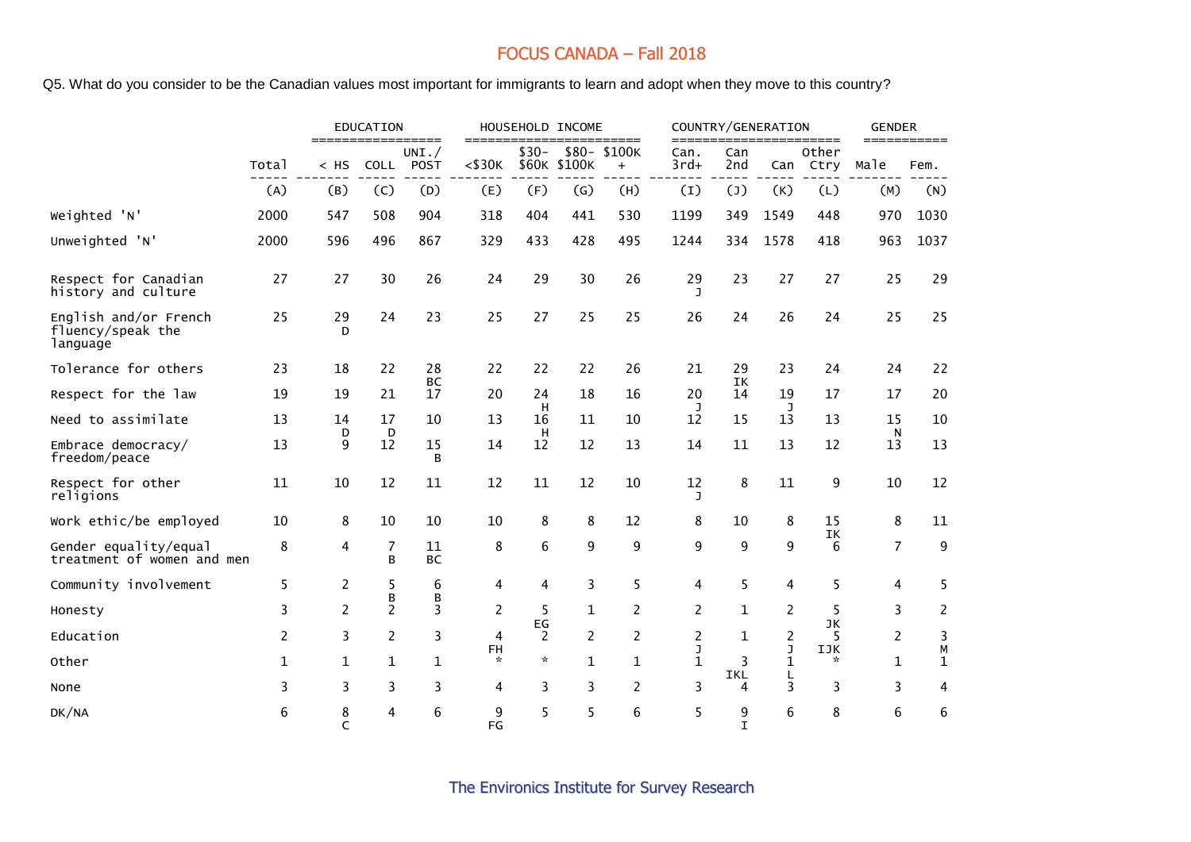# FOCUS CANADA – Fall 2018

Q5. What do you consider to be the Canadian values most important for immigrants to learn and adopt when they move to this country?

| | Total | EDUCATION | | | HOUSEHOLD INCOME | | | | COUNTRY/GENERATION | | | | GENDER | |
|---|---|---|---|---|---|---|---|---|---|---|---|---|---|---|
| | | < HS | COLL | UNI./ POST | <$30K | $30- $60K | $80- $100K | $100K + | Can. 3rd+ | Can 2nd | Can | Other Ctry | Male | Fem. |
| | (A) | (B) | (C) | (D) | (E) | (F) | (G) | (H) | (I) | (J) | (K) | (L) | (M) | (N) |
| Weighted 'N' | 2000 | 547 | 508 | 904 | 318 | 404 | 441 | 530 | 1199 | 349 | 1549 | 448 | 970 | 1030 |
| Unweighted 'N' | 2000 | 596 | 496 | 867 | 329 | 433 | 428 | 495 | 1244 | 334 | 1578 | 418 | 963 | 1037 |
| Respect for Canadian history and culture | 27 | 27 | 30 | 26 | 24 | 29 | 30 | 26 | 29 J | 23 | 27 | 27 | 25 | 29 |
| English and/or French fluency/speak the language | 25 | 29 D | 24 | 23 | 25 | 27 | 25 | 25 | 26 | 24 | 26 | 24 | 25 | 25 |
| Tolerance for others | 23 | 18 | 22 | 28 BC | 22 | 22 | 22 | 26 | 21 | 29 IK | 23 | 24 | 24 | 22 |
| Respect for the law | 19 | 19 | 21 | 17 | 20 | 24 H | 18 | 16 | 20 J | 14 | 19 J | 17 | 17 | 20 |
| Need to assimilate | 13 | 14 D | 17 D | 10 | 13 | 16 H | 11 | 10 | 12 | 15 | 13 | 13 | 15 N | 10 |
| Embrace democracy/ freedom/peace | 13 | 9 | 12 | 15 B | 14 | 12 | 12 | 13 | 14 | 11 | 13 | 12 | 13 | 13 |
| Respect for other religions | 11 | 10 | 12 | 11 | 12 | 11 | 12 | 10 | 12 J | 8 | 11 | 9 | 10 | 12 |
| Work ethic/be employed | 10 | 8 | 10 | 10 | 10 | 8 | 8 | 12 | 8 | 10 | 8 | 15 IK | 8 | 11 |
| Gender equality/equal treatment of women and men | 8 | 4 | 7 B | 11 BC | 8 | 6 | 9 | 9 | 9 | 9 | 9 | 6 | 7 | 9 |
| Community involvement | 5 | 2 | 5 B | 6 B | 4 | 4 | 3 | 5 | 4 | 5 | 4 | 5 | 4 | 5 |
| Honesty | 3 | 2 | 2 | 3 | 2 | 5 EG | 1 | 2 | 2 | 1 | 2 | 5 JK | 3 | 2 |
| Education | 2 | 3 | 2 | 3 | 4 FH | 2 | 2 | 2 | 2 J | 1 | 2 J | 5 IJK | 2 | 3 M |
| Other | 1 | 1 | 1 | 1 | * | * | 1 | 1 | 1 | 3 IKL | 1 L | * | 1 | 1 |
| None | 3 | 3 | 3 | 3 | 4 | 3 | 3 | 2 | 3 | 4 | 3 | 3 | 3 | 4 |
| DK/NA | 6 | 8 C | 4 | 6 | 9 FG | 5 | 5 | 6 | 5 | 9 I | 6 | 8 | 6 | 6 |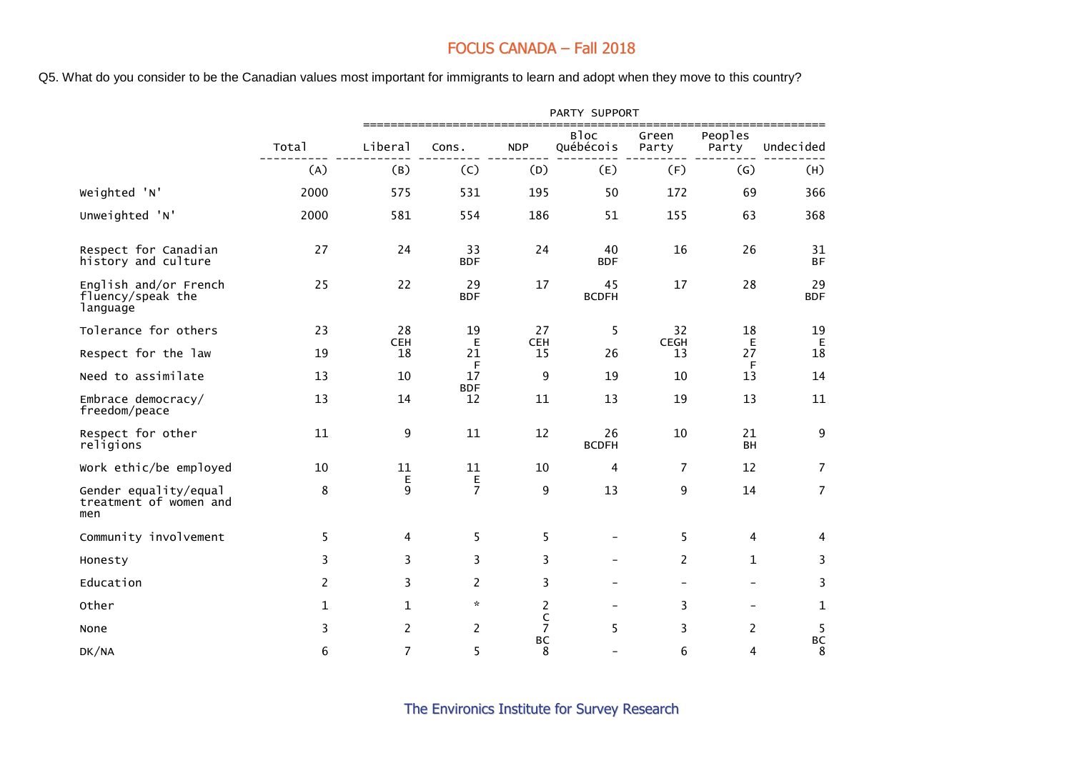## FOCUS CANADA – Fall 2018

Q5. What do you consider to be the Canadian values most important for immigrants to learn and adopt when they move to this country?

| | Total | PARTY SUPPORT | | | | | | |
|---|---|---|---|---|---|---|---|---|
| | | Liberal | Cons. | NDP | Bloc Québécois | Green Party | Peoples Party | Undecided |
| | (A) | (B) | (C) | (D) | (E) | (F) | (G) | (H) |
| Weighted 'N' | 2000 | 575 | 531 | 195 | 50 | 172 | 69 | 366 |
| Unweighted 'N' | 2000 | 581 | 554 | 186 | 51 | 155 | 63 | 368 |
| Respect for Canadian history and culture | 27 | 24 | 33 BDF | 24 | 40 BDF | 16 | 26 | 31 BF |
| English and/or French fluency/speak the language | 25 | 22 | 29 BDF | 17 | 45 BCDFH | 17 | 28 | 29 BDF |
| Tolerance for others | 23 | 28 CEH | 19 E | 27 CEH | 5 | 32 CEGH | 18 E | 19 E |
| Respect for the law | 19 | 18 | 21 F | 15 | 26 | 13 | 27 F | 18 |
| Need to assimilate | 13 | 10 | 17 BDF | 9 | 19 | 10 | 13 | 14 |
| Embrace democracy/ freedom/peace | 13 | 14 | 12 | 11 | 13 | 19 | 13 | 11 |
| Respect for other religions | 11 | 9 | 11 | 12 | 26 BCDFH | 10 | 21 BH | 9 |
| Work ethic/be employed | 10 | 11 E | 11 E | 10 | 4 | 7 | 12 | 7 |
| Gender equality/equal treatment of women and men | 8 | 9 | 7 | 9 | 13 | 9 | 14 | 7 |
| Community involvement | 5 | 4 | 5 | 5 | - | 5 | 4 | 4 |
| Honesty | 3 | 3 | 3 | 3 | - | 2 | 1 | 3 |
| Education | 2 | 3 | 2 | 3 | - | - | - | 3 |
| Other | 1 | 1 | * | 2 C | - | 3 | - | 1 |
| None | 3 | 2 | 2 | 7 BC | 5 | 3 | 2 | 5 BC |
| DK/NA | 6 | 7 | 5 | 8 | - | 6 | 4 | 8 |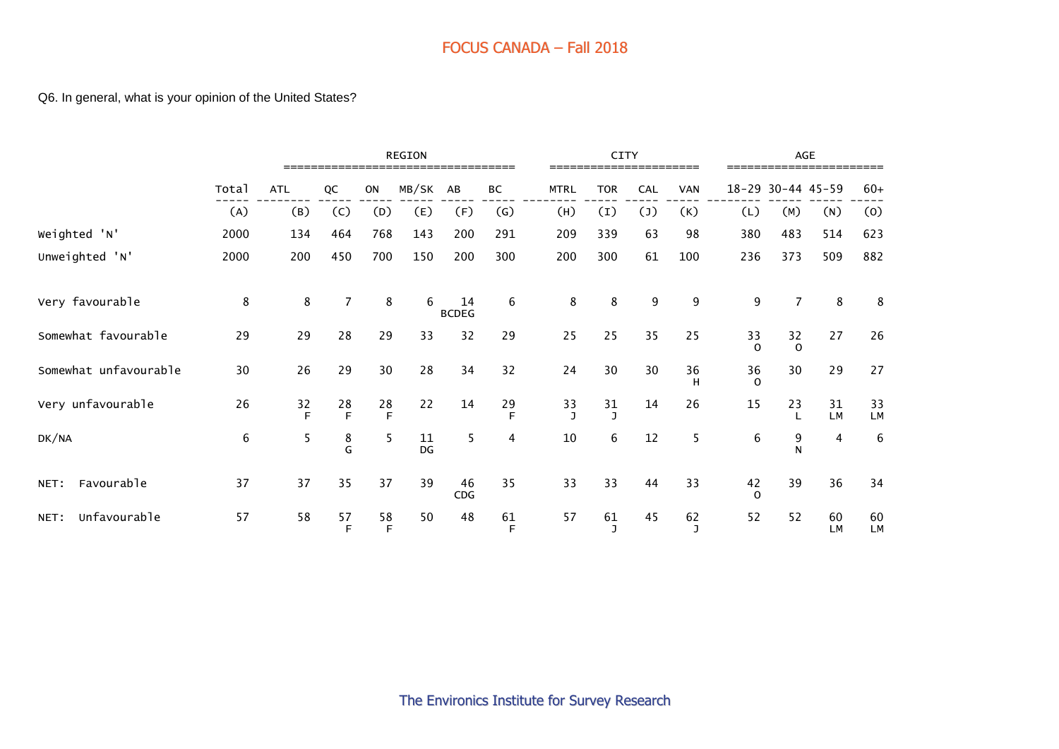## FOCUS CANADA – Fall 2018

Q6. In general, what is your opinion of the United States?

| | | REGION | | | | | | CITY | | | | AGE | | | |
|---|---|---|---|---|---|---|---|---|---|---|---|---|---|---|---|
| | Total | ATL | QC | ON | MB/SK | AB | BC | MTRL | TOR | CAL | VAN | 18-29 | 30-44 | 45-59 | 60+ |
| | (A) | (B) | (C) | (D) | (E) | (F) | (G) | (H) | (I) | (J) | (K) | (L) | (M) | (N) | (O) |
| Weighted 'N' | 2000 | 134 | 464 | 768 | 143 | 200 | 291 | 209 | 339 | 63 | 98 | 380 | 483 | 514 | 623 |
| Unweighted 'N' | 2000 | 200 | 450 | 700 | 150 | 200 | 300 | 200 | 300 | 61 | 100 | 236 | 373 | 509 | 882 |
| Very favourable | 8 | 8 | 7 | 8 | 6 | 14 BCDEG | 6 | 8 | 8 | 9 | 9 | 9 | 7 | 8 | 8 |
| Somewhat favourable | 29 | 29 | 28 | 29 | 33 | 32 | 29 | 25 | 25 | 35 | 25 | 33 O | 32 O | 27 | 26 |
| Somewhat unfavourable | 30 | 26 | 29 | 30 | 28 | 34 | 32 | 24 | 30 | 30 | 36 H | 36 O | 30 | 29 | 27 |
| Very unfavourable | 26 | 32 F | 28 F | 28 F | 22 | 14 | 29 F | 33 J | 31 J | 14 | 26 | 15 | 23 L | 31 LM | 33 LM |
| DK/NA | 6 | 5 | 8 G | 5 | 11 DG | 5 | 4 | 10 | 6 | 12 | 5 | 6 | 9 N | 4 | 6 |
| NET: Favourable | 37 | 37 | 35 | 37 | 39 | 46 CDG | 35 | 33 | 33 | 44 | 33 | 42 O | 39 | 36 | 34 |
| NET: Unfavourable | 57 | 58 | 57 F | 58 F | 50 | 48 | 61 F | 57 | 61 J | 45 | 62 J | 52 | 52 | 60 LM | 60 LM |

The Environics Institute for Survey Research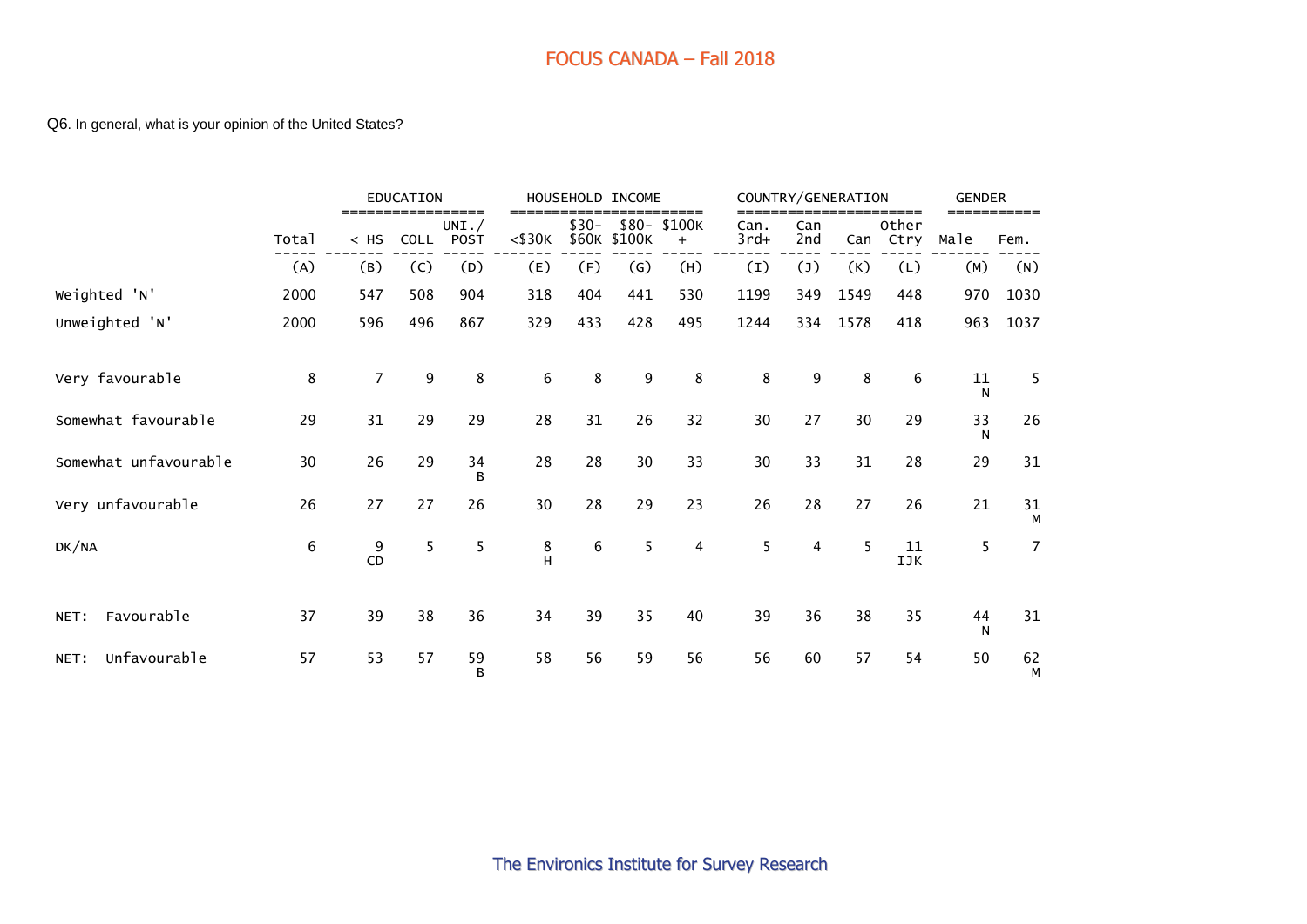# FOCUS CANADA – Fall 2018

Q6. In general, what is your opinion of the United States?

| | Total | EDUCATION | | | HOUSEHOLD INCOME | | | | COUNTRY/GENERATION | | | | GENDER | |
|---|---|---|---|---|---|---|---|---|---|---|---|---|---|---|
| | | < HS | COLL | UNI./ POST | <$30K | $30- $60K | $80- $100K | $100K + | Can. 3rd+ | Can 2nd | Can | Other Ctry | Male | Fem. |
| | (A) | (B) | (C) | (D) | (E) | (F) | (G) | (H) | (I) | (J) | (K) | (L) | (M) | (N) |
| Weighted 'N' | 2000 | 547 | 508 | 904 | 318 | 404 | 441 | 530 | 1199 | 349 | 1549 | 448 | 970 | 1030 |
| Unweighted 'N' | 2000 | 596 | 496 | 867 | 329 | 433 | 428 | 495 | 1244 | 334 | 1578 | 418 | 963 | 1037 |
| Very favourable | 8 | 7 | 9 | 8 | 6 | 8 | 9 | 8 | 8 | 9 | 8 | 6 | 11 N | 5 |
| Somewhat favourable | 29 | 31 | 29 | 29 | 28 | 31 | 26 | 32 | 30 | 27 | 30 | 29 | 33 N | 26 |
| Somewhat unfavourable | 30 | 26 | 29 | 34 B | 28 | 28 | 30 | 33 | 30 | 33 | 31 | 28 | 29 | 31 |
| Very unfavourable | 26 | 27 | 27 | 26 | 30 | 28 | 29 | 23 | 26 | 28 | 27 | 26 | 21 | 31 M |
| DK/NA | 6 | 9 CD | 5 | 5 | 8 H | 6 | 5 | 4 | 5 | 4 | 5 | 11 IJK | 5 | 7 |
| NET: Favourable | 37 | 39 | 38 | 36 | 34 | 39 | 35 | 40 | 39 | 36 | 38 | 35 | 44 N | 31 |
| NET: Unfavourable | 57 | 53 | 57 | 59 B | 58 | 56 | 59 | 56 | 56 | 60 | 57 | 54 | 50 | 62 M |

The Environics Institute for Survey Research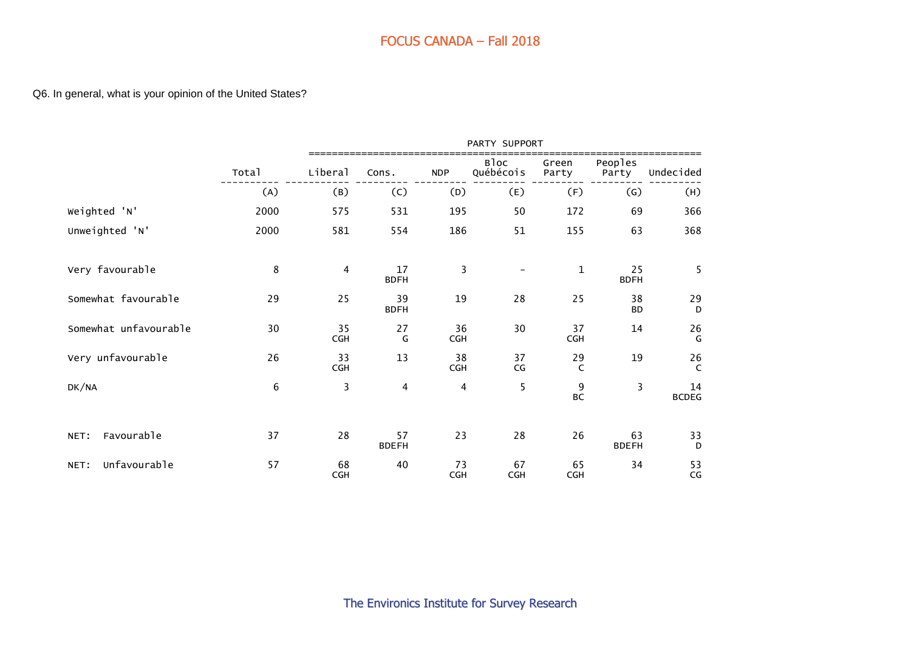# FOCUS CANADA – Fall 2018

Q6. In general, what is your opinion of the United States?

| | Total | PARTY SUPPORT | | | | | | |
|---|---|---|---|---|---|---|---|---|
| | Total | Liberal | Cons. | NDP | Bloc Québécois | Green Party | Peoples Party | Undecided |
| | (A) | (B) | (C) | (D) | (E) | (F) | (G) | (H) |
| Weighted 'N' | 2000 | 575 | 531 | 195 | 50 | 172 | 69 | 366 |
| Unweighted 'N' | 2000 | 581 | 554 | 186 | 51 | 155 | 63 | 368 |
| Very favourable | 8 | 4 | 17 BDFH | 3 | - | 1 | 25 BDFH | 5 |
| Somewhat favourable | 29 | 25 | 39 BDFH | 19 | 28 | 25 | 38 BD | 29 D |
| Somewhat unfavourable | 30 | 35 CGH | 27 G | 36 CGH | 30 | 37 CGH | 14 | 26 G |
| Very unfavourable | 26 | 33 CGH | 13 | 38 CGH | 37 CG | 29 C | 19 | 26 C |
| DK/NA | 6 | 3 | 4 | 4 | 5 | 9 BC | 3 | 14 BCDEG |
| NET: Favourable | 37 | 28 | 57 BDEFH | 23 | 28 | 26 | 63 BDEFH | 33 D |
| NET: Unfavourable | 57 | 68 CGH | 40 | 73 CGH | 67 CGH | 65 CGH | 34 | 53 CG |

The Environics Institute for Survey Research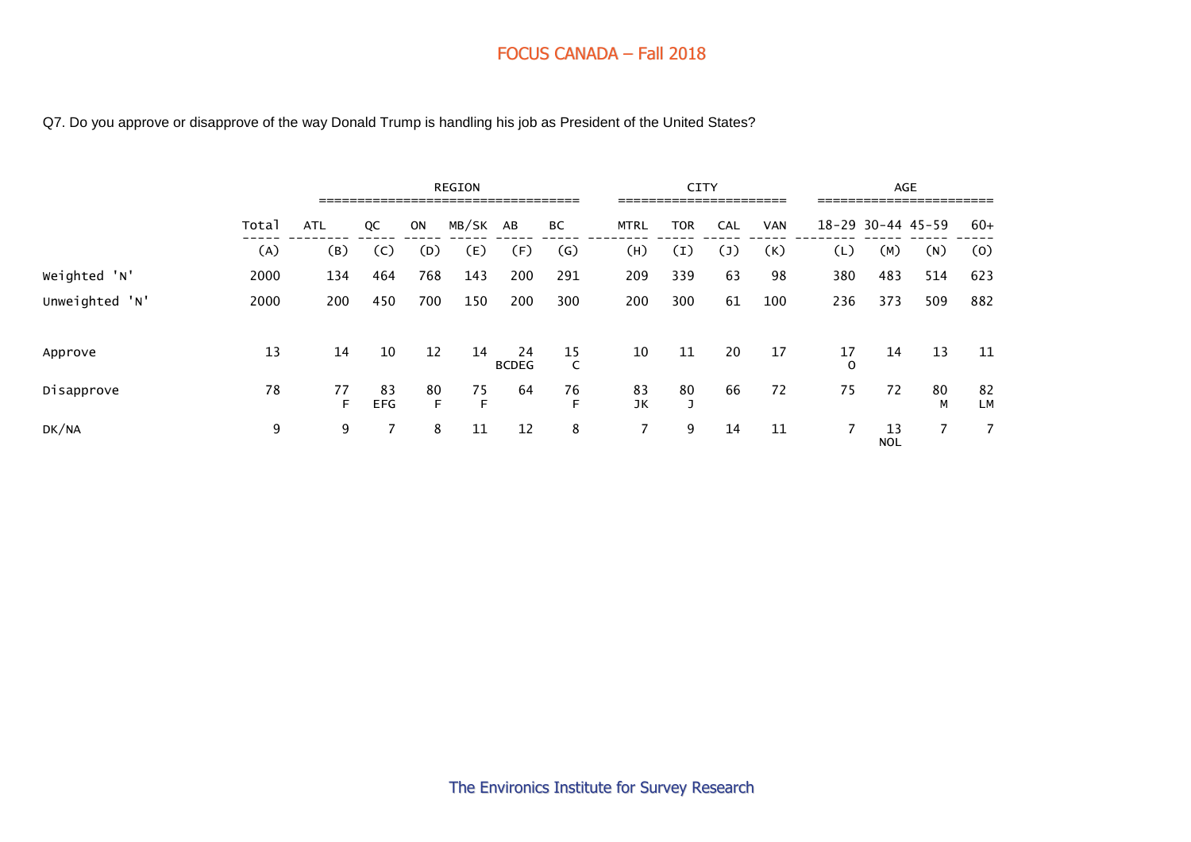## FOCUS CANADA – Fall 2018

Q7. Do you approve or disapprove of the way Donald Trump is handling his job as President of the United States?

| | | REGION | | | | | | CITY | | | | AGE | | | |
|---|---|---|---|---|---|---|---|---|---|---|---|---|---|---|---|
| | Total | ATL | QC | ON | MB/SK | AB | BC | MTRL | TOR | CAL | VAN | 18-29 | 30-44 | 45-59 | 60+ |
| | (A) | (B) | (C) | (D) | (E) | (F) | (G) | (H) | (I) | (J) | (K) | (L) | (M) | (N) | (O) |
| Weighted 'N' | 2000 | 134 | 464 | 768 | 143 | 200 | 291 | 209 | 339 | 63 | 98 | 380 | 483 | 514 | 623 |
| Unweighted 'N' | 2000 | 200 | 450 | 700 | 150 | 200 | 300 | 200 | 300 | 61 | 100 | 236 | 373 | 509 | 882 |
| Approve | 13 | 14 | 10 | 12 | 14 | 24 BCDEG | 15 C | 10 | 11 | 20 | 17 | 17 O | 14 | 13 | 11 |
| Disapprove | 78 | 77 F | 83 EFG | 80 F | 75 F | 64 | 76 F | 83 JK | 80 J | 66 | 72 | 75 | 72 | 80 M | 82 LM |
| DK/NA | 9 | 9 | 7 | 8 | 11 | 12 | 8 | 7 | 9 | 14 | 11 | 7 | 13 NOL | 7 | 7 |

The Environics Institute for Survey Research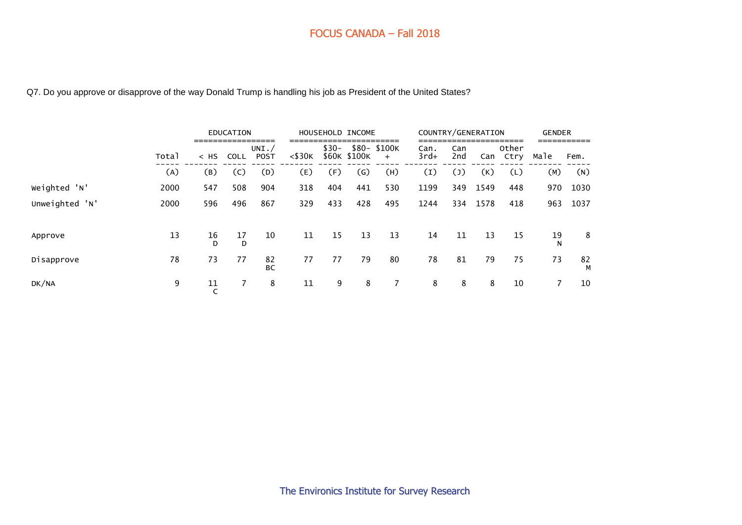FOCUS CANADA – Fall 2018

Q7. Do you approve or disapprove of the way Donald Trump is handling his job as President of the United States?

| | | EDUCATION | | | HOUSEHOLD INCOME | | | | COUNTRY/GENERATION | | | | GENDER | |
|---|---|---|---|---|---|---|---|---|---|---|---|---|---|---|
| | Total | < HS | COLL | UNI./ POST | <$30K | $30- $60K | $80- $100K | $100K + | Can. 3rd+ | Can 2nd | Can | Other Ctry | Male | Fem. |
| | (A) | (B) | (C) | (D) | (E) | (F) | (G) | (H) | (I) | (J) | (K) | (L) | (M) | (N) |
| Weighted 'N' | 2000 | 547 | 508 | 904 | 318 | 404 | 441 | 530 | 1199 | 349 | 1549 | 448 | 970 | 1030 |
| Unweighted 'N' | 2000 | 596 | 496 | 867 | 329 | 433 | 428 | 495 | 1244 | 334 | 1578 | 418 | 963 | 1037 |
| Approve | 13 | 16 D | 17 D | 10 | 11 | 15 | 13 | 13 | 14 | 11 | 13 | 15 | 19 N | 8 |
| Disapprove | 78 | 73 | 77 | 82 BC | 77 | 77 | 79 | 80 | 78 | 81 | 79 | 75 | 73 | 82 M |
| DK/NA | 9 | 11 C | 7 | 8 | 11 | 9 | 8 | 7 | 8 | 8 | 8 | 10 | 7 | 10 |

The Environics Institute for Survey Research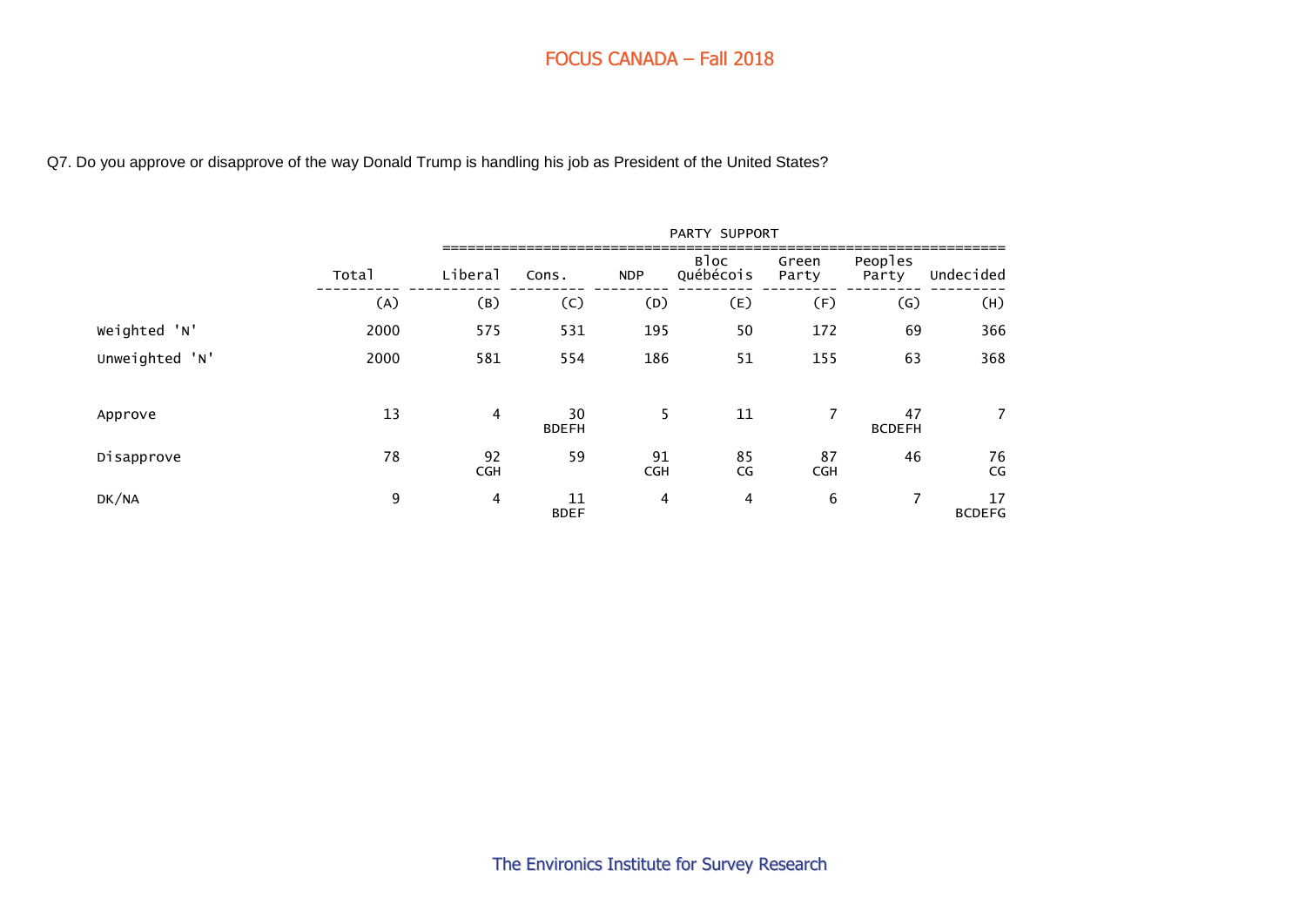FOCUS CANADA – Fall 2018

Q7. Do you approve or disapprove of the way Donald Trump is handling his job as President of the United States?

| | Total | PARTY SUPPORT | | | | | | |
|---|---|---|---|---|---|---|---|---|
| | | Liberal | Cons. | NDP | Bloc Québécois | Green Party | Peoples Party | Undecided |
| | (A) | (B) | (C) | (D) | (E) | (F) | (G) | (H) |
| Weighted 'N' | 2000 | 575 | 531 | 195 | 50 | 172 | 69 | 366 |
| Unweighted 'N' | 2000 | 581 | 554 | 186 | 51 | 155 | 63 | 368 |
| Approve | 13 | 4 | 30 BDEFH | 5 | 11 | 7 | 47 BCDEFH | 7 |
| Disapprove | 78 | 92 CGH | 59 | 91 CGH | 85 CG | 87 CGH | 46 | 76 CG |
| DK/NA | 9 | 4 | 11 BDEF | 4 | 4 | 6 | 7 | 17 BCDEFG |

The Environics Institute for Survey Research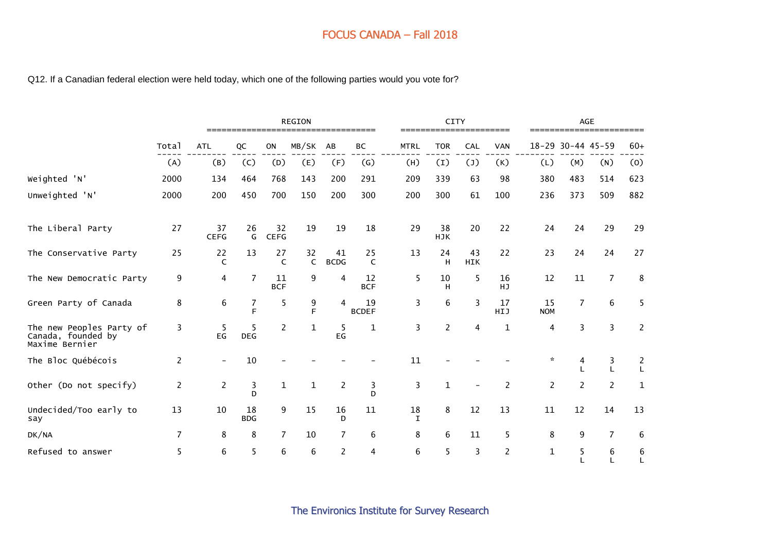## FOCUS CANADA – Fall 2018

Q12. If a Canadian federal election were held today, which one of the following parties would you vote for?

| | Total | REGION | | | | | | CITY | | | | AGE | | | |
|---|---|---|---|---|---|---|---|---|---|---|---|---|---|---|---|
| | Total | ATL | QC | ON | MB/SK | AB | BC | MTRL | TOR | CAL | VAN | 18-29 | 30-44 | 45-59 | 60+ |
| | (A) | (B) | (C) | (D) | (E) | (F) | (G) | (H) | (I) | (J) | (K) | (L) | (M) | (N) | (O) |
| Weighted 'N' | 2000 | 134 | 464 | 768 | 143 | 200 | 291 | 209 | 339 | 63 | 98 | 380 | 483 | 514 | 623 |
| Unweighted 'N' | 2000 | 200 | 450 | 700 | 150 | 200 | 300 | 200 | 300 | 61 | 100 | 236 | 373 | 509 | 882 |
| The Liberal Party | 27 | 37 CEFG | 26 G | 32 CEFG | 19 | 19 | 18 | 29 | 38 HJK | 20 | 22 | 24 | 24 | 29 | 29 |
| The Conservative Party | 25 | 22 C | 13 | 27 C | 32 C | 41 BCDG | 25 C | 13 | 24 H | 43 HIK | 22 | 23 | 24 | 24 | 27 |
| The New Democratic Party | 9 | 4 | 7 | 11 BCF | 9 | 4 | 12 BCF | 5 | 10 H | 5 | 16 HJ | 12 | 11 | 7 | 8 |
| Green Party of Canada | 8 | 6 | 7 F | 5 | 9 F | 4 | 19 BCDEF | 3 | 6 | 3 | 17 HIJ | 15 NOM | 7 | 6 | 5 |
| The new Peoples Party of Canada, founded by Maxime Bernier | 3 | 5 EG | 5 DEG | 2 | 1 | 5 EG | 1 | 3 | 2 | 4 | 1 | 4 | 3 | 3 | 2 |
| The Bloc Québécois | 2 | - | 10 | - | - | - | - | 11 | - | - | - | * | 4 L | 3 L | 2 L |
| Other (Do not specify) | 2 | 2 | 3 D | 1 | 1 | 2 | 3 D | 3 | 1 | - | 2 | 2 | 2 | 2 | 1 |
| Undecided/Too early to say | 13 | 10 | 18 BDG | 9 | 15 | 16 D | 11 | 18 I | 8 | 12 | 13 | 11 | 12 | 14 | 13 |
| DK/NA | 7 | 8 | 8 | 7 | 10 | 7 | 6 | 8 | 6 | 11 | 5 | 8 | 9 | 7 | 6 |
| Refused to answer | 5 | 6 | 5 | 6 | 6 | 2 | 4 | 6 | 5 | 3 | 2 | 1 | 5 L | 6 L | 6 L |

The Environics Institute for Survey Research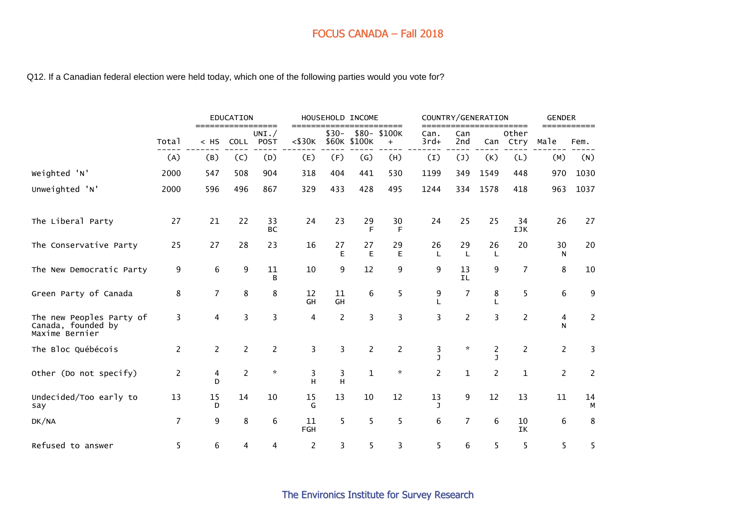Q12. If a Canadian federal election were held today, which one of the following parties would you vote for?

| | Total | EDUCATION | | | HOUSEHOLD INCOME | | | | COUNTRY/GENERATION | | | | GENDER | |
|---|---|---|---|---|---|---|---|---|---|---|---|---|---|---|
| | Total | < HS | COLL | UNI./ POST | <$30K | $30- $60K | $80- $100K | $100K + | Can. 3rd+ | Can 2nd | Can | Other Ctry | Male | Fem. |
| | (A) | (B) | (C) | (D) | (E) | (F) | (G) | (H) | (I) | (J) | (K) | (L) | (M) | (N) |
| Weighted 'N' | 2000 | 547 | 508 | 904 | 318 | 404 | 441 | 530 | 1199 | 349 | 1549 | 448 | 970 | 1030 |
| Unweighted 'N' | 2000 | 596 | 496 | 867 | 329 | 433 | 428 | 495 | 1244 | 334 | 1578 | 418 | 963 | 1037 |
| The Liberal Party | 27 | 21 | 22 | 33 BC | 24 | 23 | 29 F | 30 F | 24 | 25 | 25 | 34 IJK | 26 | 27 |
| The Conservative Party | 25 | 27 | 28 | 23 | 16 | 27 E | 27 E | 29 E | 26 L | 29 L | 26 L | 20 | 30 N | 20 |
| The New Democratic Party | 9 | 6 | 9 | 11 B | 10 | 9 | 12 | 9 | 9 | 13 IL | 9 | 7 | 8 | 10 |
| Green Party of Canada | 8 | 7 | 8 | 8 | 12 GH | 11 GH | 6 | 5 | 9 L | 7 | 8 L | 5 | 6 | 9 |
| The new Peoples Party of Canada, founded by Maxime Bernier | 3 | 4 | 3 | 3 | 4 | 2 | 3 | 3 | 3 | 2 | 3 | 2 | 4 N | 2 |
| The Bloc Québécois | 2 | 2 | 2 | 2 | 3 | 3 | 2 | 2 | 3 J | * | 2 J | 2 | 2 | 3 |
| Other (Do not specify) | 2 | 4 D | 2 | * | 3 H | 3 H | 1 | * | 2 | 1 | 2 | 1 | 2 | 2 |
| Undecided/Too early to say | 13 | 15 D | 14 | 10 | 15 G | 13 | 10 | 12 | 13 J | 9 | 12 | 13 | 11 | 14 M |
| DK/NA | 7 | 9 | 8 | 6 | 11 FGH | 5 | 5 | 5 | 6 | 7 | 6 | 10 IK | 6 | 8 |
| Refused to answer | 5 | 6 | 4 | 4 | 2 | 3 | 5 | 3 | 5 | 6 | 5 | 5 | 5 | 5 |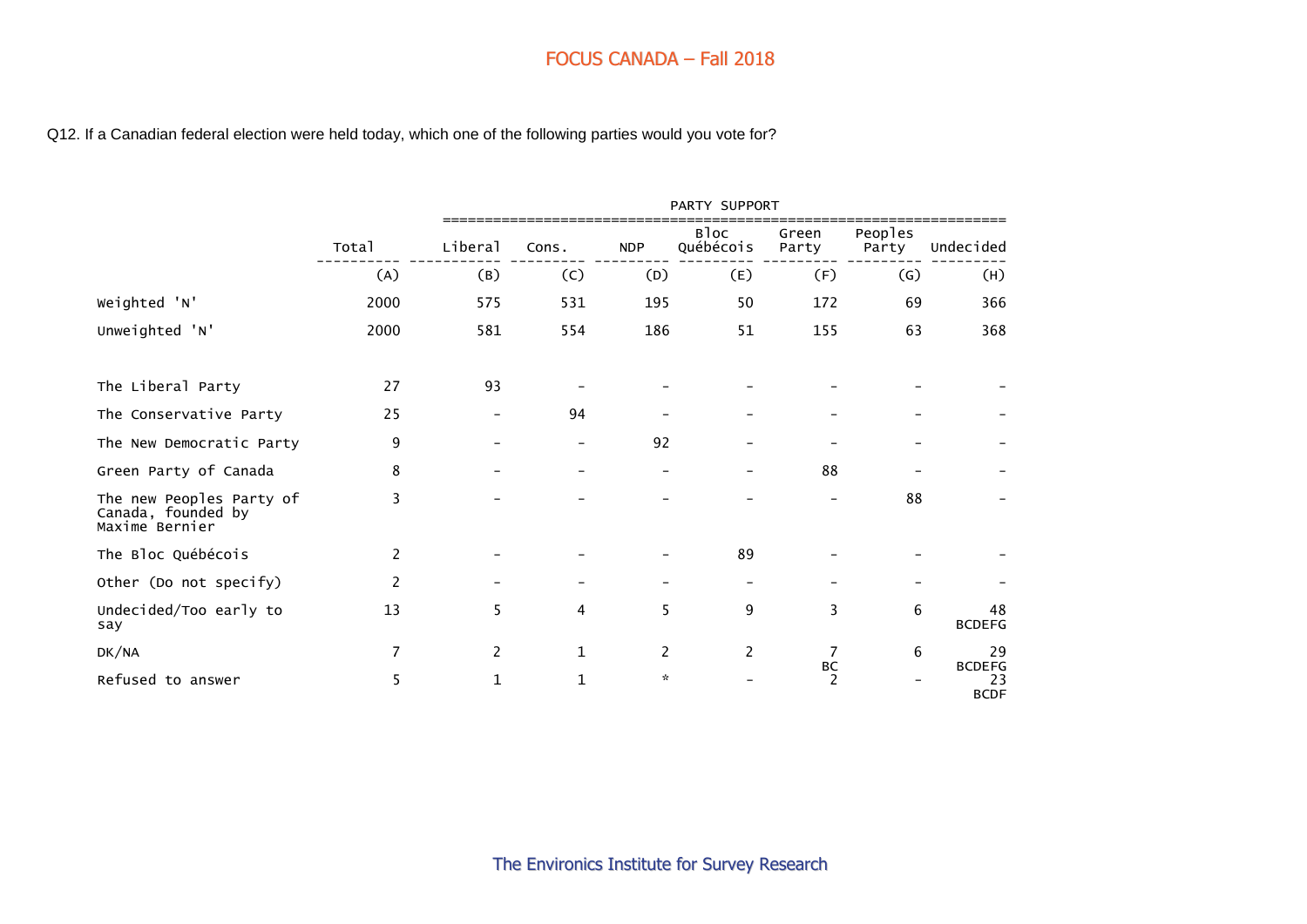Q12. If a Canadian federal election were held today, which one of the following parties would you vote for?

| | Total | PARTY SUPPORT | | | | | | |
|---|---|---|---|---|---|---|---|---|
| | Total | Liberal | Cons. | NDP | Bloc Québécois | Green Party | Peoples Party | Undecided |
| | (A) | (B) | (C) | (D) | (E) | (F) | (G) | (H) |
| Weighted 'N' | 2000 | 575 | 531 | 195 | 50 | 172 | 69 | 366 |
| Unweighted 'N' | 2000 | 581 | 554 | 186 | 51 | 155 | 63 | 368 |
| The Liberal Party | 27 | 93 | - | - | - | - | - | - |
| The Conservative Party | 25 | - | 94 | - | - | - | - | - |
| The New Democratic Party | 9 | - | - | 92 | - | - | - | - |
| Green Party of Canada | 8 | - | - | - | - | 88 | - | - |
| The new Peoples Party of Canada, founded by Maxime Bernier | 3 | - | - | - | - | - | 88 | - |
| The Bloc Québécois | 2 | - | - | - | 89 | - | - | - |
| Other (Do not specify) | 2 | - | - | - | - | - | - | - |
| Undecided/Too early to say | 13 | 5 | 4 | 5 | 9 | 3 | 6 | 48 BCDEFG |
| DK/NA | 7 | 2 | 1 | 2 | 2 | 7 BC | 6 | 29 BCDEFG |
| Refused to answer | 5 | 1 | 1 | * | - | 2 | - | 23 BCDF |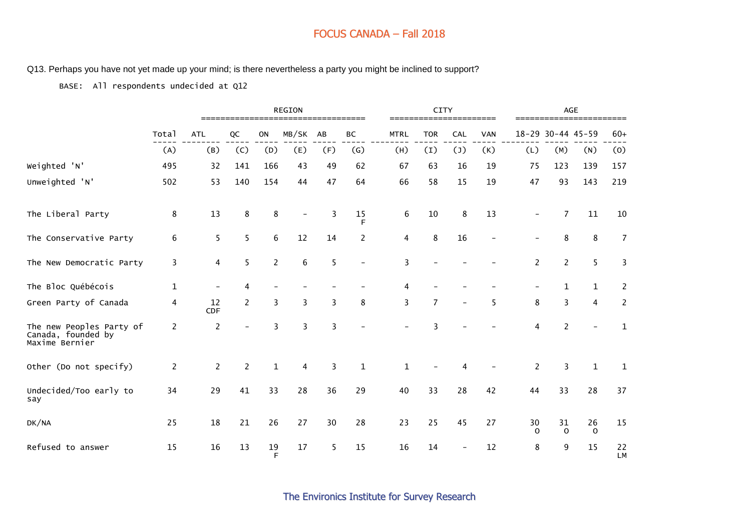## FOCUS CANADA – Fall 2018

Q13. Perhaps you have not yet made up your mind; is there nevertheless a party you might be inclined to support?

BASE: All respondents undecided at Q12

| | | REGION | | | | | | CITY | | | | AGE | | | |
|---|---|---|---|---|---|---|---|---|---|---|---|---|---|---|---|
| | Total | ATL | QC | ON | MB/SK | AB | BC | MTRL | TOR | CAL | VAN | 18-29 | 30-44 | 45-59 | 60+ |
| | (A) | (B) | (C) | (D) | (E) | (F) | (G) | (H) | (I) | (J) | (K) | (L) | (M) | (N) | (O) |
| Weighted 'N' | 495 | 32 | 141 | 166 | 43 | 49 | 62 | 67 | 63 | 16 | 19 | 75 | 123 | 139 | 157 |
| Unweighted 'N' | 502 | 53 | 140 | 154 | 44 | 47 | 64 | 66 | 58 | 15 | 19 | 47 | 93 | 143 | 219 |
| The Liberal Party | 8 | 13 | 8 | 8 | - | 3 | 15 F | 6 | 10 | 8 | 13 | - | 7 | 11 | 10 |
| The Conservative Party | 6 | 5 | 5 | 6 | 12 | 14 | 2 | 4 | 8 | 16 | - | - | 8 | 8 | 7 |
| The New Democratic Party | 3 | 4 | 5 | 2 | 6 | 5 | - | 3 | - | - | - | 2 | 2 | 5 | 3 |
| The Bloc Québécois | 1 | - | 4 | - | - | - | - | 4 | - | - | - | - | 1 | 1 | 2 |
| Green Party of Canada | 4 | 12 CDF | 2 | 3 | 3 | 3 | 8 | 3 | 7 | - | 5 | 8 | 3 | 4 | 2 |
| The new Peoples Party of Canada, founded by Maxime Bernier | 2 | 2 | - | 3 | 3 | 3 | - | - | 3 | - | - | 4 | 2 | - | 1 |
| Other (Do not specify) | 2 | 2 | 2 | 1 | 4 | 3 | 1 | 1 | - | 4 | - | 2 | 3 | 1 | 1 |
| Undecided/Too early to say | 34 | 29 | 41 | 33 | 28 | 36 | 29 | 40 | 33 | 28 | 42 | 44 | 33 | 28 | 37 |
| DK/NA | 25 | 18 | 21 | 26 | 27 | 30 | 28 | 23 | 25 | 45 | 27 | 30 O | 31 O | 26 O | 15 |
| Refused to answer | 15 | 16 | 13 | 19 F | 17 | 5 | 15 | 16 | 14 | - | 12 | 8 | 9 | 15 | 22 LM |

The Environics Institute for Survey Research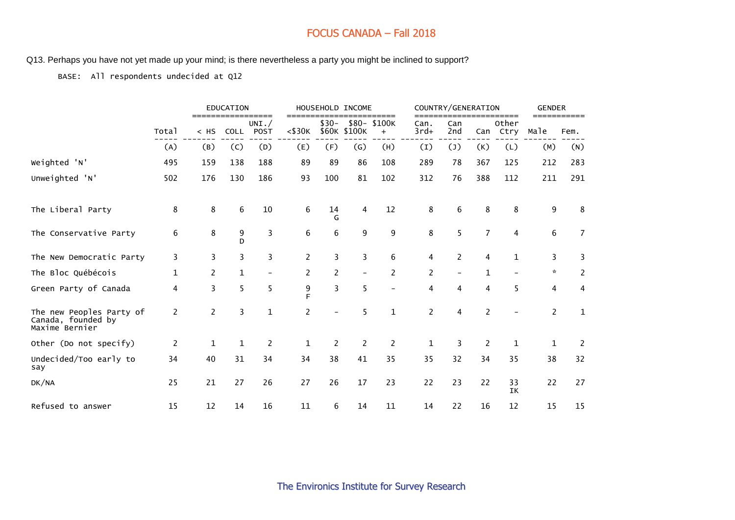# FOCUS CANADA – Fall 2018

Q13. Perhaps you have not yet made up your mind; is there nevertheless a party you might be inclined to support?

BASE: All respondents undecided at Q12

| | | EDUCATION | | | HOUSEHOLD INCOME | | | | COUNTRY/GENERATION | | | | GENDER | |
|---|---|---|---|---|---|---|---|---|---|---|---|---|---|---|
| | Total | < HS | COLL | UNI./ POST | <$30K | $30- $60K | $80- $100K | $100K + | Can. 3rd+ | Can 2nd | Can | Other Ctry | Male | Fem. |
| | (A) | (B) | (C) | (D) | (E) | (F) | (G) | (H) | (I) | (J) | (K) | (L) | (M) | (N) |
| Weighted 'N' | 495 | 159 | 138 | 188 | 89 | 89 | 86 | 108 | 289 | 78 | 367 | 125 | 212 | 283 |
| Unweighted 'N' | 502 | 176 | 130 | 186 | 93 | 100 | 81 | 102 | 312 | 76 | 388 | 112 | 211 | 291 |
| The Liberal Party | 8 | 8 | 6 | 10 | 6 | 14 G | 4 | 12 | 8 | 6 | 8 | 8 | 9 | 8 |
| The Conservative Party | 6 | 8 | 9 D | 3 | 6 | 6 | 9 | 9 | 8 | 5 | 7 | 4 | 6 | 7 |
| The New Democratic Party | 3 | 3 | 3 | 3 | 2 | 3 | 3 | 6 | 4 | 2 | 4 | 1 | 3 | 3 |
| The Bloc Québécois | 1 | 2 | 1 | - | 2 | 2 | - | 2 | 2 | - | 1 | - | * | 2 |
| Green Party of Canada | 4 | 3 | 5 | 5 | 9 F | 3 | 5 | - | 4 | 4 | 4 | 5 | 4 | 4 |
| The new Peoples Party of Canada, founded by Maxime Bernier | 2 | 2 | 3 | 1 | 2 | - | 5 | 1 | 2 | 4 | 2 | - | 2 | 1 |
| Other (Do not specify) | 2 | 1 | 1 | 2 | 1 | 2 | 2 | 2 | 1 | 3 | 2 | 1 | 1 | 2 |
| Undecided/Too early to say | 34 | 40 | 31 | 34 | 34 | 38 | 41 | 35 | 35 | 32 | 34 | 35 | 38 | 32 |
| DK/NA | 25 | 21 | 27 | 26 | 27 | 26 | 17 | 23 | 22 | 23 | 22 | 33 IK | 22 | 27 |
| Refused to answer | 15 | 12 | 14 | 16 | 11 | 6 | 14 | 11 | 14 | 22 | 16 | 12 | 15 | 15 |

The Environics Institute for Survey Research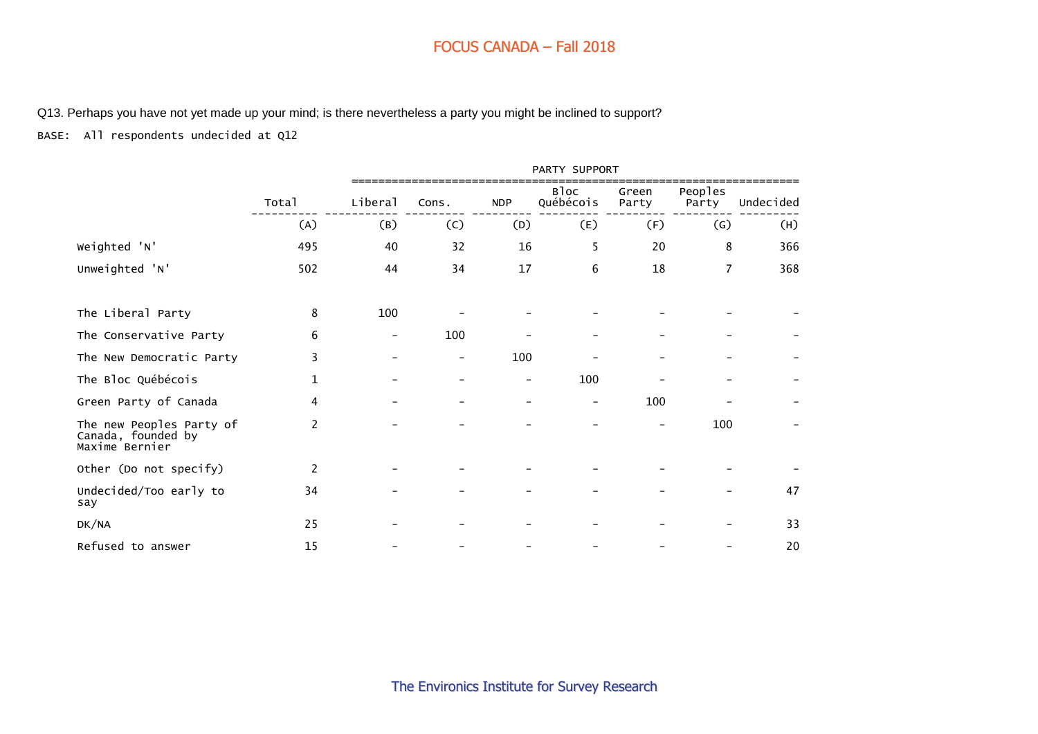Q13. Perhaps you have not yet made up your mind; is there nevertheless a party you might be inclined to support?

BASE: All respondents undecided at Q12

| | Total | PARTY SUPPORT | | | | | | |
|---|---|---|---|---|---|---|---|---|
| | | Liberal | Cons. | NDP | Bloc Québécois | Green Party | Peoples Party | Undecided |
| | (A) | (B) | (C) | (D) | (E) | (F) | (G) | (H) |
| Weighted 'N' | 495 | 40 | 32 | 16 | 5 | 20 | 8 | 366 |
| Unweighted 'N' | 502 | 44 | 34 | 17 | 6 | 18 | 7 | 368 |
| The Liberal Party | 8 | 100 | - | - | - | - | - | - |
| The Conservative Party | 6 | - | 100 | - | - | - | - | - |
| The New Democratic Party | 3 | - | - | 100 | - | - | - | - |
| The Bloc Québécois | 1 | - | - | - | 100 | - | - | - |
| Green Party of Canada | 4 | - | - | - | - | 100 | - | - |
| The new Peoples Party of Canada, founded by Maxime Bernier | 2 | - | - | - | - | - | 100 | - |
| Other (Do not specify) | 2 | - | - | - | - | - | - | - |
| Undecided/Too early to say | 34 | - | - | - | - | - | - | 47 |
| DK/NA | 25 | - | - | - | - | - | - | 33 |
| Refused to answer | 15 | - | - | - | - | - | - | 20 |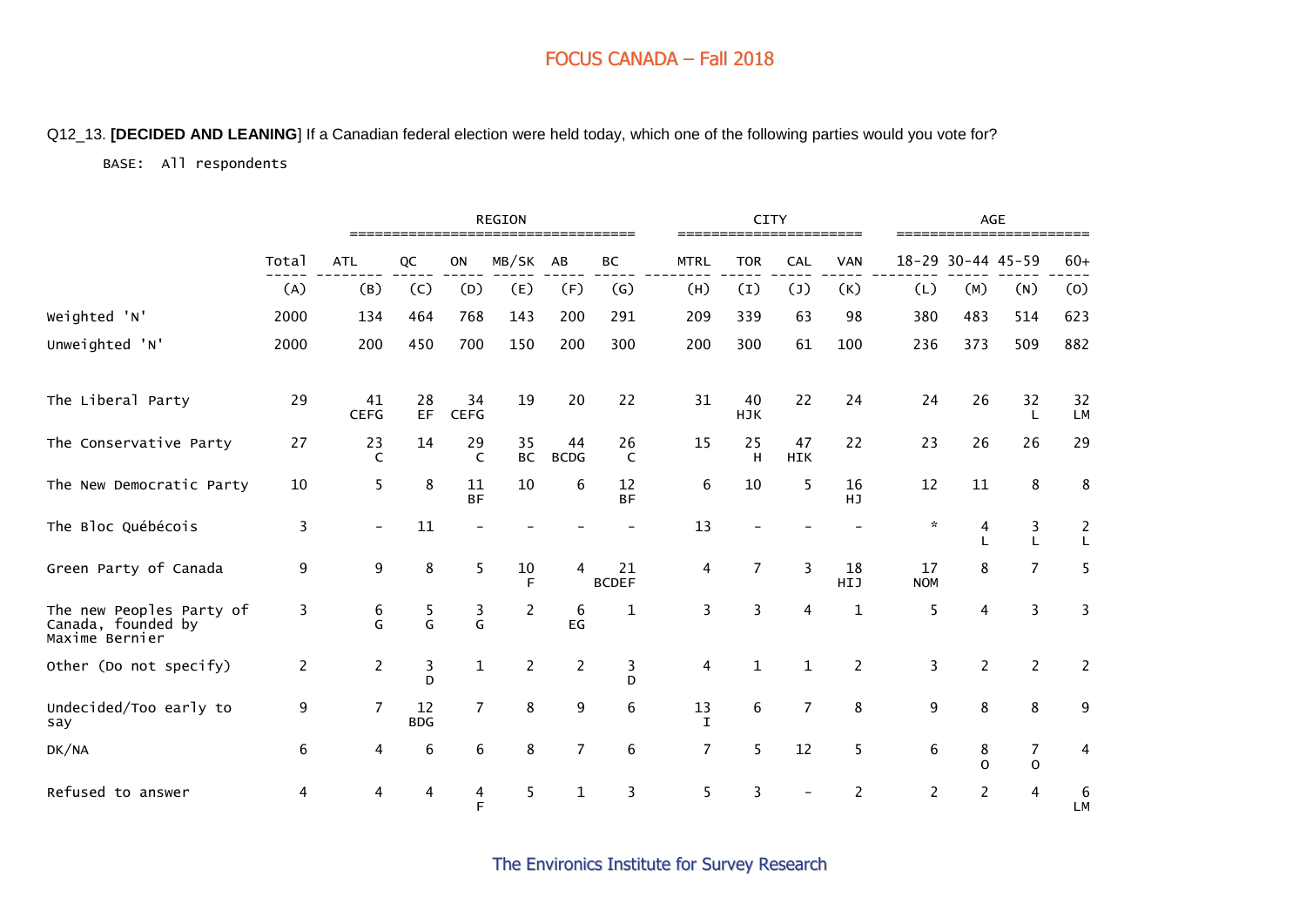Q12_13. **[DECIDED AND LEANING**] If a Canadian federal election were held today, which one of the following parties would you vote for?

BASE: All respondents

| | Total | REGION | | | | | | CITY | | | | AGE | | | |
|---|---|---|---|---|---|---|---|---|---|---|---|---|---|---|---|
| | | ATL | QC | ON | MB/SK | AB | BC | MTRL | TOR | CAL | VAN | 18-29 | 30-44 | 45-59 | 60+ |
| | (A) | (B) | (C) | (D) | (E) | (F) | (G) | (H) | (I) | (J) | (K) | (L) | (M) | (N) | (O) |
| Weighted 'N' | 2000 | 134 | 464 | 768 | 143 | 200 | 291 | 209 | 339 | 63 | 98 | 380 | 483 | 514 | 623 |
| Unweighted 'N' | 2000 | 200 | 450 | 700 | 150 | 200 | 300 | 200 | 300 | 61 | 100 | 236 | 373 | 509 | 882 |
| The Liberal Party | 29 | 41 CEFG | 28 EF | 34 CEFG | 19 | 20 | 22 | 31 | 40 HJK | 22 | 24 | 24 | 26 | 32 L | 32 LM |
| The Conservative Party | 27 | 23 C | 14 | 29 C | 35 BC | 44 BCDG | 26 C | 15 | 25 H | 47 HIK | 22 | 23 | 26 | 26 | 29 |
| The New Democratic Party | 10 | 5 | 8 | 11 BF | 10 | 6 | 12 BF | 6 | 10 | 5 | 16 HJ | 12 | 11 | 8 | 8 |
| The Bloc Québécois | 3 | - | 11 | - | - | - | - | 13 | - | - | - | * | 4 L | 3 L | 2 L |
| Green Party of Canada | 9 | 9 | 8 | 5 | 10 F | 4 | 21 BCDEF | 4 | 7 | 3 | 18 HIJ | 17 NOM | 8 | 7 | 5 |
| The new Peoples Party of Canada, founded by Maxime Bernier | 3 | 6 G | 5 G | 3 G | 2 | 6 EG | 1 | 3 | 3 | 4 | 1 | 5 | 4 | 3 | 3 |
| Other (Do not specify) | 2 | 2 | 3 D | 1 | 2 | 2 | 3 D | 4 | 1 | 1 | 2 | 3 | 2 | 2 | 2 |
| Undecided/Too early to say | 9 | 7 | 12 BDG | 7 | 8 | 9 | 6 | 13 I | 6 | 7 | 8 | 9 | 8 | 8 | 9 |
| DK/NA | 6 | 4 | 6 | 6 | 8 | 7 | 6 | 7 | 5 | 12 | 5 | 6 | 8 O | 7 O | 4 |
| Refused to answer | 4 | 4 | 4 | 4 F | 5 | 1 | 3 | 5 | 3 | - | 2 | 2 | 2 | 4 | 6 LM |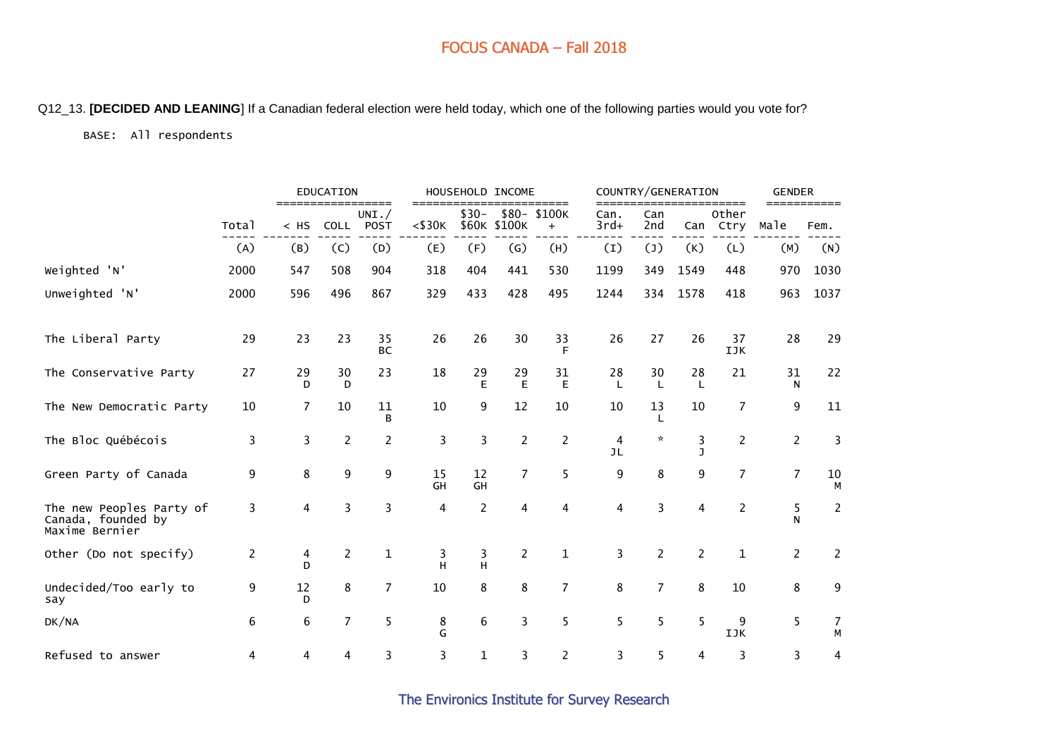# FOCUS CANADA – Fall 2018

Q12_13. **[DECIDED AND LEANING**] If a Canadian federal election were held today, which one of the following parties would you vote for?

BASE: All respondents

| | Total | EDUCATION | | | HOUSEHOLD INCOME | | | | COUNTRY/GENERATION | | | | GENDER | |
|---|---|---|---|---|---|---|---|---|---|---|---|---|---|---|
| | | < HS | COLL | UNI./ POST | <$30K | $30- $60K | $80- $100K | $100K + | Can. 3rd+ | Can 2nd | Can | Other Ctry | Male | Fem. |
| | (A) | (B) | (C) | (D) | (E) | (F) | (G) | (H) | (I) | (J) | (K) | (L) | (M) | (N) |
| Weighted 'N' | 2000 | 547 | 508 | 904 | 318 | 404 | 441 | 530 | 1199 | 349 | 1549 | 448 | 970 | 1030 |
| Unweighted 'N' | 2000 | 596 | 496 | 867 | 329 | 433 | 428 | 495 | 1244 | 334 | 1578 | 418 | 963 | 1037 |
| The Liberal Party | 29 | 23 | 23 | 35 BC | 26 | 26 | 30 | 33 F | 26 | 27 | 26 | 37 IJK | 28 | 29 |
| The Conservative Party | 27 | 29 D | 30 D | 23 | 18 | 29 E | 29 E | 31 E | 28 L | 30 L | 28 L | 21 | 31 N | 22 |
| The New Democratic Party | 10 | 7 | 10 | 11 B | 10 | 9 | 12 | 10 | 10 | 13 L | 10 | 7 | 9 | 11 |
| The Bloc Québécois | 3 | 3 | 2 | 2 | 3 | 3 | 2 | 2 | 4 JL | * | 3 J | 2 | 2 | 3 |
| Green Party of Canada | 9 | 8 | 9 | 9 | 15 GH | 12 GH | 7 | 5 | 9 | 8 | 9 | 7 | 7 | 10 M |
| The new Peoples Party of Canada, founded by Maxime Bernier | 3 | 4 | 3 | 3 | 4 | 2 | 4 | 4 | 4 | 3 | 4 | 2 | 5 N | 2 |
| Other (Do not specify) | 2 | 4 D | 2 | 1 | 3 H | 3 H | 2 | 1 | 3 | 2 | 2 | 1 | 2 | 2 |
| Undecided/Too early to say | 9 | 12 D | 8 | 7 | 10 | 8 | 8 | 7 | 8 | 7 | 8 | 10 | 8 | 9 |
| DK/NA | 6 | 6 | 7 | 5 | 8 G | 6 | 3 | 5 | 5 | 5 | 5 | 9 IJK | 5 | 7 M |
| Refused to answer | 4 | 4 | 4 | 3 | 3 | 1 | 3 | 2 | 3 | 5 | 4 | 3 | 3 | 4 |

The Environics Institute for Survey Research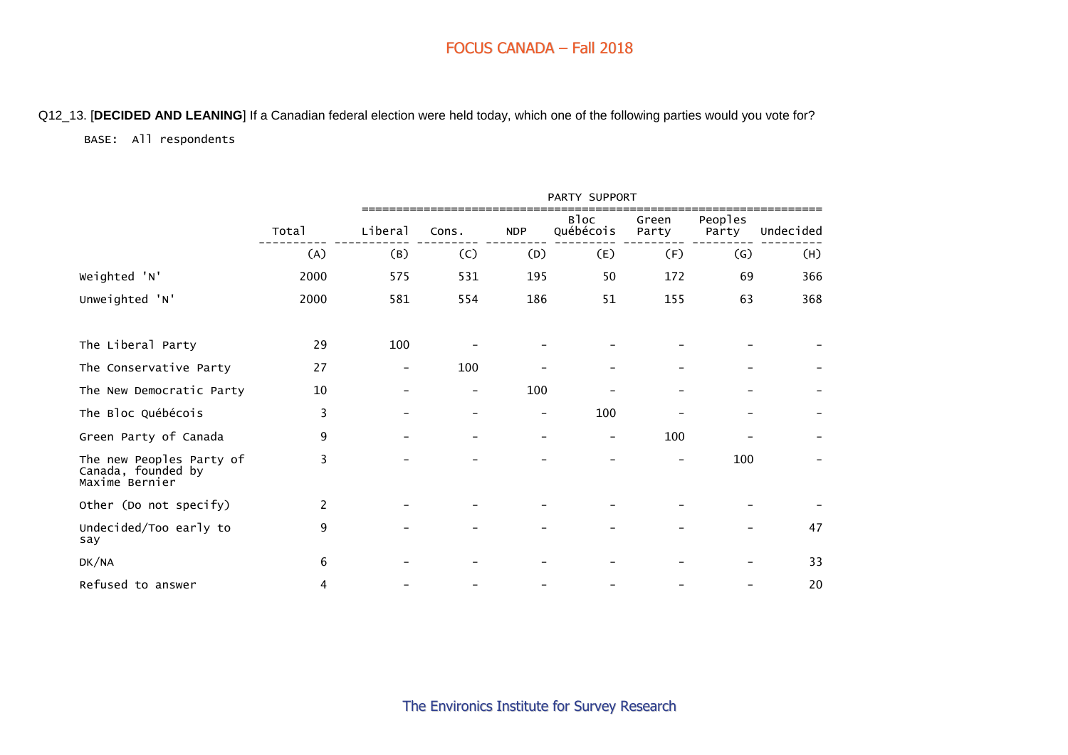Q12_13. [**DECIDED AND LEANING**] If a Canadian federal election were held today, which one of the following parties would you vote for?

BASE: All respondents

| | Total | PARTY SUPPORT | | | | | | |
|---|---|---|---|---|---|---|---|---|
| | Total | Liberal | Cons. | NDP | Bloc Québécois | Green Party | Peoples Party | Undecided |
| | (A) | (B) | (C) | (D) | (E) | (F) | (G) | (H) |
| Weighted 'N' | 2000 | 575 | 531 | 195 | 50 | 172 | 69 | 366 |
| Unweighted 'N' | 2000 | 581 | 554 | 186 | 51 | 155 | 63 | 368 |
| The Liberal Party | 29 | 100 | - | - | - | - | - | - |
| The Conservative Party | 27 | - | 100 | - | - | - | - | - |
| The New Democratic Party | 10 | - | - | 100 | - | - | - | - |
| The Bloc Québécois | 3 | - | - | - | 100 | - | - | - |
| Green Party of Canada | 9 | - | - | - | - | 100 | - | - |
| The new Peoples Party of Canada, founded by Maxime Bernier | 3 | - | - | - | - | - | 100 | - |
| Other (Do not specify) | 2 | - | - | - | - | - | - | - |
| Undecided/Too early to say | 9 | - | - | - | - | - | - | 47 |
| DK/NA | 6 | - | - | - | - | - | - | 33 |
| Refused to answer | 4 | - | - | - | - | - | - | 20 |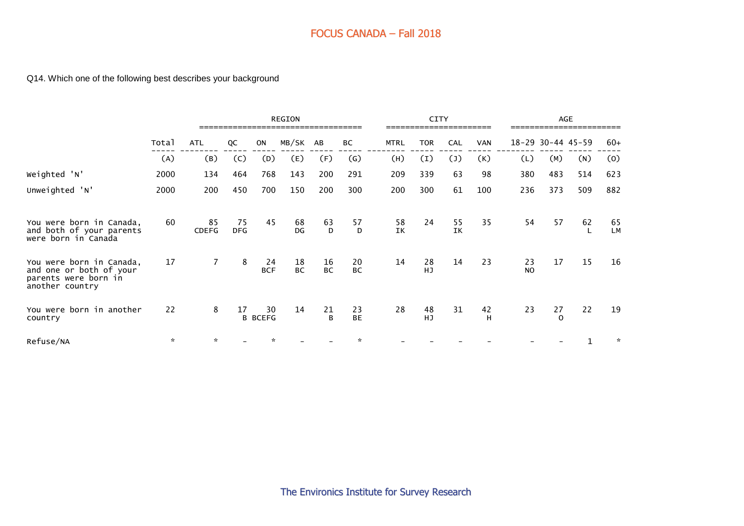# FOCUS CANADA – Fall 2018

Q14. Which one of the following best describes your background

| | Total | REGION | | | | | | CITY | | | | AGE | | | |
|---|---|---|---|---|---|---|---|---|---|---|---|---|---|---|---|
| | Total | ATL | QC | ON | MB/SK | AB | BC | MTRL | TOR | CAL | VAN | 18-29 | 30-44 | 45-59 | 60+ |
| | (A) | (B) | (C) | (D) | (E) | (F) | (G) | (H) | (I) | (J) | (K) | (L) | (M) | (N) | (O) |
| Weighted 'N' | 2000 | 134 | 464 | 768 | 143 | 200 | 291 | 209 | 339 | 63 | 98 | 380 | 483 | 514 | 623 |
| Unweighted 'N' | 2000 | 200 | 450 | 700 | 150 | 200 | 300 | 200 | 300 | 61 | 100 | 236 | 373 | 509 | 882 |
| You were born in Canada, and both of your parents were born in Canada | 60 | 85 CDEFG | 75 DFG | 45 | 68 DG | 63 D | 57 D | 58 IK | 24 | 55 IK | 35 | 54 | 57 | 62 L | 65 LM |
| You were born in Canada, and one or both of your parents were born in another country | 17 | 7 | 8 | 24 BCF | 18 BC | 16 BC | 20 BC | 14 | 28 HJ | 14 | 23 | 23 NO | 17 | 15 | 16 |
| You were born in another country | 22 | 8 | 17 B | 30 BCEFG | 14 | 21 B | 23 BE | 28 | 48 HJ | 31 | 42 H | 23 | 27 O | 22 | 19 |
| Refuse/NA | * | * | - | * | - | - | * | - | - | - | - | - | - | 1 | * |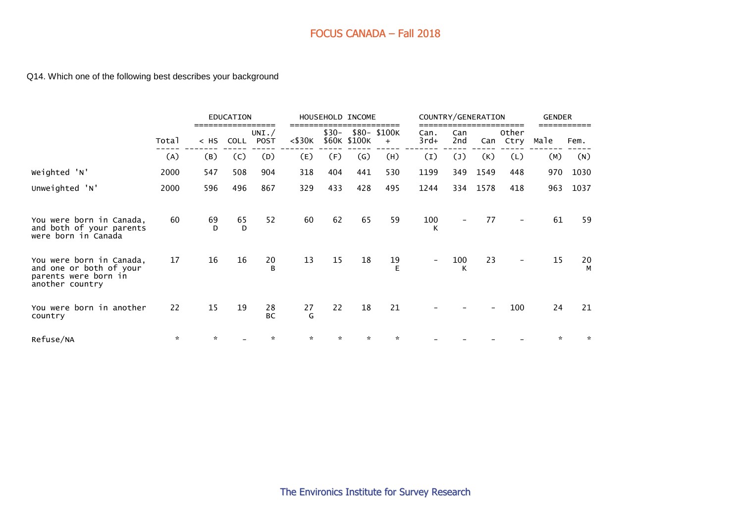# FOCUS CANADA – Fall 2018

Q14. Which one of the following best describes your background

| | Total | EDUCATION | | | HOUSEHOLD INCOME | | | | COUNTRY/GENERATION | | | | GENDER | |
|---|---|---|---|---|---|---|---|---|---|---|---|---|---|---|
| | | < HS | COLL | UNI./ POST | <$30K | $30- $60K | $80- $100K | $100K + | Can. 3rd+ | Can 2nd | Can | Other Ctry | Male | Fem. |
| | (A) | (B) | (C) | (D) | (E) | (F) | (G) | (H) | (I) | (J) | (K) | (L) | (M) | (N) |
| Weighted 'N' | 2000 | 547 | 508 | 904 | 318 | 404 | 441 | 530 | 1199 | 349 | 1549 | 448 | 970 | 1030 |
| Unweighted 'N' | 2000 | 596 | 496 | 867 | 329 | 433 | 428 | 495 | 1244 | 334 | 1578 | 418 | 963 | 1037 |
| You were born in Canada, and both of your parents were born in Canada | 60 | 69 D | 65 D | 52 | 60 | 62 | 65 | 59 | 100 K | - | 77 | - | 61 | 59 |
| You were born in Canada, and one or both of your parents were born in another country | 17 | 16 | 16 | 20 B | 13 | 15 | 18 | 19 E | - | 100 K | 23 | - | 15 | 20 M |
| You were born in another country | 22 | 15 | 19 | 28 BC | 27 G | 22 | 18 | 21 | - | - | - | 100 | 24 | 21 |
| Refuse/NA | * | * | - | * | * | * | * | * | - | - | - | - | * | * |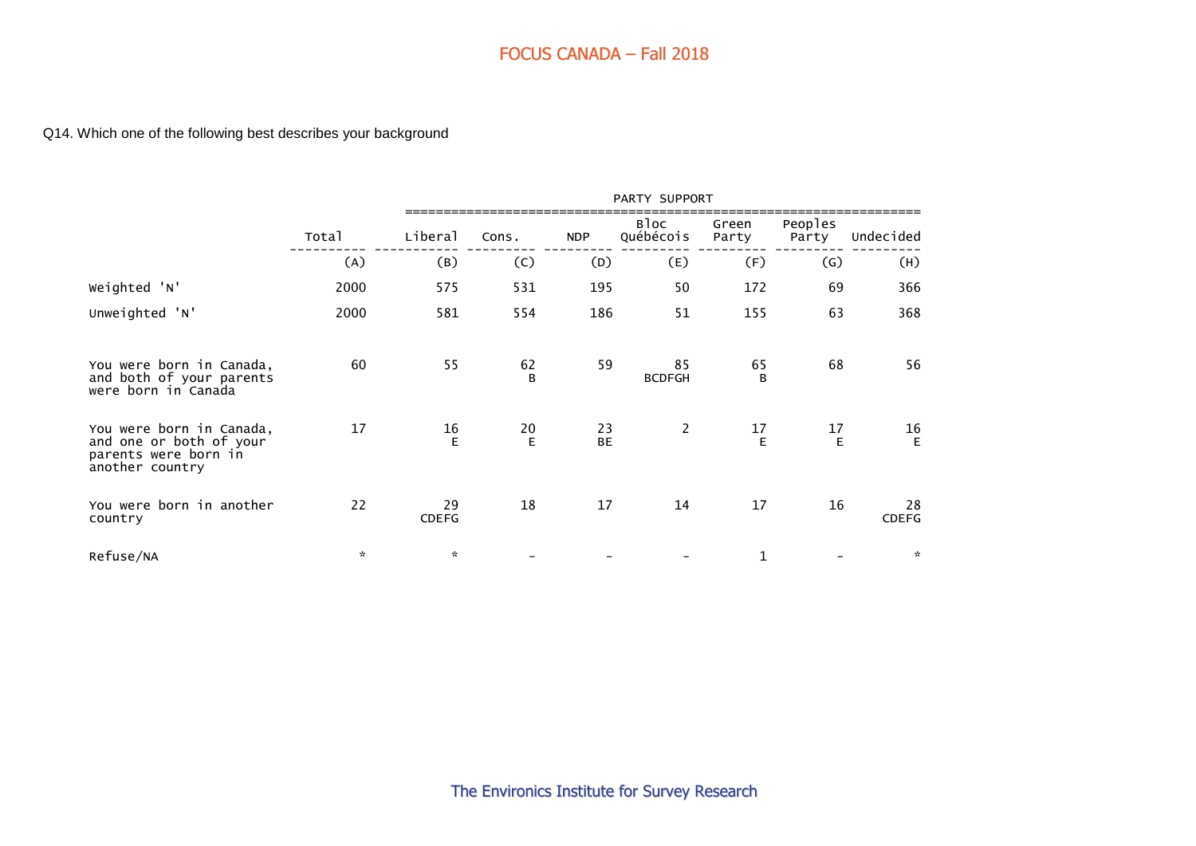# FOCUS CANADA – Fall 2018

Q14. Which one of the following best describes your background

| | Total | PARTY SUPPORT | | | | | | |
|---|---|---|---|---|---|---|---|---|
| | | Liberal | Cons. | NDP | Bloc Québécois | Green Party | Peoples Party | Undecided |
| | (A) | (B) | (C) | (D) | (E) | (F) | (G) | (H) |
| Weighted 'N' | 2000 | 575 | 531 | 195 | 50 | 172 | 69 | 366 |
| Unweighted 'N' | 2000 | 581 | 554 | 186 | 51 | 155 | 63 | 368 |
| You were born in Canada, and both of your parents were born in Canada | 60 | 55 | 62 B | 59 | 85 BCDFGH | 65 B | 68 | 56 |
| You were born in Canada, and one or both of your parents were born in another country | 17 | 16 E | 20 E | 23 BE | 2 | 17 E | 17 E | 16 E |
| You were born in another country | 22 | 29 CDEFG | 18 | 17 | 14 | 17 | 16 | 28 CDEFG |
| Refuse/NA | * | * | - | - | - | 1 | - | * |

The Environics Institute for Survey Research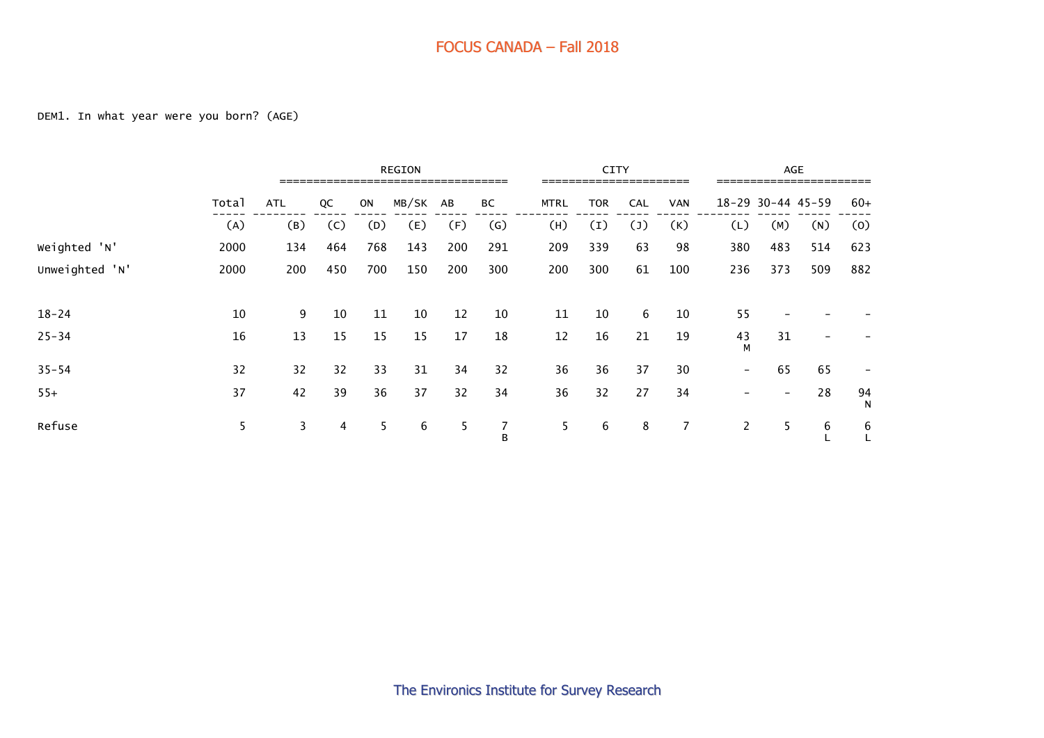DEM1. In what year were you born? (AGE)

| | Total | REGION | | | | | | CITY | | | | AGE | | | |
|---|---|---|---|---|---|---|---|---|---|---|---|---|---|---|---|
| | Total | ATL | QC | ON | MB/SK | AB | BC | MTRL | TOR | CAL | VAN | 18-29 | 30-44 | 45-59 | 60+ |
| | (A) | (B) | (C) | (D) | (E) | (F) | (G) | (H) | (I) | (J) | (K) | (L) | (M) | (N) | (O) |
| Weighted 'N' | 2000 | 134 | 464 | 768 | 143 | 200 | 291 | 209 | 339 | 63 | 98 | 380 | 483 | 514 | 623 |
| Unweighted 'N' | 2000 | 200 | 450 | 700 | 150 | 200 | 300 | 200 | 300 | 61 | 100 | 236 | 373 | 509 | 882 |
| 18-24 | 10 | 9 | 10 | 11 | 10 | 12 | 10 | 11 | 10 | 6 | 10 | 55 | - | - | - |
| 25-34 | 16 | 13 | 15 | 15 | 15 | 17 | 18 | 12 | 16 | 21 | 19 | 43 M | 31 | - | - |
| 35-54 | 32 | 32 | 32 | 33 | 31 | 34 | 32 | 36 | 36 | 37 | 30 | - | 65 | 65 | - |
| 55+ | 37 | 42 | 39 | 36 | 37 | 32 | 34 | 36 | 32 | 27 | 34 | - | - | 28 | 94 N |
| Refuse | 5 | 3 | 4 | 5 | 6 | 5 | 7 B | 5 | 6 | 8 | 7 | 2 | 5 | 6 L | 6 L |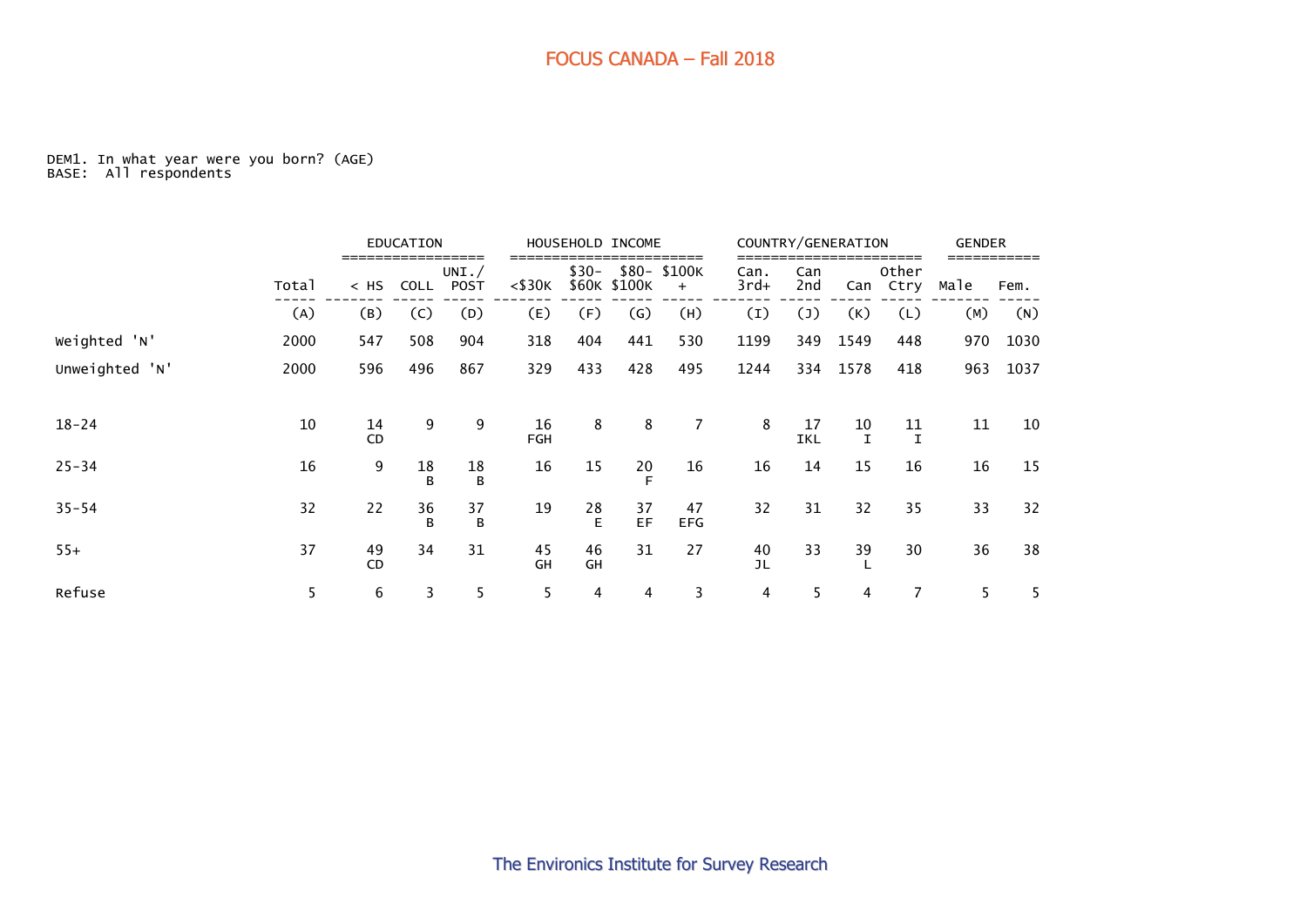# FOCUS CANADA – Fall 2018

DEM1. In what year were you born? (AGE)
BASE: All respondents

| | Total | EDUCATION | | | HOUSEHOLD INCOME | | | | COUNTRY/GENERATION | | | | GENDER | |
|---|---|---|---|---|---|---|---|---|---|---|---|---|---|---|
| | | < HS | COLL | UNI./ POST | <$30K | $30- $60K | $80- $100K | $100K + | Can. 3rd+ | Can 2nd | Can | Other Ctry | Male | Fem. |
| | (A) | (B) | (C) | (D) | (E) | (F) | (G) | (H) | (I) | (J) | (K) | (L) | (M) | (N) |
| Weighted 'N' | 2000 | 547 | 508 | 904 | 318 | 404 | 441 | 530 | 1199 | 349 | 1549 | 448 | 970 | 1030 |
| Unweighted 'N' | 2000 | 596 | 496 | 867 | 329 | 433 | 428 | 495 | 1244 | 334 | 1578 | 418 | 963 | 1037 |
| 18-24 | 10 | 14 CD | 9 | 9 | 16 FGH | 8 | 8 | 7 | 8 | 17 IKL | 10 I | 11 I | 11 | 10 |
| 25-34 | 16 | 9 | 18 B | 18 B | 16 | 15 | 20 F | 16 | 16 | 14 | 15 | 16 | 16 | 15 |
| 35-54 | 32 | 22 | 36 B | 37 B | 19 | 28 E | 37 EF | 47 EFG | 32 | 31 | 32 | 35 | 33 | 32 |
| 55+ | 37 | 49 CD | 34 | 31 | 45 GH | 46 GH | 31 | 27 | 40 JL | 33 | 39 L | 30 | 36 | 38 |
| Refuse | 5 | 6 | 3 | 5 | 5 | 4 | 4 | 3 | 4 | 5 | 4 | 7 | 5 | 5 |

The Environics Institute for Survey Research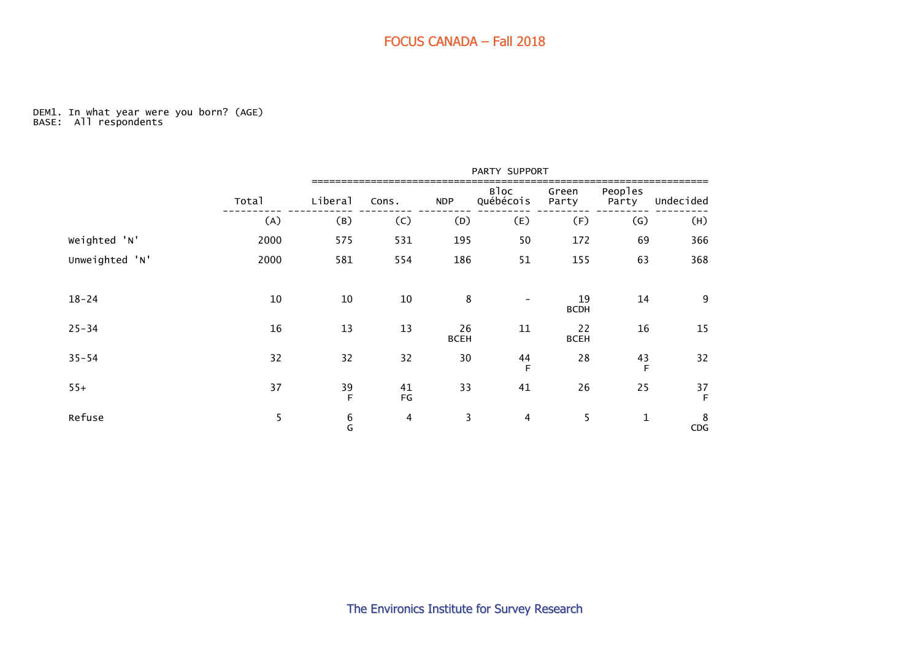# FOCUS CANADA – Fall 2018

DEM1. In what year were you born? (AGE)
BASE: All respondents

| | Total | PARTY SUPPORT | | | | | | |
|---|---|---|---|---|---|---|---|---|
| | | Liberal | Cons. | NDP | Bloc Québécois | Green Party | Peoples Party | Undecided |
| | (A) | (B) | (C) | (D) | (E) | (F) | (G) | (H) |
| Weighted 'N' | 2000 | 575 | 531 | 195 | 50 | 172 | 69 | 366 |
| Unweighted 'N' | 2000 | 581 | 554 | 186 | 51 | 155 | 63 | 368 |
| 18-24 | 10 | 10 | 10 | 8 | - | 19 BCDH | 14 | 9 |
| 25-34 | 16 | 13 | 13 | 26 BCEH | 11 | 22 BCEH | 16 | 15 |
| 35-54 | 32 | 32 | 32 | 30 | 44 F | 28 | 43 F | 32 |
| 55+ | 37 | 39 F | 41 FG | 33 | 41 | 26 | 25 | 37 F |
| Refuse | 5 | 6 G | 4 | 3 | 4 | 5 | 1 | 8 CDG |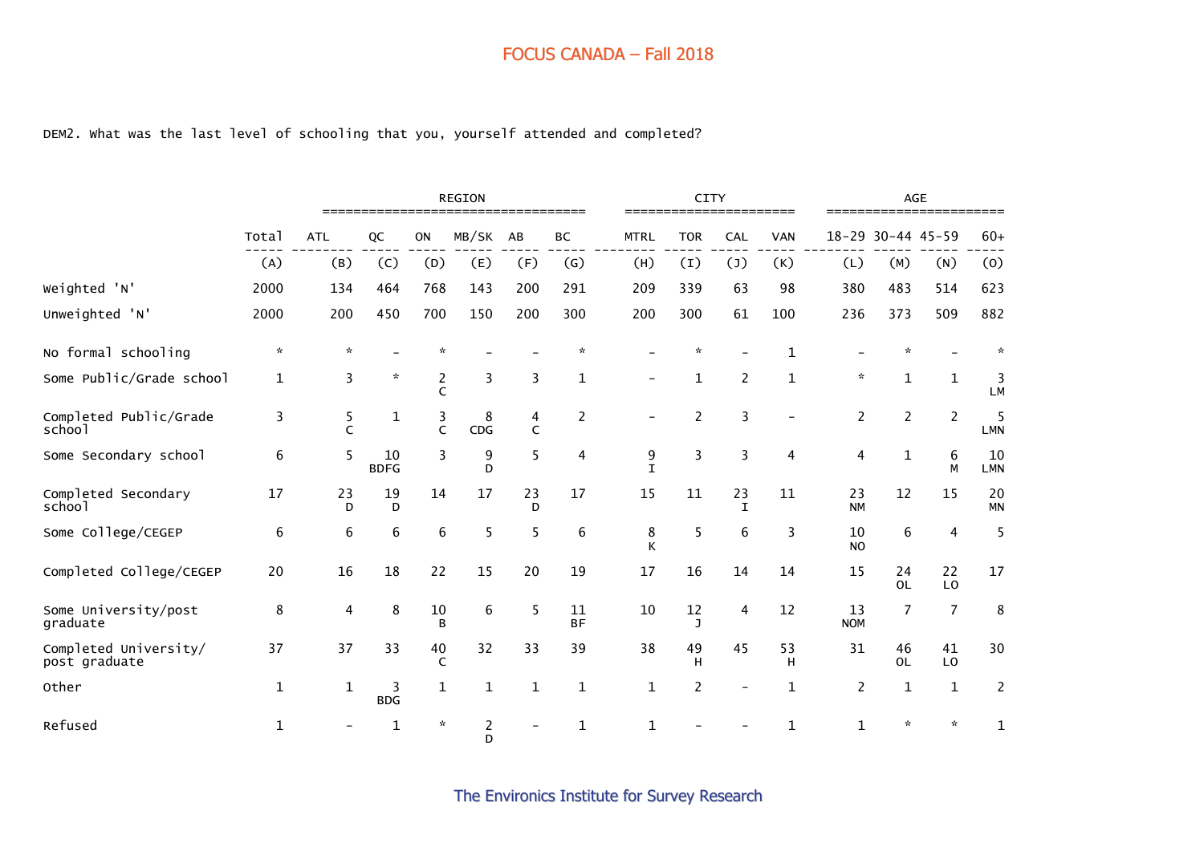# FOCUS CANADA – Fall 2018

DEM2. What was the last level of schooling that you, yourself attended and completed?

| | Total | REGION | | | | | | CITY | | | | AGE | | | |
|---|---|---|---|---|---|---|---|---|---|---|---|---|---|---|---|
| | Total | ATL | QC | ON | MB/SK | AB | BC | MTRL | TOR | CAL | VAN | 18-29 | 30-44 | 45-59 | 60+ |
| | (A) | (B) | (C) | (D) | (E) | (F) | (G) | (H) | (I) | (J) | (K) | (L) | (M) | (N) | (O) |
| Weighted 'N' | 2000 | 134 | 464 | 768 | 143 | 200 | 291 | 209 | 339 | 63 | 98 | 380 | 483 | 514 | 623 |
| Unweighted 'N' | 2000 | 200 | 450 | 700 | 150 | 200 | 300 | 200 | 300 | 61 | 100 | 236 | 373 | 509 | 882 |
| No formal schooling | * | * | - | * | - | - | * | - | * | - | 1 | - | * | - | * |
| Some Public/Grade school | 1 | 3 | * | 2 C | 3 | 3 | 1 | - | 1 | 2 | 1 | * | 1 | 1 | 3 LM |
| Completed Public/Grade school | 3 | 5 C | 1 | 3 C | 8 CDG | 4 C | 2 | - | 2 | 3 | - | 2 | 2 | 2 | 5 LMN |
| Some Secondary school | 6 | 5 | 10 BDFG | 3 | 9 D | 5 | 4 | 9 I | 3 | 3 | 4 | 4 | 1 | 6 M | 10 LMN |
| Completed Secondary school | 17 | 23 D | 19 D | 14 | 17 | 23 D | 17 | 15 | 11 | 23 I | 11 | 23 NM | 12 | 15 | 20 MN |
| Some College/CEGEP | 6 | 6 | 6 | 6 | 5 | 5 | 6 | 8 K | 5 | 6 | 3 | 10 NO | 6 | 4 | 5 |
| Completed College/CEGEP | 20 | 16 | 18 | 22 | 15 | 20 | 19 | 17 | 16 | 14 | 14 | 15 | 24 OL | 22 LO | 17 |
| Some University/post graduate | 8 | 4 | 8 | 10 B | 6 | 5 | 11 BF | 10 | 12 J | 4 | 12 | 13 NOM | 7 | 7 | 8 |
| Completed University/ post graduate | 37 | 37 | 33 | 40 C | 32 | 33 | 39 | 38 | 49 H | 45 | 53 H | 31 | 46 OL | 41 LO | 30 |
| Other | 1 | 1 | 3 BDG | 1 | 1 | 1 | 1 | 1 | 2 | - | 1 | 2 | 1 | 1 | 2 |
| Refused | 1 | - | 1 | * | 2 D | - | 1 | 1 | - | - | 1 | 1 | * | * | 1 |

The Environics Institute for Survey Research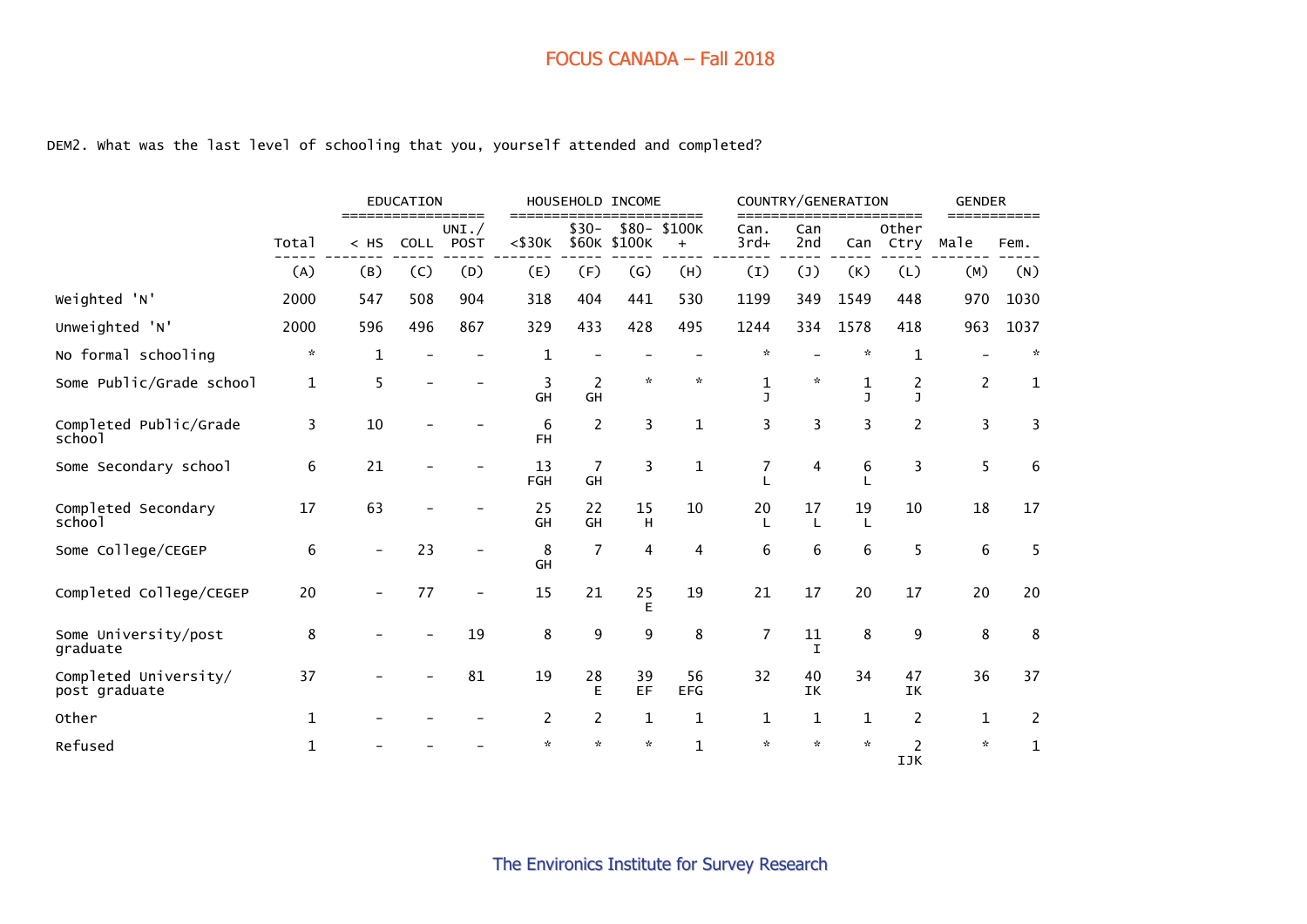# FOCUS CANADA – Fall 2018

DEM2. What was the last level of schooling that you, yourself attended and completed?

| | Total | EDUCATION | | | HOUSEHOLD INCOME | | | | COUNTRY/GENERATION | | | | GENDER | |
|---|---|---|---|---|---|---|---|---|---|---|---|---|---|---|
| | | < HS | COLL | UNI./ POST | <$30K | $30- $60K | $80- $100K | $100K + | Can. 3rd+ | Can 2nd | Can | Other Ctry | Male | Fem. |
| | (A) | (B) | (C) | (D) | (E) | (F) | (G) | (H) | (I) | (J) | (K) | (L) | (M) | (N) |
| Weighted 'N' | 2000 | 547 | 508 | 904 | 318 | 404 | 441 | 530 | 1199 | 349 | 1549 | 448 | 970 | 1030 |
| Unweighted 'N' | 2000 | 596 | 496 | 867 | 329 | 433 | 428 | 495 | 1244 | 334 | 1578 | 418 | 963 | 1037 |
| No formal schooling | * | 1 | - | - | 1 | - | - | - | * | - | * | 1 | - | * |
| Some Public/Grade school | 1 | 5 | - | - | 3 GH | 2 GH | * | * | 1 J | * | 1 J | 2 J | 2 | 1 |
| Completed Public/Grade school | 3 | 10 | - | - | 6 FH | 2 | 3 | 1 | 3 | 3 | 3 | 2 | 3 | 3 |
| Some Secondary school | 6 | 21 | - | - | 13 FGH | 7 GH | 3 | 1 | 7 L | 4 | 6 L | 3 | 5 | 6 |
| Completed Secondary school | 17 | 63 | - | - | 25 GH | 22 GH | 15 H | 10 | 20 L | 17 L | 19 L | 10 | 18 | 17 |
| Some College/CEGEP | 6 | - | 23 | - | 8 GH | 7 | 4 | 4 | 6 | 6 | 6 | 5 | 6 | 5 |
| Completed College/CEGEP | 20 | - | 77 | - | 15 | 21 | 25 E | 19 | 21 | 17 | 20 | 17 | 20 | 20 |
| Some University/post graduate | 8 | - | - | 19 | 8 | 9 | 9 | 8 | 7 | 11 I | 8 | 9 | 8 | 8 |
| Completed University/ post graduate | 37 | - | - | 81 | 19 | 28 E | 39 EF | 56 EFG | 32 | 40 IK | 34 | 47 IK | 36 | 37 |
| Other | 1 | - | - | - | 2 | 2 | 1 | 1 | 1 | 1 | 1 | 2 | 1 | 2 |
| Refused | 1 | - | - | - | * | * | * | 1 | * | * | * | 2 IJK | * | 1 |

The Environics Institute for Survey Research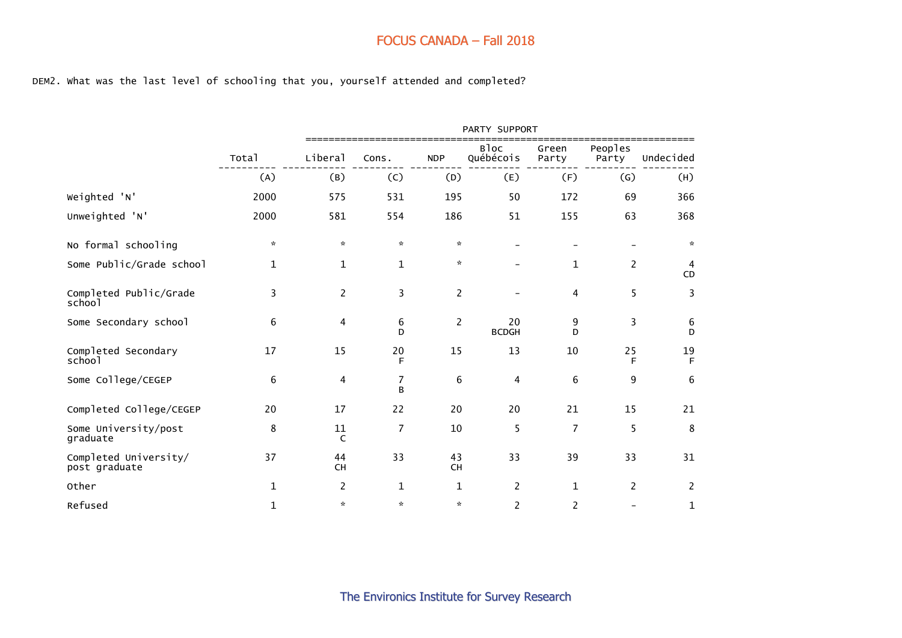DEM2. What was the last level of schooling that you, yourself attended and completed?

| | Total | PARTY SUPPORT | | | | | | |
|---|---|---|---|---|---|---|---|---|
| | Total | Liberal | Cons. | NDP | Bloc Québécois | Green Party | Peoples Party | Undecided |
| | (A) | (B) | (C) | (D) | (E) | (F) | (G) | (H) |
| Weighted 'N' | 2000 | 575 | 531 | 195 | 50 | 172 | 69 | 366 |
| Unweighted 'N' | 2000 | 581 | 554 | 186 | 51 | 155 | 63 | 368 |
| No formal schooling | * | * | * | * | - | - | - | * |
| Some Public/Grade school | 1 | 1 | 1 | * | - | 1 | 2 | 4 CD |
| Completed Public/Grade school | 3 | 2 | 3 | 2 | - | 4 | 5 | 3 |
| Some Secondary school | 6 | 4 | 6 D | 2 | 20 BCDGH | 9 D | 3 | 6 D |
| Completed Secondary school | 17 | 15 | 20 F | 15 | 13 | 10 | 25 F | 19 F |
| Some College/CEGEP | 6 | 4 | 7 B | 6 | 4 | 6 | 9 | 6 |
| Completed College/CEGEP | 20 | 17 | 22 | 20 | 20 | 21 | 15 | 21 |
| Some University/post graduate | 8 | 11 C | 7 | 10 | 5 | 7 | 5 | 8 |
| Completed University/ post graduate | 37 | 44 CH | 33 | 43 CH | 33 | 39 | 33 | 31 |
| Other | 1 | 2 | 1 | 1 | 2 | 1 | 2 | 2 |
| Refused | 1 | * | * | * | 2 | 2 | - | 1 |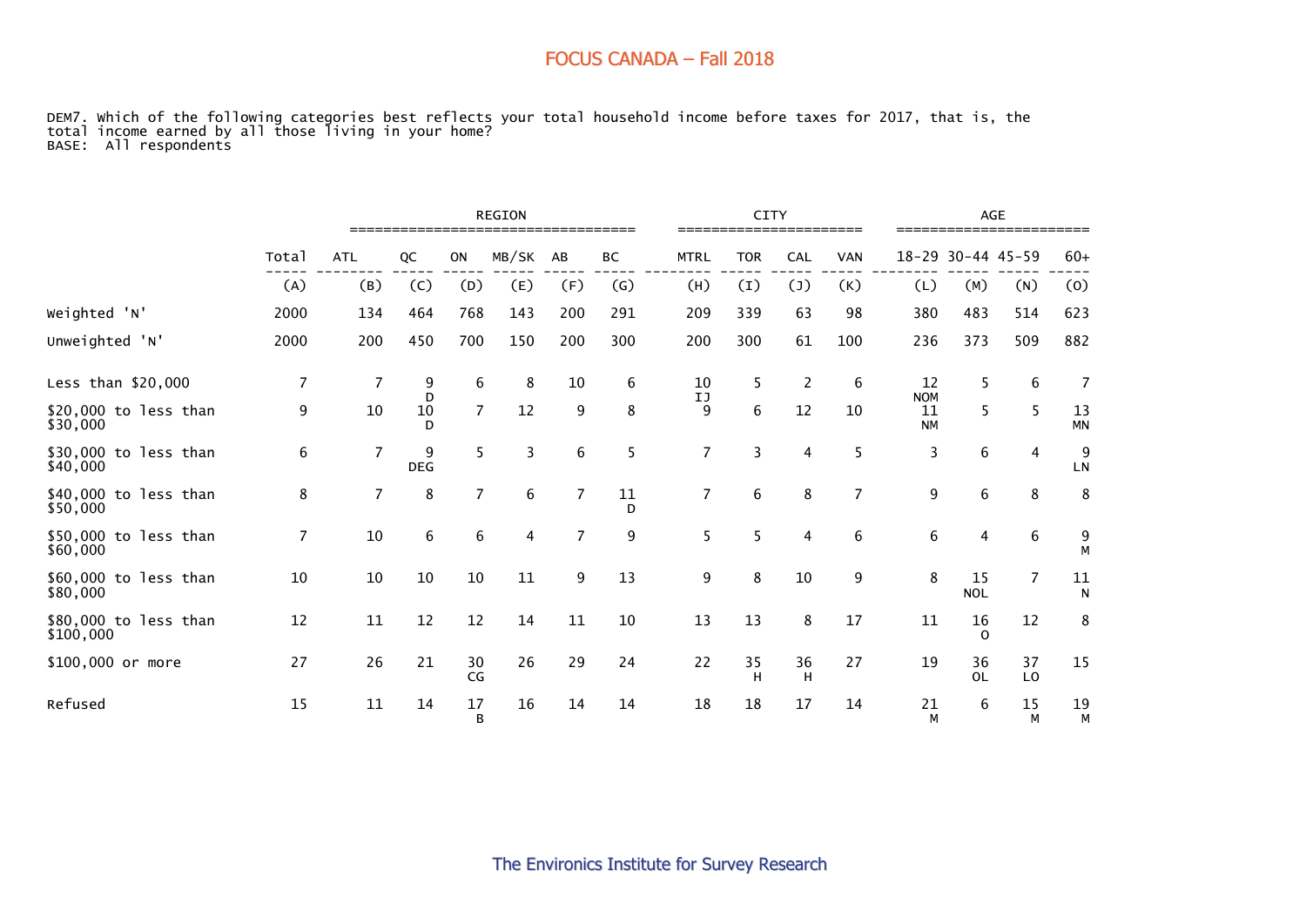## FOCUS CANADA – Fall 2018

DEM7. Which of the following categories best reflects your total household income before taxes for 2017, that is, the total income earned by all those living in your home?
BASE: All respondents

| | Total | REGION | | | | | | CITY | | | | AGE | | | |
|---|---|---|---|---|---|---|---|---|---|---|---|---|---|---|---|
| | Total | ATL | QC | ON | MB/SK | AB | BC | MTRL | TOR | CAL | VAN | 18-29 | 30-44 | 45-59 | 60+ |
| | (A) | (B) | (C) | (D) | (E) | (F) | (G) | (H) | (I) | (J) | (K) | (L) | (M) | (N) | (O) |
| Weighted 'N' | 2000 | 134 | 464 | 768 | 143 | 200 | 291 | 209 | 339 | 63 | 98 | 380 | 483 | 514 | 623 |
| Unweighted 'N' | 2000 | 200 | 450 | 700 | 150 | 200 | 300 | 200 | 300 | 61 | 100 | 236 | 373 | 509 | 882 |
| Less than $20,000 | 7 | 7 | 9 D | 6 | 8 | 10 | 6 | 10 IJ | 5 | 2 | 6 | 12 NOM | 5 | 6 | 7 |
| $20,000 to less than $30,000 | 9 | 10 | 10 D | 7 | 12 | 9 | 8 | 9 | 6 | 12 | 10 | 11 NM | 5 | 5 | 13 MN |
| $30,000 to less than $40,000 | 6 | 7 | 9 DEG | 5 | 3 | 6 | 5 | 7 | 3 | 4 | 5 | 3 | 6 | 4 | 9 LN |
| $40,000 to less than $50,000 | 8 | 7 | 8 | 7 | 6 | 7 | 11 D | 7 | 6 | 8 | 7 | 9 | 6 | 8 | 8 |
| $50,000 to less than $60,000 | 7 | 10 | 6 | 6 | 4 | 7 | 9 | 5 | 5 | 4 | 6 | 6 | 4 | 6 | 9 M |
| $60,000 to less than $80,000 | 10 | 10 | 10 | 10 | 11 | 9 | 13 | 9 | 8 | 10 | 9 | 8 | 15 NOL | 7 | 11 N |
| $80,000 to less than $100,000 | 12 | 11 | 12 | 12 | 14 | 11 | 10 | 13 | 13 | 8 | 17 | 11 | 16 O | 12 | 8 |
| $100,000 or more | 27 | 26 | 21 | 30 CG | 26 | 29 | 24 | 22 | 35 H | 36 H | 27 | 19 | 36 OL | 37 LO | 15 |
| Refused | 15 | 11 | 14 | 17 B | 16 | 14 | 14 | 18 | 18 | 17 | 14 | 21 M | 6 | 15 M | 19 M |

The Environics Institute for Survey Research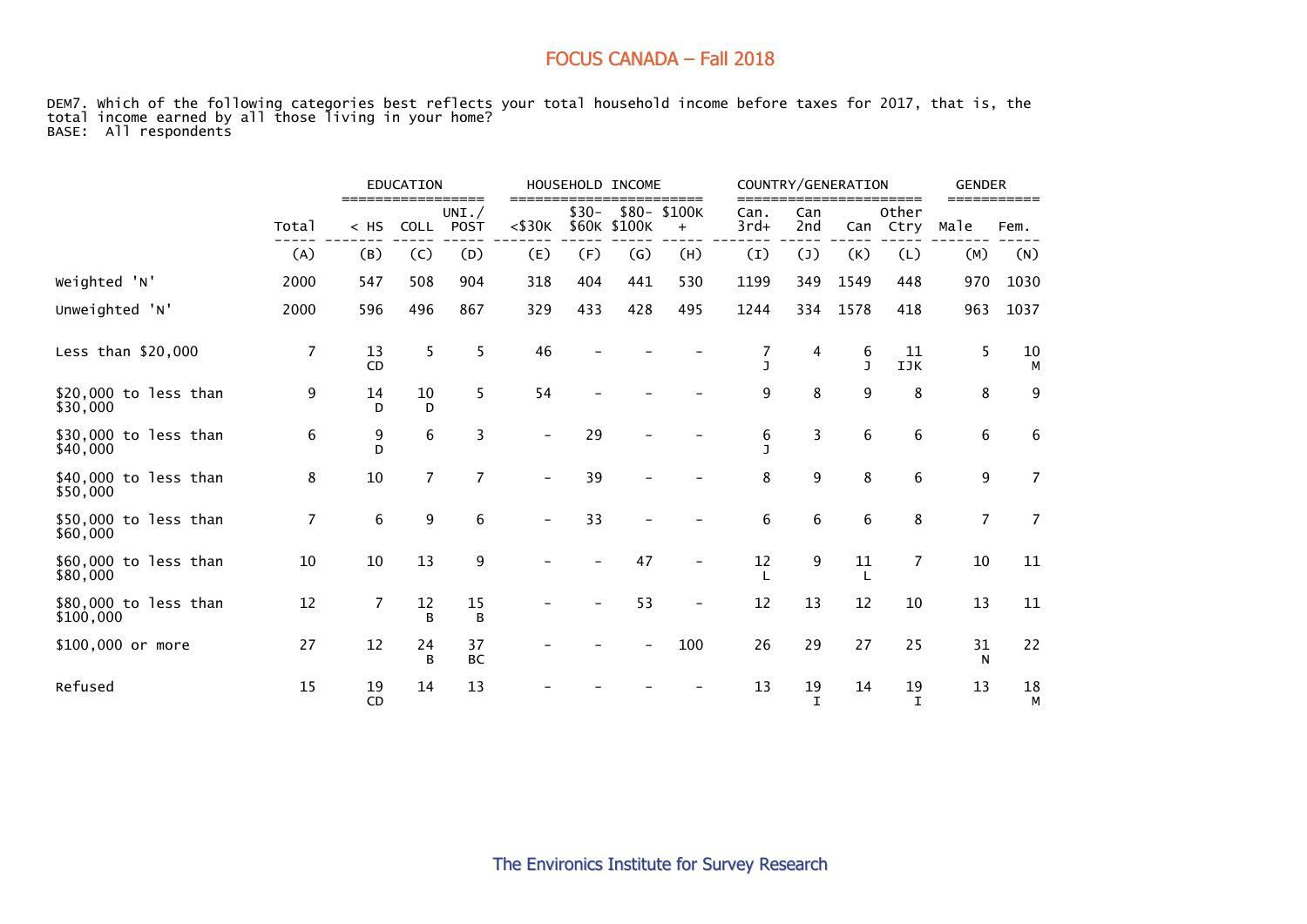# FOCUS CANADA – Fall 2018

DEM7. Which of the following categories best reflects your total household income before taxes for 2017, that is, the total income earned by all those living in your home?
BASE: All respondents

| | Total | EDUCATION | | | HOUSEHOLD INCOME | | | | COUNTRY/GENERATION | | | | GENDER | |
|---|---|---|---|---|---|---|---|---|---|---|---|---|---|---|
| | Total | < HS | COLL | UNI./ POST | <$30K | $30- $60K | $80- $100K | $100K + | Can. 3rd+ | Can 2nd | Can | Other Ctry | Male | Fem. |
| | (A) | (B) | (C) | (D) | (E) | (F) | (G) | (H) | (I) | (J) | (K) | (L) | (M) | (N) |
| Weighted 'N' | 2000 | 547 | 508 | 904 | 318 | 404 | 441 | 530 | 1199 | 349 | 1549 | 448 | 970 | 1030 |
| Unweighted 'N' | 2000 | 596 | 496 | 867 | 329 | 433 | 428 | 495 | 1244 | 334 | 1578 | 418 | 963 | 1037 |
| Less than $20,000 | 7 | 13 CD | 5 | 5 | 46 | - | - | - | 7 J | 4 | 6 J | 11 IJK | 5 | 10 M |
| $20,000 to less than $30,000 | 9 | 14 D | 10 D | 5 | 54 | - | - | - | 9 | 8 | 9 | 8 | 8 | 9 |
| $30,000 to less than $40,000 | 6 | 9 D | 6 | 3 | - | 29 | - | - | 6 J | 3 | 6 | 6 | 6 | 6 |
| $40,000 to less than $50,000 | 8 | 10 | 7 | 7 | - | 39 | - | - | 8 | 9 | 8 | 6 | 9 | 7 |
| $50,000 to less than $60,000 | 7 | 6 | 9 | 6 | - | 33 | - | - | 6 | 6 | 6 | 8 | 7 | 7 |
| $60,000 to less than $80,000 | 10 | 10 | 13 | 9 | - | - | 47 | - | 12 L | 9 | 11 L | 7 | 10 | 11 |
| $80,000 to less than $100,000 | 12 | 7 | 12 B | 15 B | - | - | 53 | - | 12 | 13 | 12 | 10 | 13 | 11 |
| $100,000 or more | 27 | 12 | 24 B | 37 BC | - | - | - | 100 | 26 | 29 | 27 | 25 | 31 N | 22 |
| Refused | 15 | 19 CD | 14 | 13 | - | - | - | - | 13 | 19 I | 14 | 19 I | 13 | 18 M |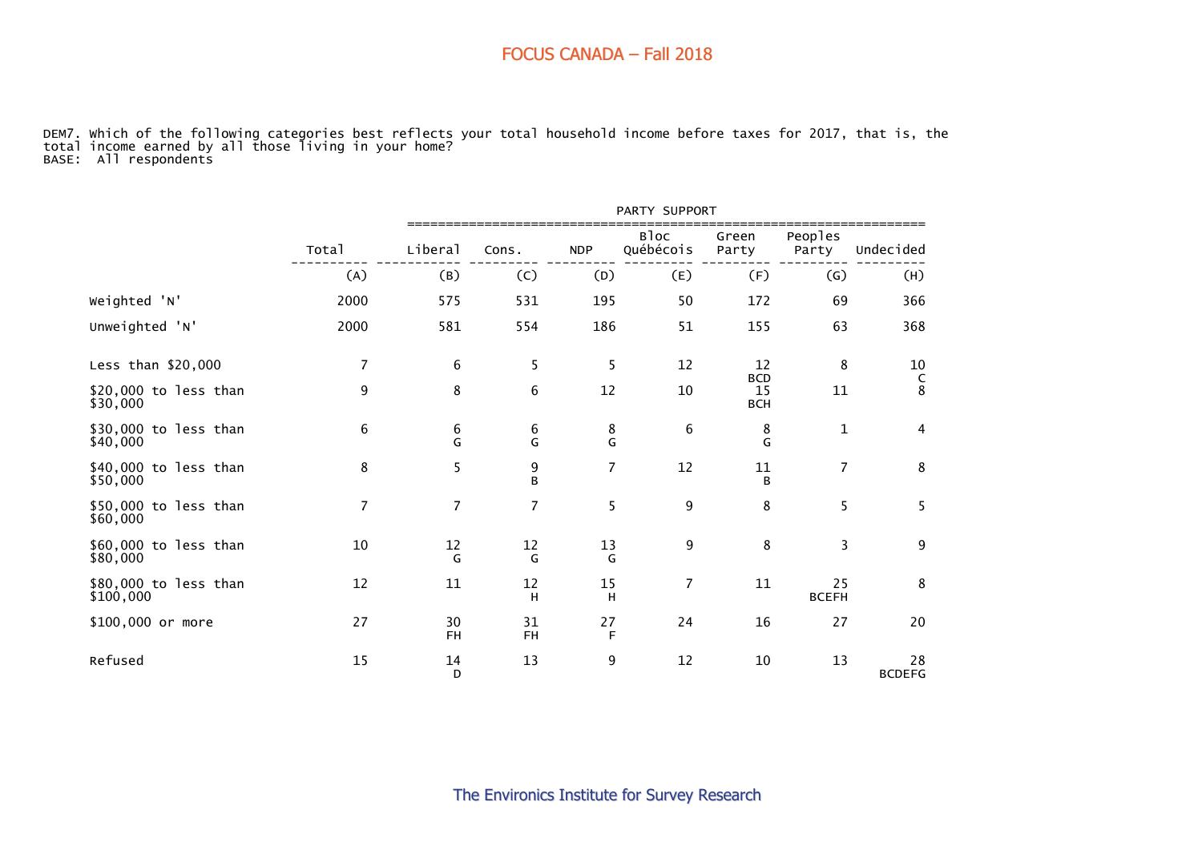# FOCUS CANADA – Fall 2018

DEM7. Which of the following categories best reflects your total household income before taxes for 2017, that is, the total income earned by all those living in your home?
BASE: All respondents

| | Total | PARTY SUPPORT | | | | | | |
|---|---|---|---|---|---|---|---|---|
| | Total | Liberal | Cons. | NDP | Bloc Québécois | Green Party | Peoples Party | Undecided |
| | (A) | (B) | (C) | (D) | (E) | (F) | (G) | (H) |
| Weighted 'N' | 2000 | 575 | 531 | 195 | 50 | 172 | 69 | 366 |
| Unweighted 'N' | 2000 | 581 | 554 | 186 | 51 | 155 | 63 | 368 |
| Less than $20,000 | 7 | 6 | 5 | 5 | 12 | 12 BCD | 8 | 10 C |
| $20,000 to less than $30,000 | 9 | 8 | 6 | 12 | 10 | 15 BCH | 11 | 8 |
| $30,000 to less than $40,000 | 6 | 6 G | 6 G | 8 G | 6 | 8 G | 1 | 4 |
| $40,000 to less than $50,000 | 8 | 5 | 9 B | 7 | 12 | 11 B | 7 | 8 |
| $50,000 to less than $60,000 | 7 | 7 | 7 | 5 | 9 | 8 | 5 | 5 |
| $60,000 to less than $80,000 | 10 | 12 G | 12 G | 13 G | 9 | 8 | 3 | 9 |
| $80,000 to less than $100,000 | 12 | 11 | 12 H | 15 H | 7 | 11 | 25 BCEFH | 8 |
| $100,000 or more | 27 | 30 FH | 31 FH | 27 F | 24 | 16 | 27 | 20 |
| Refused | 15 | 14 D | 13 | 9 | 12 | 10 | 13 | 28 BCDEFG |

The Environics Institute for Survey Research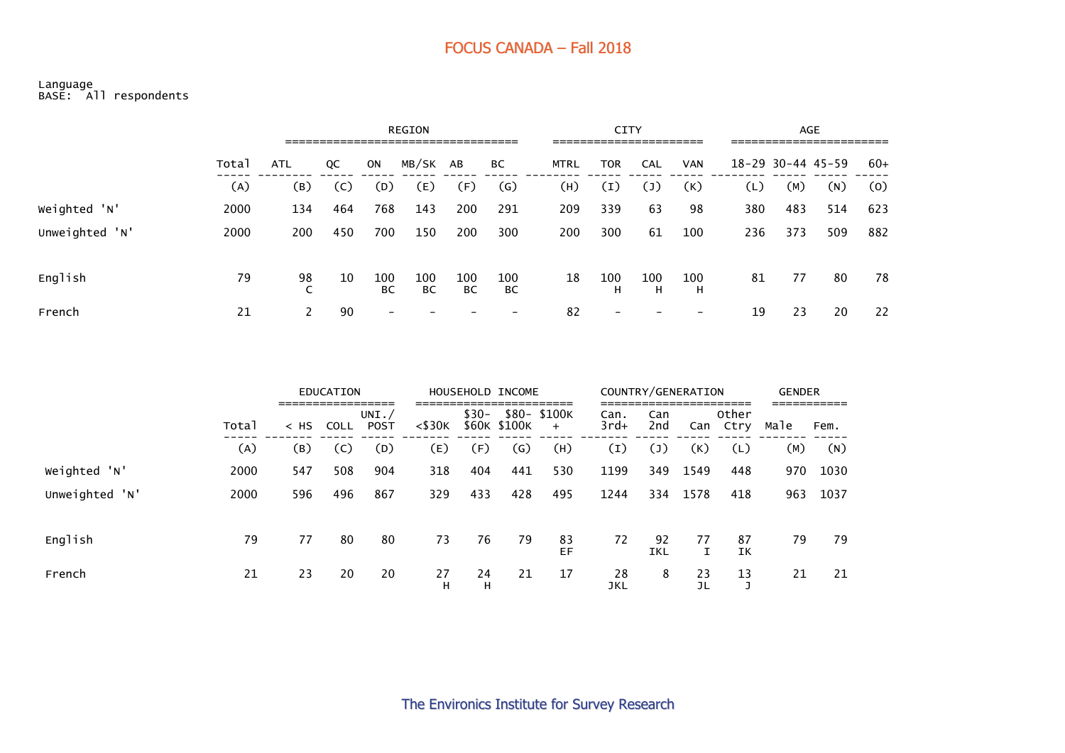# FOCUS CANADA – Fall 2018

Language
BASE: All respondents

| | Total | REGION | | | | | | CITY | | | | AGE | | | |
|---|---|---|---|---|---|---|---|---|---|---|---|---|---|---|---|
| | Total | ATL | QC | ON | MB/SK | AB | BC | MTRL | TOR | CAL | VAN | 18-29 | 30-44 | 45-59 | 60+ |
| | (A) | (B) | (C) | (D) | (E) | (F) | (G) | (H) | (I) | (J) | (K) | (L) | (M) | (N) | (O) |
| Weighted 'N' | 2000 | 134 | 464 | 768 | 143 | 200 | 291 | 209 | 339 | 63 | 98 | 380 | 483 | 514 | 623 |
| Unweighted 'N' | 2000 | 200 | 450 | 700 | 150 | 200 | 300 | 200 | 300 | 61 | 100 | 236 | 373 | 509 | 882 |
| English | 79 | 98 C | 10 | 100 BC | 100 BC | 100 BC | 100 BC | 18 | 100 H | 100 H | 100 H | 81 | 77 | 80 | 78 |
| French | 21 | 2 | 90 | - | - | - | - | 82 | - | - | - | 19 | 23 | 20 | 22 |

| | Total | EDUCATION | | | HOUSEHOLD INCOME | | | | COUNTRY/GENERATION | | | | GENDER | |
|---|---|---|---|---|---|---|---|---|---|---|---|---|---|---|
| | Total | < HS | COLL | UNI./ POST | <$30K | $30- $60K | $80- $100K | $100K + | Can. 3rd+ | Can 2nd | Can | Other Ctry | Male | Fem. |
| | (A) | (B) | (C) | (D) | (E) | (F) | (G) | (H) | (I) | (J) | (K) | (L) | (M) | (N) |
| Weighted 'N' | 2000 | 547 | 508 | 904 | 318 | 404 | 441 | 530 | 1199 | 349 | 1549 | 448 | 970 | 1030 |
| Unweighted 'N' | 2000 | 596 | 496 | 867 | 329 | 433 | 428 | 495 | 1244 | 334 | 1578 | 418 | 963 | 1037 |
| English | 79 | 77 | 80 | 80 | 73 | 76 | 79 | 83 EF | 72 | 92 IKL | 77 I | 87 IK | 79 | 79 |
| French | 21 | 23 | 20 | 20 | 27 H | 24 H | 21 | 17 | 28 JKL | 8 | 23 JL | 13 J | 21 | 21 |

The Environics Institute for Survey Research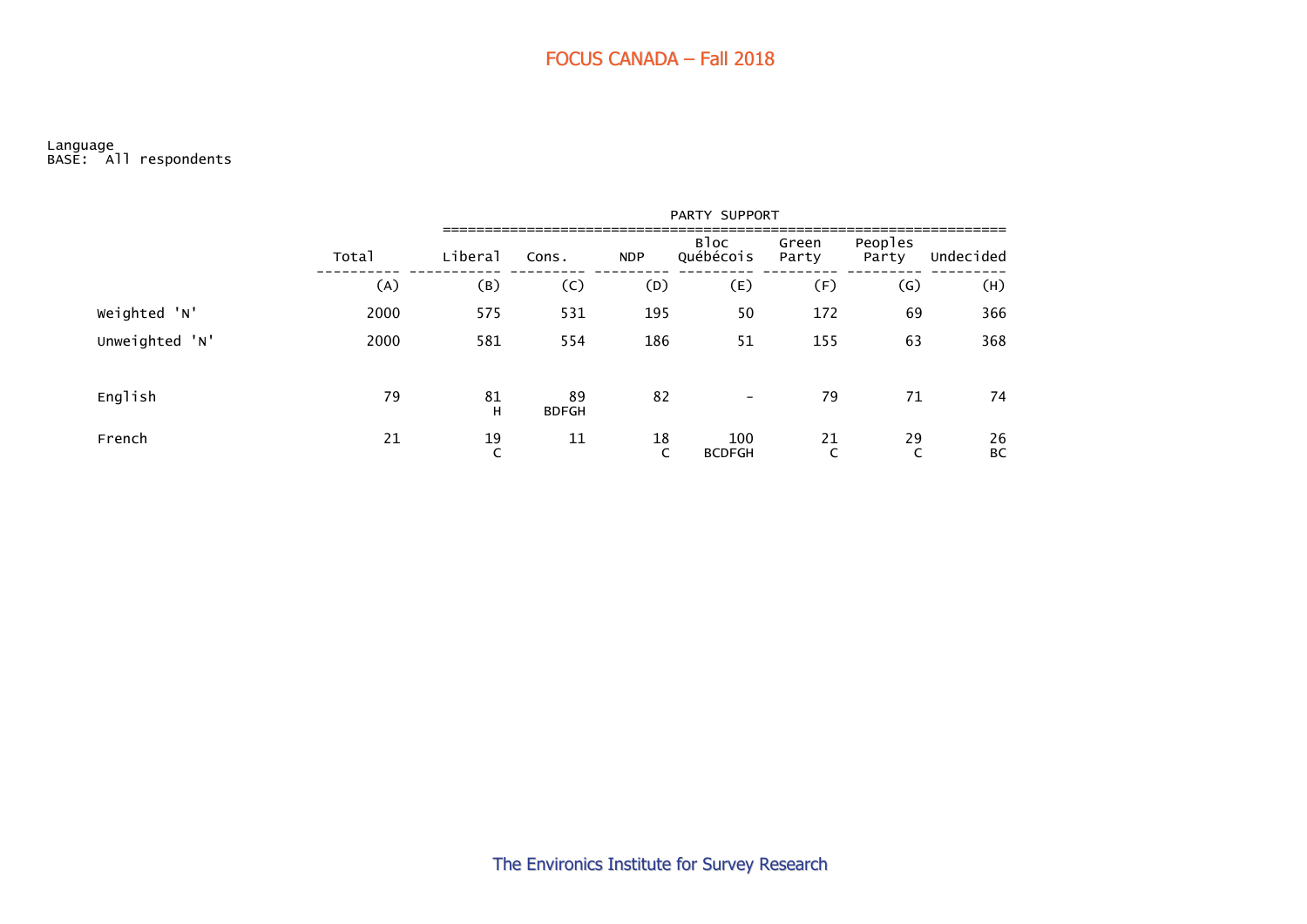# FOCUS CANADA – Fall 2018

Language
BASE: All respondents

| | Total | PARTY SUPPORT | | | | | | |
|---|---|---|---|---|---|---|---|---|
| | Total | Liberal | Cons. | NDP | Bloc Québécois | Green Party | Peoples Party | Undecided |
| | (A) | (B) | (C) | (D) | (E) | (F) | (G) | (H) |
| Weighted 'N' | 2000 | 575 | 531 | 195 | 50 | 172 | 69 | 366 |
| Unweighted 'N' | 2000 | 581 | 554 | 186 | 51 | 155 | 63 | 368 |
| English | 79 | 81 H | 89 BDFGH | 82 | - | 79 | 71 | 74 |
| French | 21 | 19 C | 11 | 18 C | 100 BCDFGH | 21 C | 29 C | 26 BC |

The Environics Institute for Survey Research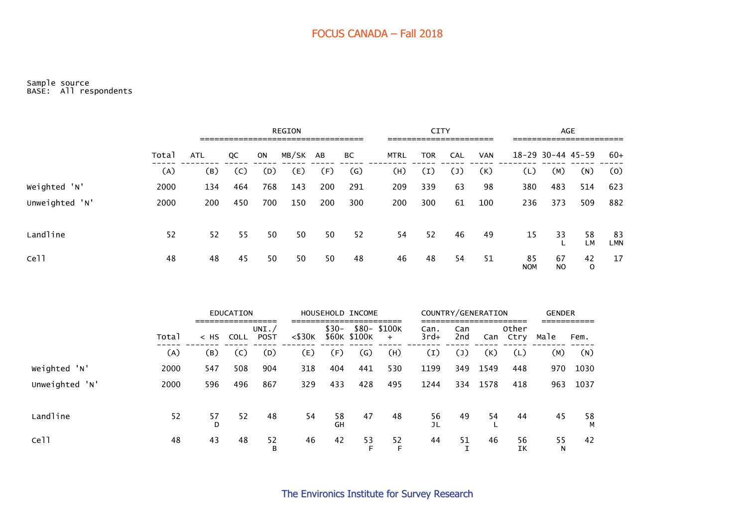## FOCUS CANADA – Fall 2018

Sample source
BASE: All respondents

| | Total | REGION | | | | | | CITY | | | | AGE | | | |
|---|---|---|---|---|---|---|---|---|---|---|---|---|---|---|---|
| | | ATL | QC | ON | MB/SK | AB | BC | MTRL | TOR | CAL | VAN | 18-29 | 30-44 | 45-59 | 60+ |
| | (A) | (B) | (C) | (D) | (E) | (F) | (G) | (H) | (I) | (J) | (K) | (L) | (M) | (N) | (O) |
| Weighted 'N' | 2000 | 134 | 464 | 768 | 143 | 200 | 291 | 209 | 339 | 63 | 98 | 380 | 483 | 514 | 623 |
| Unweighted 'N' | 2000 | 200 | 450 | 700 | 150 | 200 | 300 | 200 | 300 | 61 | 100 | 236 | 373 | 509 | 882 |
| Landline | 52 | 52 | 55 | 50 | 50 | 50 | 52 | 54 | 52 | 46 | 49 | 15 | 33 L | 58 LM | 83 LMN |
| Cell | 48 | 48 | 45 | 50 | 50 | 50 | 48 | 46 | 48 | 54 | 51 | 85 NOM | 67 NO | 42 O | 17 |

| | Total | EDUCATION | | | HOUSEHOLD INCOME | | | | COUNTRY/GENERATION | | | | GENDER | |
|---|---|---|---|---|---|---|---|---|---|---|---|---|---|---|
| | | < HS | COLL | UNI./ POST | <$30K | $30- $60K | $80- $100K | $100K + | Can. 3rd+ | Can 2nd | Can | Other Ctry | Male | Fem. |
| | (A) | (B) | (C) | (D) | (E) | (F) | (G) | (H) | (I) | (J) | (K) | (L) | (M) | (N) |
| Weighted 'N' | 2000 | 547 | 508 | 904 | 318 | 404 | 441 | 530 | 1199 | 349 | 1549 | 448 | 970 | 1030 |
| Unweighted 'N' | 2000 | 596 | 496 | 867 | 329 | 433 | 428 | 495 | 1244 | 334 | 1578 | 418 | 963 | 1037 |
| Landline | 52 | 57 D | 52 | 48 | 54 | 58 GH | 47 | 48 | 56 JL | 49 | 54 L | 44 | 45 | 58 M |
| Cell | 48 | 43 | 48 | 52 B | 46 | 42 | 53 F | 52 F | 44 | 51 I | 46 | 56 IK | 55 N | 42 |

The Environics Institute for Survey Research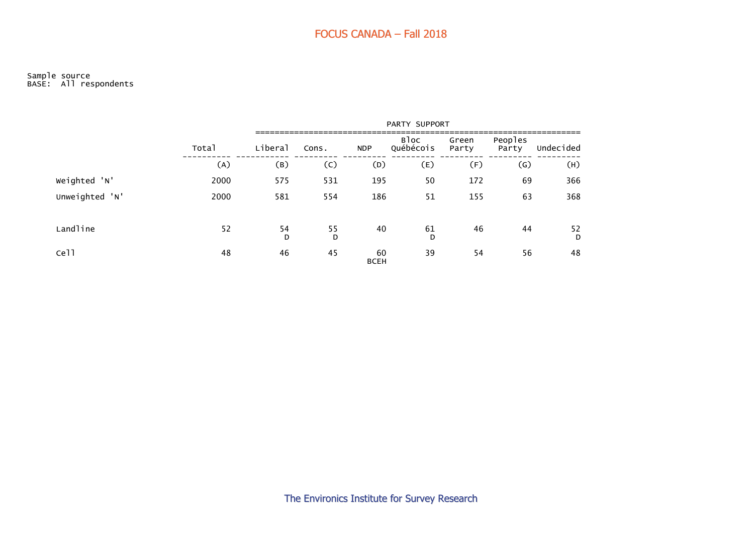Sample source
BASE: All respondents

| | Total | PARTY SUPPORT | | | | | | |
|---|---|---|---|---|---|---|---|---|
| | | Liberal | Cons. | NDP | Bloc Québécois | Green Party | Peoples Party | Undecided |
| | (A) | (B) | (C) | (D) | (E) | (F) | (G) | (H) |
| Weighted 'N' | 2000 | 575 | 531 | 195 | 50 | 172 | 69 | 366 |
| Unweighted 'N' | 2000 | 581 | 554 | 186 | 51 | 155 | 63 | 368 |
| Landline | 52 | 54 D | 55 D | 40 | 61 D | 46 | 44 | 52 D |
| Cell | 48 | 46 | 45 | 60 BCEH | 39 | 54 | 56 | 48 |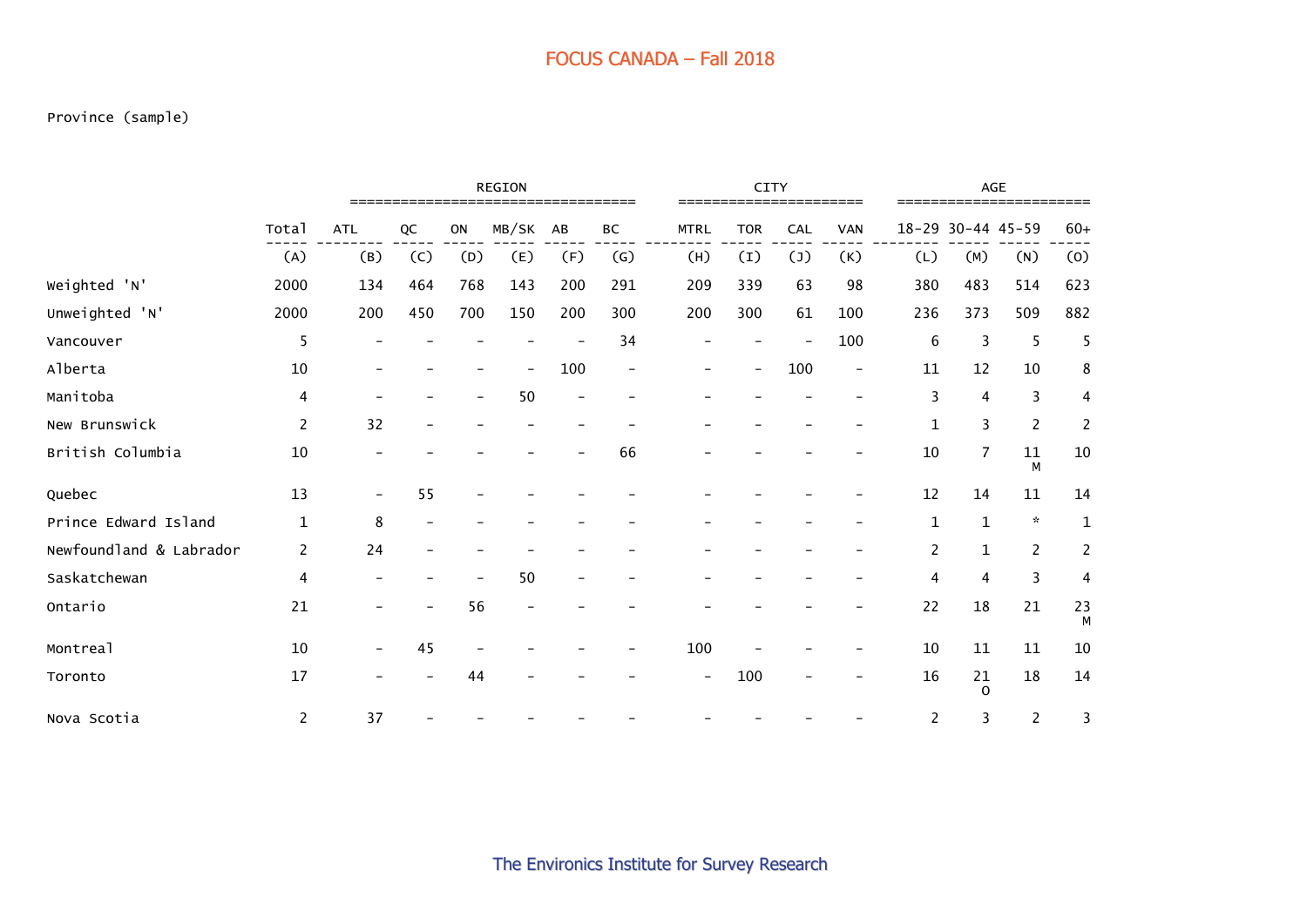# FOCUS CANADA – Fall 2018

Province (sample)

| | | REGION | | | | | | CITY | | | | AGE | | | |
|---|---|---|---|---|---|---|---|---|---|---|---|---|---|---|---|
| | Total | ATL | QC | ON | MB/SK | AB | BC | MTRL | TOR | CAL | VAN | 18-29 | 30-44 | 45-59 | 60+ |
| | (A) | (B) | (C) | (D) | (E) | (F) | (G) | (H) | (I) | (J) | (K) | (L) | (M) | (N) | (O) |
| Weighted 'N' | 2000 | 134 | 464 | 768 | 143 | 200 | 291 | 209 | 339 | 63 | 98 | 380 | 483 | 514 | 623 |
| Unweighted 'N' | 2000 | 200 | 450 | 700 | 150 | 200 | 300 | 200 | 300 | 61 | 100 | 236 | 373 | 509 | 882 |
| Vancouver | 5 | - | - | - | - | - | 34 | - | - | - | 100 | 6 | 3 | 5 | 5 |
| Alberta | 10 | - | - | - | - | 100 | - | - | - | 100 | - | 11 | 12 | 10 | 8 |
| Manitoba | 4 | - | - | - | 50 | - | - | - | - | - | - | 3 | 4 | 3 | 4 |
| New Brunswick | 2 | 32 | - | - | - | - | - | - | - | - | - | 1 | 3 | 2 | 2 |
| British Columbia | 10 | - | - | - | - | - | 66 | - | - | - | - | 10 | 7 | 11 M | 10 |
| Quebec | 13 | - | 55 | - | - | - | - | - | - | - | - | 12 | 14 | 11 | 14 |
| Prince Edward Island | 1 | 8 | - | - | - | - | - | - | - | - | - | 1 | 1 | * | 1 |
| Newfoundland & Labrador | 2 | 24 | - | - | - | - | - | - | - | - | - | 2 | 1 | 2 | 2 |
| Saskatchewan | 4 | - | - | - | 50 | - | - | - | - | - | - | 4 | 4 | 3 | 4 |
| Ontario | 21 | - | - | 56 | - | - | - | - | - | - | - | 22 | 18 | 21 | 23 M |
| Montreal | 10 | - | 45 | - | - | - | - | 100 | - | - | - | 10 | 11 | 11 | 10 |
| Toronto | 17 | - | - | 44 | - | - | - | - | 100 | - | - | 16 | 21 O | 18 | 14 |
| Nova Scotia | 2 | 37 | - | - | - | - | - | - | - | - | - | 2 | 3 | 2 | 3 |

The Environics Institute for Survey Research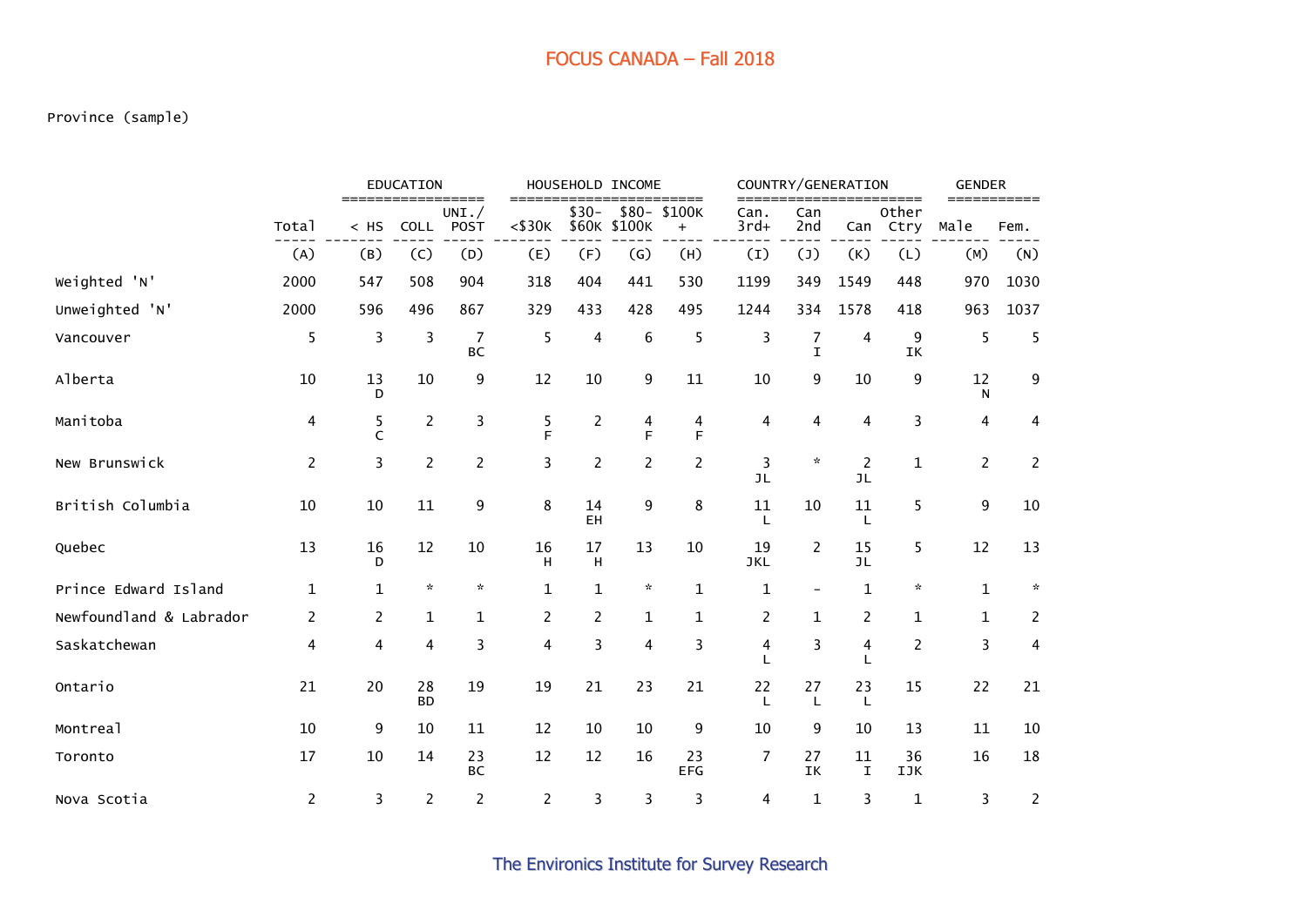FOCUS CANADA – Fall 2018

Province (sample)

| | Total | EDUCATION | | | HOUSEHOLD INCOME | | | | COUNTRY/GENERATION | | | | GENDER | |
|---|---|---|---|---|---|---|---|---|---|---|---|---|---|---|
| | Total | < HS | COLL | UNI./ POST | <$30K | $30- $60K | $80- $100K | $100K + | Can. 3rd+ | Can 2nd | Can | Other Ctry | Male | Fem. |
| | (A) | (B) | (C) | (D) | (E) | (F) | (G) | (H) | (I) | (J) | (K) | (L) | (M) | (N) |
| Weighted 'N' | 2000 | 547 | 508 | 904 | 318 | 404 | 441 | 530 | 1199 | 349 | 1549 | 448 | 970 | 1030 |
| Unweighted 'N' | 2000 | 596 | 496 | 867 | 329 | 433 | 428 | 495 | 1244 | 334 | 1578 | 418 | 963 | 1037 |
| Vancouver | 5 | 3 | 3 | 7 BC | 5 | 4 | 6 | 5 | 3 | 7 I | 4 | 9 IK | 5 | 5 |
| Alberta | 10 | 13 D | 10 | 9 | 12 | 10 | 9 | 11 | 10 | 9 | 10 | 9 | 12 N | 9 |
| Manitoba | 4 | 5 C | 2 | 3 | 5 F | 2 | 4 F | 4 F | 4 | 4 | 4 | 3 | 4 | 4 |
| New Brunswick | 2 | 3 | 2 | 2 | 3 | 2 | 2 | 2 | 3 JL | * | 2 JL | 1 | 2 | 2 |
| British Columbia | 10 | 10 | 11 | 9 | 8 | 14 EH | 9 | 8 | 11 L | 10 | 11 L | 5 | 9 | 10 |
| Quebec | 13 | 16 D | 12 | 10 | 16 H | 17 H | 13 | 10 | 19 JKL | 2 | 15 JL | 5 | 12 | 13 |
| Prince Edward Island | 1 | 1 | * | * | 1 | 1 | * | 1 | 1 | - | 1 | * | 1 | * |
| Newfoundland & Labrador | 2 | 2 | 1 | 1 | 2 | 2 | 1 | 1 | 2 | 1 | 2 | 1 | 1 | 2 |
| Saskatchewan | 4 | 4 | 4 | 3 | 4 | 3 | 4 | 3 | 4 L | 3 | 4 L | 2 | 3 | 4 |
| Ontario | 21 | 20 | 28 BD | 19 | 19 | 21 | 23 | 21 | 22 L | 27 L | 23 L | 15 | 22 | 21 |
| Montreal | 10 | 9 | 10 | 11 | 12 | 10 | 10 | 9 | 10 | 9 | 10 | 13 | 11 | 10 |
| Toronto | 17 | 10 | 14 | 23 BC | 12 | 12 | 16 | 23 EFG | 7 | 27 IK | 11 I | 36 IJK | 16 | 18 |
| Nova Scotia | 2 | 3 | 2 | 2 | 2 | 3 | 3 | 3 | 4 | 1 | 3 | 1 | 3 | 2 |

The Environics Institute for Survey Research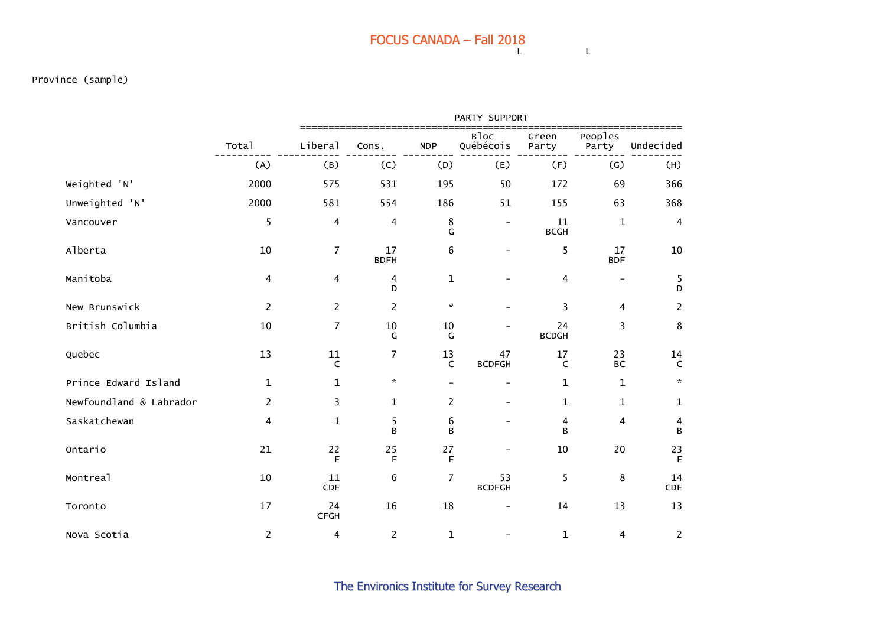# FOCUS CANADA – Fall 2018

Province (sample)

| | PARTY SUPPORT | | | | | | | |
|---|---|---|---|---|---|---|---|---|
| | Total | Liberal | Cons. | NDP | Bloc Québécois | Green Party | Peoples Party | Undecided |
| | (A) | (B) | (C) | (D) | (E) | (F) | (G) | (H) |
| Weighted 'N' | 2000 | 575 | 531 | 195 | 50 | 172 | 69 | 366 |
| Unweighted 'N' | 2000 | 581 | 554 | 186 | 51 | 155 | 63 | 368 |
| Vancouver | 5 | 4 | 4 | 8 G | - | 11 BCGH | 1 | 4 |
| Alberta | 10 | 7 | 17 BDFH | 6 | - | 5 | 17 BDF | 10 |
| Manitoba | 4 | 4 | 4 D | 1 | - | 4 | - | 5 D |
| New Brunswick | 2 | 2 | 2 | * | - | 3 | 4 | 2 |
| British Columbia | 10 | 7 | 10 G | 10 G | - | 24 BCDGH | 3 | 8 |
| Quebec | 13 | 11 C | 7 | 13 C | 47 BCDFGH | 17 C | 23 BC | 14 C |
| Prince Edward Island | 1 | 1 | * | - | - | 1 | 1 | * |
| Newfoundland & Labrador | 2 | 3 | 1 | 2 | - | 1 | 1 | 1 |
| Saskatchewan | 4 | 1 | 5 B | 6 B | - | 4 B | 4 | 4 B |
| Ontario | 21 | 22 F | 25 F | 27 F | - | 10 | 20 | 23 F |
| Montreal | 10 | 11 CDF | 6 | 7 | 53 BCDFGH | 5 | 8 | 14 CDF |
| Toronto | 17 | 24 CFGH | 16 | 18 | - | 14 | 13 | 13 |
| Nova Scotia | 2 | 4 | 2 | 1 | - | 1 | 4 | 2 |

The Environics Institute for Survey Research